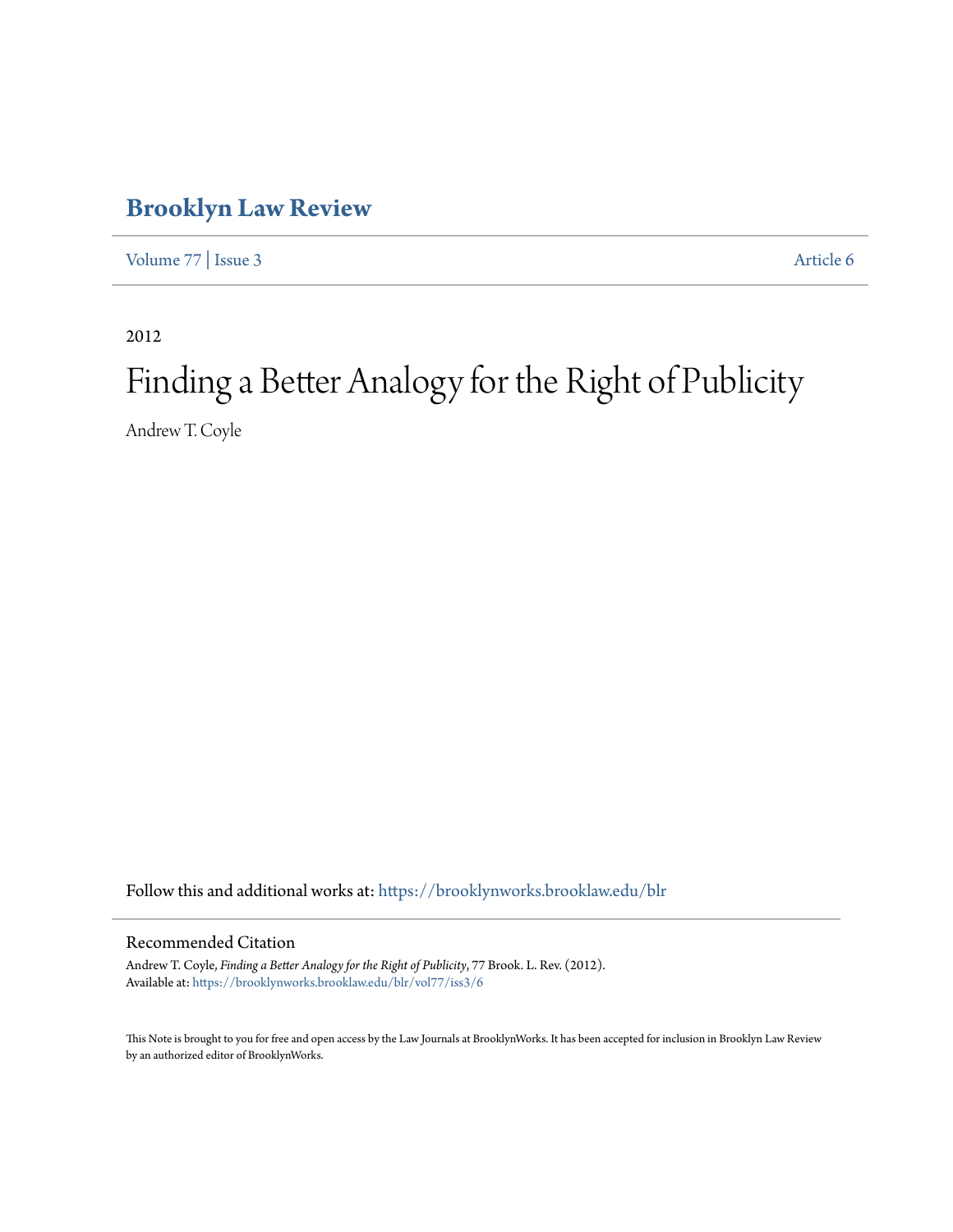# Brooklyn Law Review

Volume 77 | Issue 3 Article 6

2012

# Finding a Better Analogy for the Right of Publicity

Andrew T. Coyle

Follow this and additional works at: https://brooklynworks.brooklaw.edu/blr

## Recommended Citation

Andrew T. Coyle, *Finding a Better Analogy for the Right of Publicity*, 77 Brook. L. Rev. (2012).
Available at: https://brooklynworks.brooklaw.edu/blr/vol77/iss3/6

This Note is brought to you for free and open access by the Law Journals at BrooklynWorks. It has been accepted for inclusion in Brooklyn Law Review by an authorized editor of BrooklynWorks.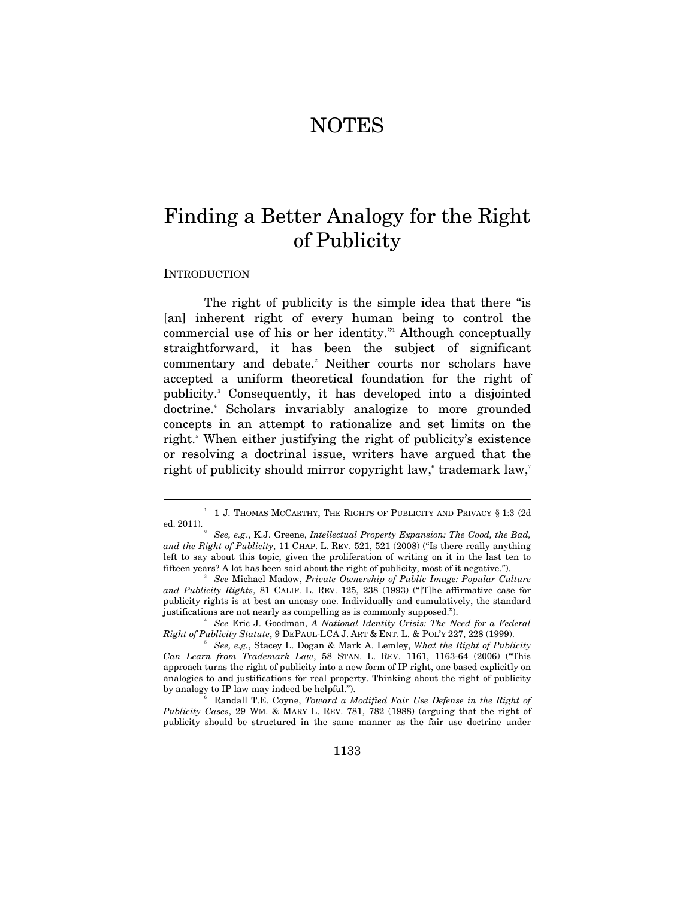# NOTES

## Finding a Better Analogy for the Right of Publicity

INTRODUCTION

The right of publicity is the simple idea that there "is [an] inherent right of every human being to control the commercial use of his or her identity."[1] Although conceptually straightforward, it has been the subject of significant commentary and debate.[2] Neither courts nor scholars have accepted a uniform theoretical foundation for the right of publicity.[3] Consequently, it has developed into a disjointed doctrine.[4] Scholars invariably analogize to more grounded concepts in an attempt to rationalize and set limits on the right.[5] When either justifying the right of publicity's existence or resolving a doctrinal issue, writers have argued that the right of publicity should mirror copyright law,[6] trademark law,[7]

---

[1] 1 J. THOMAS MCCARTHY, THE RIGHTS OF PUBLICITY AND PRIVACY § 1:3 (2d ed. 2011).

[2] *See, e.g.*, K.J. Greene, *Intellectual Property Expansion: The Good, the Bad, and the Right of Publicity*, 11 CHAP. L. REV. 521, 521 (2008) ("Is there really anything left to say about this topic, given the proliferation of writing on it in the last ten to fifteen years? A lot has been said about the right of publicity, most of it negative.").

[3] *See* Michael Madow, *Private Ownership of Public Image: Popular Culture and Publicity Rights*, 81 CALIF. L. REV. 125, 238 (1993) ("[T]he affirmative case for publicity rights is at best an uneasy one. Individually and cumulatively, the standard justifications are not nearly as compelling as is commonly supposed.").

[4] *See* Eric J. Goodman, *A National Identity Crisis: The Need for a Federal Right of Publicity Statute*, 9 DEPAUL-LCA J. ART & ENT. L. & POL'Y 227, 228 (1999).

[5] *See, e.g.*, Stacey L. Dogan & Mark A. Lemley, *What the Right of Publicity Can Learn from Trademark Law*, 58 STAN. L. REV. 1161, 1163-64 (2006) ("This approach turns the right of publicity into a new form of IP right, one based explicitly on analogies to and justifications for real property. Thinking about the right of publicity by analogy to IP law may indeed be helpful.").

[6] Randall T.E. Coyne, *Toward a Modified Fair Use Defense in the Right of Publicity Cases*, 29 WM. & MARY L. REV. 781, 782 (1988) (arguing that the right of publicity should be structured in the same manner as the fair use doctrine under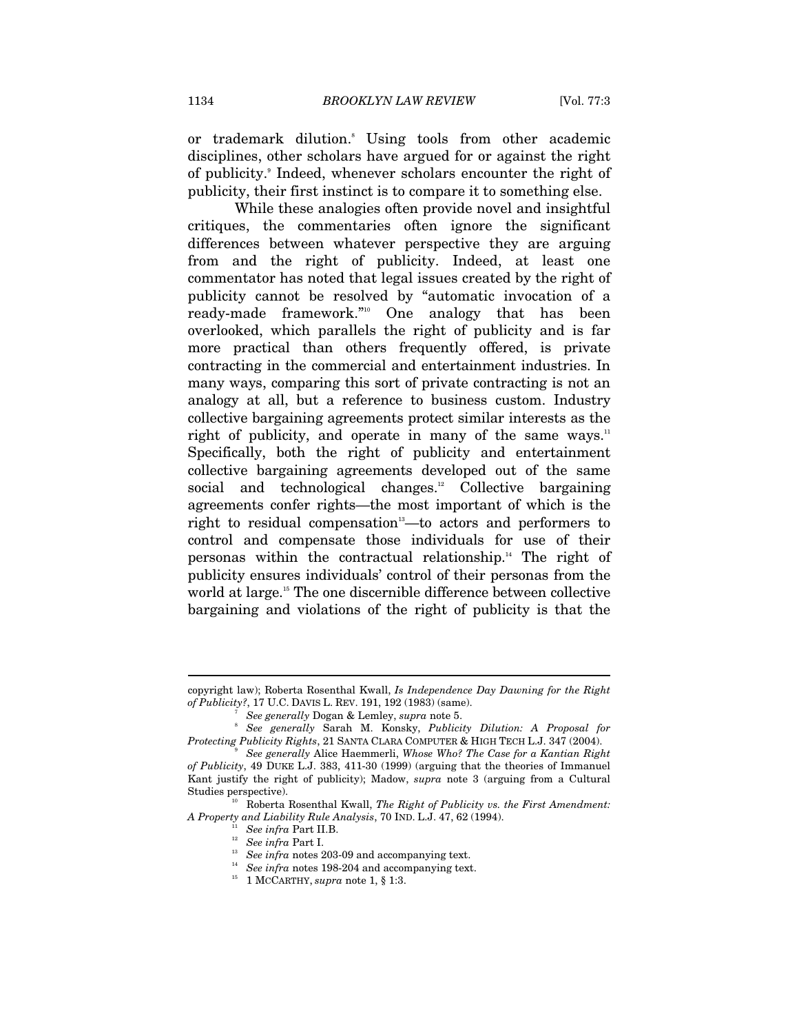or trademark dilution.[8] Using tools from other academic disciplines, other scholars have argued for or against the right of publicity.[9] Indeed, whenever scholars encounter the right of publicity, their first instinct is to compare it to something else.

While these analogies often provide novel and insightful critiques, the commentaries often ignore the significant differences between whatever perspective they are arguing from and the right of publicity. Indeed, at least one commentator has noted that legal issues created by the right of publicity cannot be resolved by "automatic invocation of a ready-made framework."[10] One analogy that has been overlooked, which parallels the right of publicity and is far more practical than others frequently offered, is private contracting in the commercial and entertainment industries. In many ways, comparing this sort of private contracting is not an analogy at all, but a reference to business custom. Industry collective bargaining agreements protect similar interests as the right of publicity, and operate in many of the same ways.[11] Specifically, both the right of publicity and entertainment collective bargaining agreements developed out of the same social and technological changes.[12] Collective bargaining agreements confer rights—the most important of which is the right to residual compensation[13]—to actors and performers to control and compensate those individuals for use of their personas within the contractual relationship.[14] The right of publicity ensures individuals' control of their personas from the world at large.[15] The one discernible difference between collective bargaining and violations of the right of publicity is that the

---

copyright law); Roberta Rosenthal Kwall, *Is Independence Day Dawning for the Right of Publicity?*, 17 U.C. DAVIS L. REV. 191, 192 (1983) (same).

[7] *See generally* Dogan & Lemley, *supra* note 5.

[8] *See generally* Sarah M. Konsky, *Publicity Dilution: A Proposal for Protecting Publicity Rights*, 21 SANTA CLARA COMPUTER & HIGH TECH L.J. 347 (2004).

[9] *See generally* Alice Haemmerli, *Whose Who? The Case for a Kantian Right of Publicity*, 49 DUKE L.J. 383, 411-30 (1999) (arguing that the theories of Immanuel Kant justify the right of publicity); Madow, *supra* note 3 (arguing from a Cultural Studies perspective).

[10] Roberta Rosenthal Kwall, *The Right of Publicity vs. the First Amendment: A Property and Liability Rule Analysis*, 70 IND. L.J. 47, 62 (1994).

[11] *See infra* Part II.B.

[12] *See infra* Part I.

[13] *See infra* notes 203-09 and accompanying text.

[14] *See infra* notes 198-204 and accompanying text.

[15] 1 MCCARTHY, *supra* note 1, § 1:3.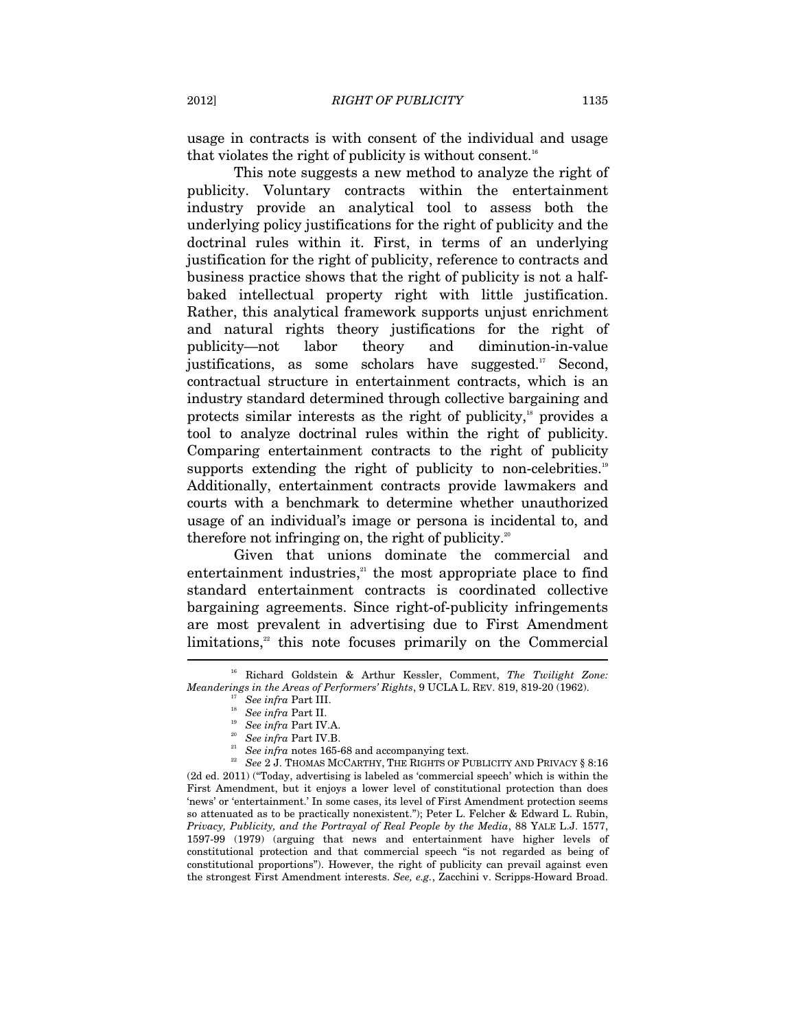usage in contracts is with consent of the individual and usage that violates the right of publicity is without consent.[16]

This note suggests a new method to analyze the right of publicity. Voluntary contracts within the entertainment industry provide an analytical tool to assess both the underlying policy justifications for the right of publicity and the doctrinal rules within it. First, in terms of an underlying justification for the right of publicity, reference to contracts and business practice shows that the right of publicity is not a half-baked intellectual property right with little justification. Rather, this analytical framework supports unjust enrichment and natural rights theory justifications for the right of publicity—not labor theory and diminution-in-value justifications, as some scholars have suggested.[17] Second, contractual structure in entertainment contracts, which is an industry standard determined through collective bargaining and protects similar interests as the right of publicity,[18] provides a tool to analyze doctrinal rules within the right of publicity. Comparing entertainment contracts to the right of publicity supports extending the right of publicity to non-celebrities.[19] Additionally, entertainment contracts provide lawmakers and courts with a benchmark to determine whether unauthorized usage of an individual's image or persona is incidental to, and therefore not infringing on, the right of publicity.[20]

Given that unions dominate the commercial and entertainment industries,[21] the most appropriate place to find standard entertainment contracts is coordinated collective bargaining agreements. Since right-of-publicity infringements are most prevalent in advertising due to First Amendment limitations,[22] this note focuses primarily on the Commercial

---

[16] Richard Goldstein & Arthur Kessler, Comment, *The Twilight Zone: Meanderings in the Areas of Performers' Rights*, 9 UCLA L. REV. 819, 819-20 (1962).

[17] *See infra* Part III.

[18] *See infra* Part II.

[19] *See infra* Part IV.A.

[20] *See infra* Part IV.B.

[21] *See infra* notes 165-68 and accompanying text.

[22] *See* 2 J. THOMAS MCCARTHY, THE RIGHTS OF PUBLICITY AND PRIVACY § 8:16 (2d ed. 2011) ("Today, advertising is labeled as 'commercial speech' which is within the First Amendment, but it enjoys a lower level of constitutional protection than does 'news' or 'entertainment.' In some cases, its level of First Amendment protection seems so attenuated as to be practically nonexistent."); Peter L. Felcher & Edward L. Rubin, *Privacy, Publicity, and the Portrayal of Real People by the Media*, 88 YALE L.J. 1577, 1597-99 (1979) (arguing that news and entertainment have higher levels of constitutional protection and that commercial speech "is not regarded as being of constitutional proportions"). However, the right of publicity can prevail against even the strongest First Amendment interests. *See, e.g.*, Zacchini v. Scripps-Howard Broad.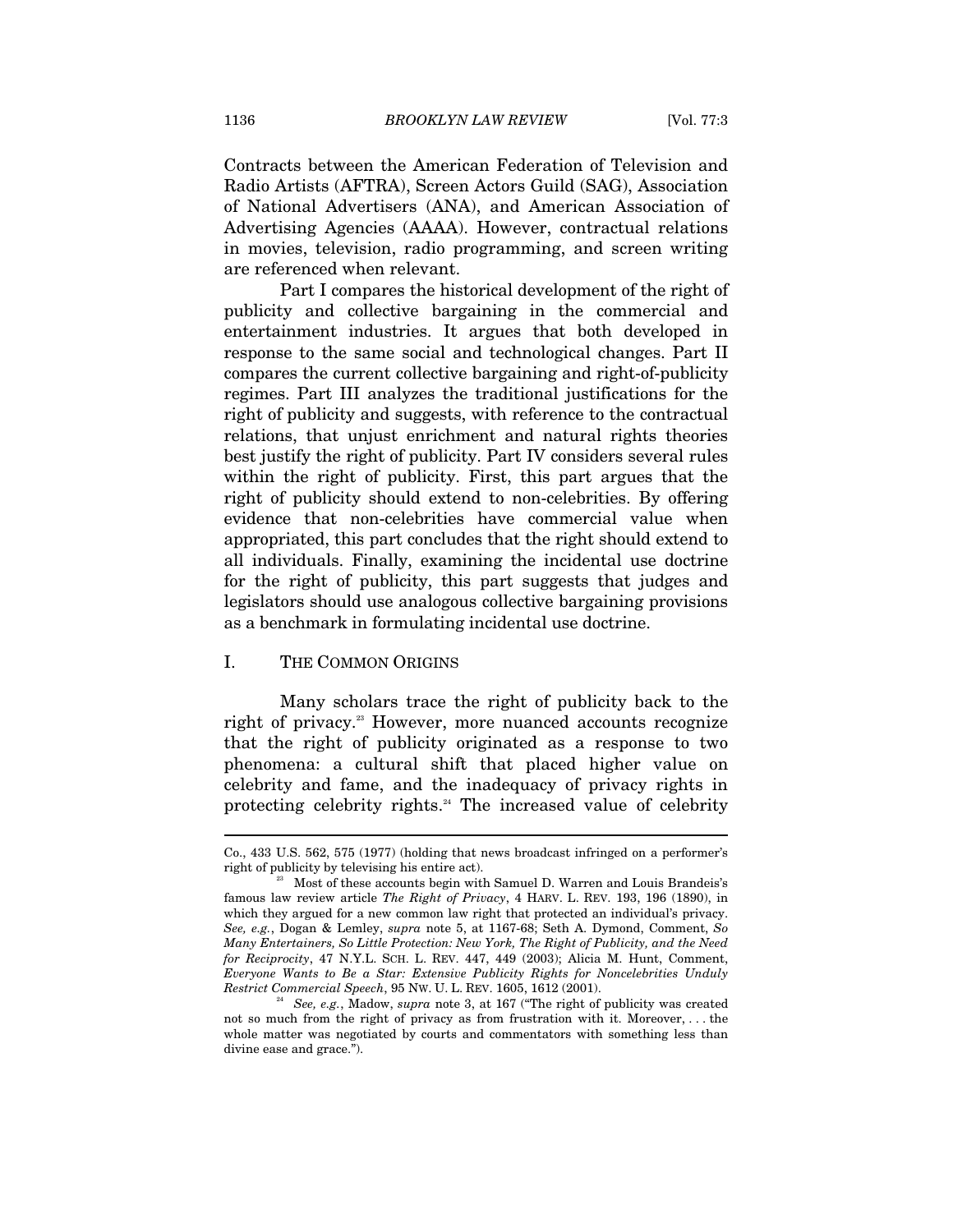Contracts between the American Federation of Television and Radio Artists (AFTRA), Screen Actors Guild (SAG), Association of National Advertisers (ANA), and American Association of Advertising Agencies (AAAA). However, contractual relations in movies, television, radio programming, and screen writing are referenced when relevant.

Part I compares the historical development of the right of publicity and collective bargaining in the commercial and entertainment industries. It argues that both developed in response to the same social and technological changes. Part II compares the current collective bargaining and right-of-publicity regimes. Part III analyzes the traditional justifications for the right of publicity and suggests, with reference to the contractual relations, that unjust enrichment and natural rights theories best justify the right of publicity. Part IV considers several rules within the right of publicity. First, this part argues that the right of publicity should extend to non-celebrities. By offering evidence that non-celebrities have commercial value when appropriated, this part concludes that the right should extend to all individuals. Finally, examining the incidental use doctrine for the right of publicity, this part suggests that judges and legislators should use analogous collective bargaining provisions as a benchmark in formulating incidental use doctrine.

## I. THE COMMON ORIGINS

Many scholars trace the right of publicity back to the right of privacy.[23] However, more nuanced accounts recognize that the right of publicity originated as a response to two phenomena: a cultural shift that placed higher value on celebrity and fame, and the inadequacy of privacy rights in protecting celebrity rights.[24] The increased value of celebrity

---

Co., 433 U.S. 562, 575 (1977) (holding that news broadcast infringed on a performer's right of publicity by televising his entire act).

[23] Most of these accounts begin with Samuel D. Warren and Louis Brandeis's famous law review article *The Right of Privacy*, 4 HARV. L. REV. 193, 196 (1890), in which they argued for a new common law right that protected an individual's privacy. *See, e.g.*, Dogan & Lemley, *supra* note 5, at 1167-68; Seth A. Dymond, Comment, *So Many Entertainers, So Little Protection: New York, The Right of Publicity, and the Need for Reciprocity*, 47 N.Y.L. SCH. L. REV. 447, 449 (2003); Alicia M. Hunt, Comment, *Everyone Wants to Be a Star: Extensive Publicity Rights for Noncelebrities Unduly Restrict Commercial Speech*, 95 NW. U. L. REV. 1605, 1612 (2001).

[24] *See, e.g.*, Madow, *supra* note 3, at 167 ("The right of publicity was created not so much from the right of privacy as from frustration with it. Moreover, . . . the whole matter was negotiated by courts and commentators with something less than divine ease and grace.").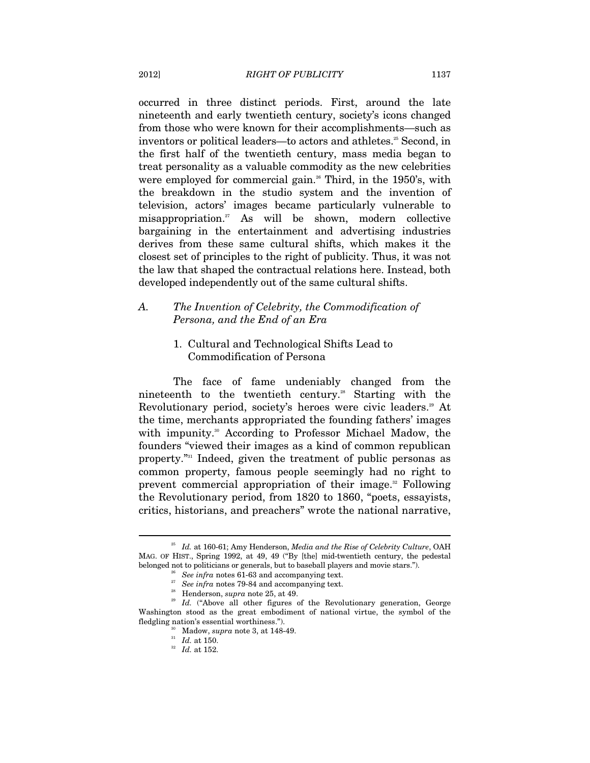occurred in three distinct periods. First, around the late nineteenth and early twentieth century, society's icons changed from those who were known for their accomplishments—such as inventors or political leaders—to actors and athletes.[25] Second, in the first half of the twentieth century, mass media began to treat personality as a valuable commodity as the new celebrities were employed for commercial gain.[26] Third, in the 1950's, with the breakdown in the studio system and the invention of television, actors' images became particularly vulnerable to misappropriation.[27] As will be shown, modern collective bargaining in the entertainment and advertising industries derives from these same cultural shifts, which makes it the closest set of principles to the right of publicity. Thus, it was not the law that shaped the contractual relations here. Instead, both developed independently out of the same cultural shifts.

## A. *The Invention of Celebrity, the Commodification of Persona, and the End of an Era*

### 1. Cultural and Technological Shifts Lead to Commodification of Persona

The face of fame undeniably changed from the nineteenth to the twentieth century.[28] Starting with the Revolutionary period, society's heroes were civic leaders.[29] At the time, merchants appropriated the founding fathers' images with impunity.[30] According to Professor Michael Madow, the founders "viewed their images as a kind of common republican property."[31] Indeed, given the treatment of public personas as common property, famous people seemingly had no right to prevent commercial appropriation of their image.[32] Following the Revolutionary period, from 1820 to 1860, "poets, essayists, critics, historians, and preachers" wrote the national narrative,

---

[25] *Id.* at 160-61; Amy Henderson, *Media and the Rise of Celebrity Culture*, OAH MAG. OF HIST., Spring 1992, at 49, 49 ("By [the] mid-twentieth century, the pedestal belonged not to politicians or generals, but to baseball players and movie stars.").

[26] *See infra* notes 61-63 and accompanying text.

[27] *See infra* notes 79-84 and accompanying text.

[28] Henderson, *supra* note 25, at 49.

[29] *Id.* ("Above all other figures of the Revolutionary generation, George Washington stood as the great embodiment of national virtue, the symbol of the fledgling nation's essential worthiness.").

[30] Madow, *supra* note 3, at 148-49.

[31] *Id.* at 150.

[32] *Id.* at 152.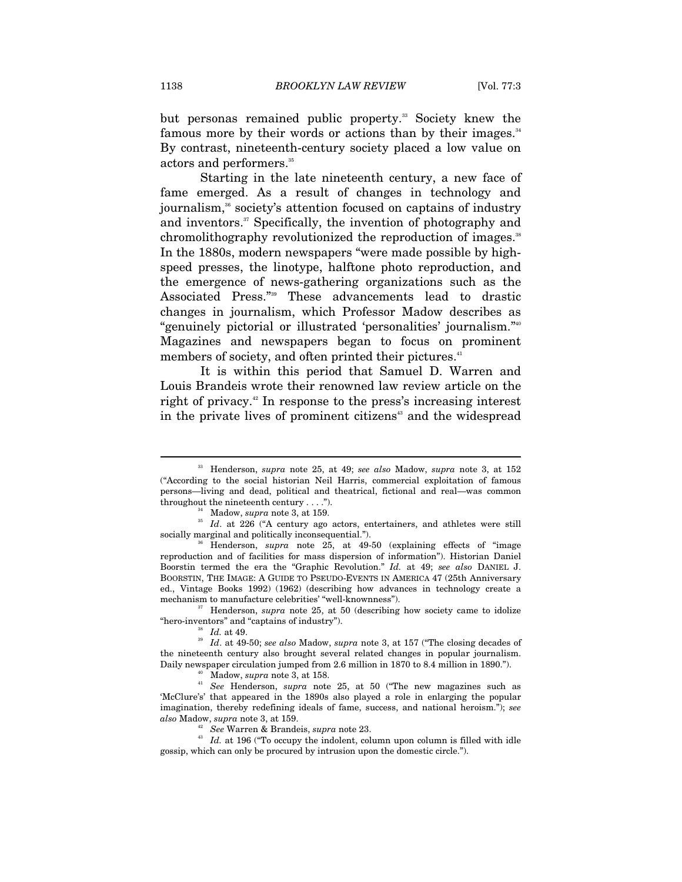but personas remained public property.[33] Society knew the famous more by their words or actions than by their images.[34] By contrast, nineteenth-century society placed a low value on actors and performers.[35]

Starting in the late nineteenth century, a new face of fame emerged. As a result of changes in technology and journalism,[36] society's attention focused on captains of industry and inventors.[37] Specifically, the invention of photography and chromolithography revolutionized the reproduction of images.[38] In the 1880s, modern newspapers "were made possible by high-speed presses, the linotype, halftone photo reproduction, and the emergence of news-gathering organizations such as the Associated Press."[39] These advancements lead to drastic changes in journalism, which Professor Madow describes as "genuinely pictorial or illustrated 'personalities' journalism."[40] Magazines and newspapers began to focus on prominent members of society, and often printed their pictures.[41]

It is within this period that Samuel D. Warren and Louis Brandeis wrote their renowned law review article on the right of privacy.[42] In response to the press's increasing interest in the private lives of prominent citizens[43] and the widespread

---

[33] Henderson, *supra* note 25, at 49; *see also* Madow, *supra* note 3, at 152 ("According to the social historian Neil Harris, commercial exploitation of famous persons—living and dead, political and theatrical, fictional and real—was common throughout the nineteenth century . . . .").

[34] Madow, *supra* note 3, at 159.

[35] *Id*. at 226 ("A century ago actors, entertainers, and athletes were still socially marginal and politically inconsequential.").

[36] Henderson, *supra* note 25, at 49-50 (explaining effects of "image reproduction and of facilities for mass dispersion of information"). Historian Daniel Boorstin termed the era the "Graphic Revolution." *Id.* at 49; *see also* DANIEL J. BOORSTIN, THE IMAGE: A GUIDE TO PSEUDO-EVENTS IN AMERICA 47 (25th Anniversary ed., Vintage Books 1992) (1962) (describing how advances in technology create a mechanism to manufacture celebrities' "well-knownness").

[37] Henderson, *supra* note 25, at 50 (describing how society came to idolize "hero-inventors" and "captains of industry").

[38] *Id.* at 49.

[39] *Id*. at 49-50; *see also* Madow, *supra* note 3, at 157 ("The closing decades of the nineteenth century also brought several related changes in popular journalism. Daily newspaper circulation jumped from 2.6 million in 1870 to 8.4 million in 1890.").

[40] Madow, *supra* note 3, at 158.

[41] *See* Henderson, *supra* note 25, at 50 ("The new magazines such as 'McClure's' that appeared in the 1890s also played a role in enlarging the popular imagination, thereby redefining ideals of fame, success, and national heroism."); *see also* Madow, *supra* note 3, at 159.

[42] *See* Warren & Brandeis, *supra* note 23.

[43] *Id.* at 196 ("To occupy the indolent, column upon column is filled with idle gossip, which can only be procured by intrusion upon the domestic circle.").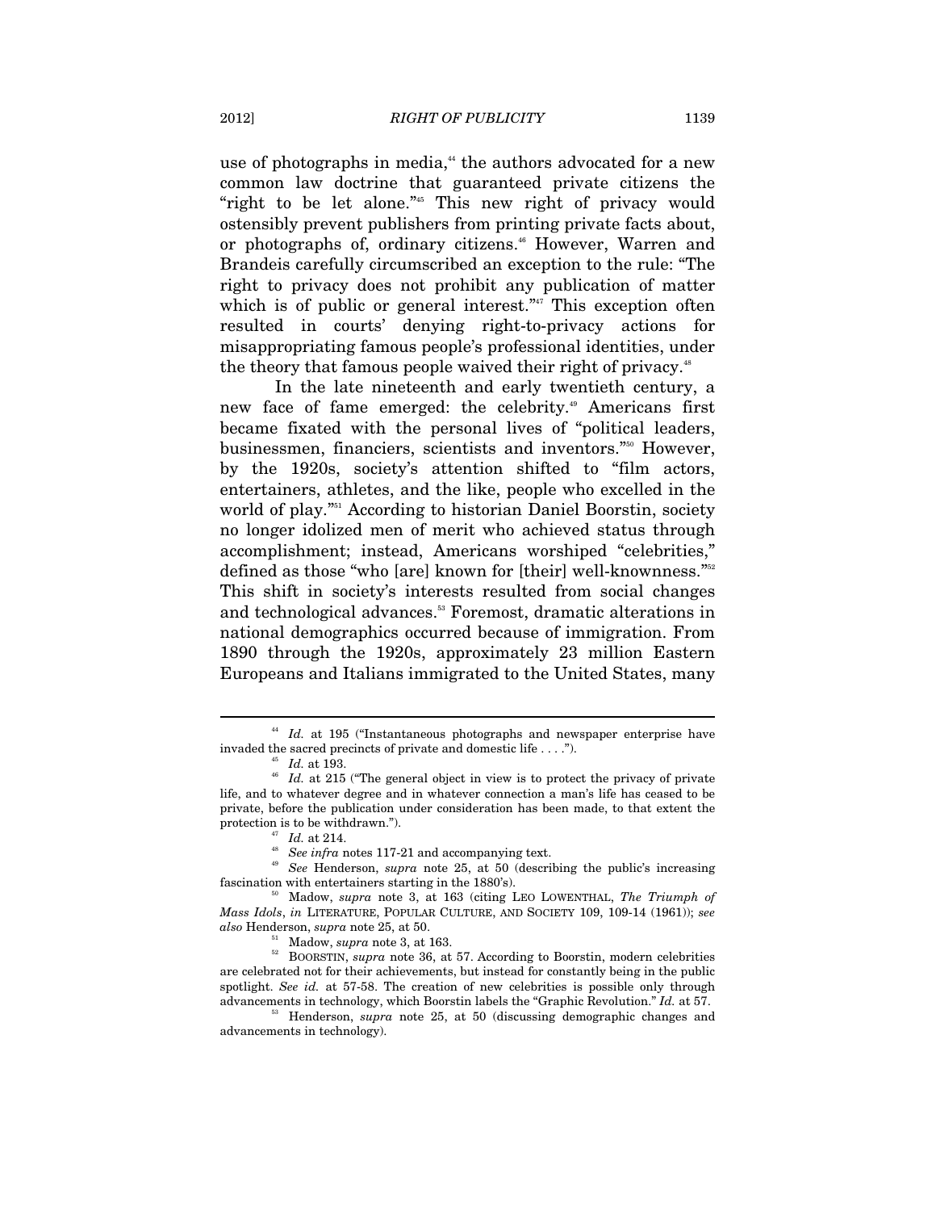use of photographs in media,[44] the authors advocated for a new common law doctrine that guaranteed private citizens the "right to be let alone."[45] This new right of privacy would ostensibly prevent publishers from printing private facts about, or photographs of, ordinary citizens.[46] However, Warren and Brandeis carefully circumscribed an exception to the rule: "The right to privacy does not prohibit any publication of matter which is of public or general interest."[47] This exception often resulted in courts' denying right-to-privacy actions for misappropriating famous people's professional identities, under the theory that famous people waived their right of privacy.[48]

In the late nineteenth and early twentieth century, a new face of fame emerged: the celebrity.[49] Americans first became fixated with the personal lives of "political leaders, businessmen, financiers, scientists and inventors."[50] However, by the 1920s, society's attention shifted to "film actors, entertainers, athletes, and the like, people who excelled in the world of play."[51] According to historian Daniel Boorstin, society no longer idolized men of merit who achieved status through accomplishment; instead, Americans worshiped "celebrities," defined as those "who [are] known for [their] well-knownness."[52] This shift in society's interests resulted from social changes and technological advances.[53] Foremost, dramatic alterations in national demographics occurred because of immigration. From 1890 through the 1920s, approximately 23 million Eastern Europeans and Italians immigrated to the United States, many

---

[44] *Id.* at 195 ("Instantaneous photographs and newspaper enterprise have invaded the sacred precincts of private and domestic life . . . .").

[45] *Id.* at 193.

[46] *Id.* at 215 ("The general object in view is to protect the privacy of private life, and to whatever degree and in whatever connection a man's life has ceased to be private, before the publication under consideration has been made, to that extent the protection is to be withdrawn.").

[47] *Id.* at 214.

[48] *See infra* notes 117-21 and accompanying text.

[49] *See* Henderson, *supra* note 25, at 50 (describing the public's increasing fascination with entertainers starting in the 1880's).

[50] Madow, *supra* note 3, at 163 (citing LEO LOWENTHAL, *The Triumph of Mass Idols*, *in* LITERATURE, POPULAR CULTURE, AND SOCIETY 109, 109-14 (1961)); *see also* Henderson, *supra* note 25, at 50.

[51] Madow, *supra* note 3, at 163.

[52] BOORSTIN, *supra* note 36, at 57. According to Boorstin, modern celebrities are celebrated not for their achievements, but instead for constantly being in the public spotlight. *See id.* at 57-58. The creation of new celebrities is possible only through advancements in technology, which Boorstin labels the "Graphic Revolution." *Id.* at 57.

[53] Henderson, *supra* note 25, at 50 (discussing demographic changes and advancements in technology).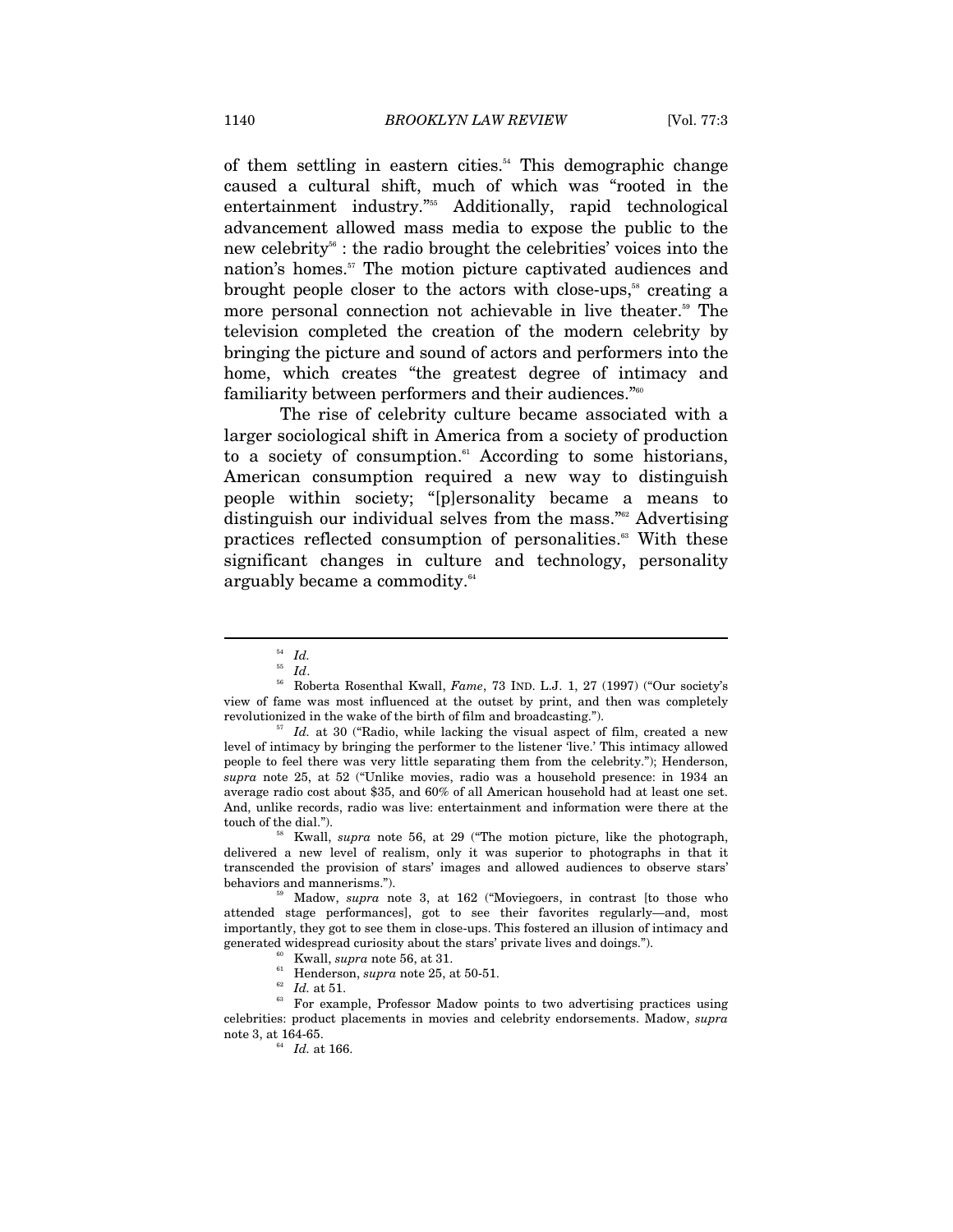of them settling in eastern cities.[54] This demographic change caused a cultural shift, much of which was "rooted in the entertainment industry."[55] Additionally, rapid technological advancement allowed mass media to expose the public to the new celebrity[56] : the radio brought the celebrities' voices into the nation's homes.[57] The motion picture captivated audiences and brought people closer to the actors with close-ups,[58] creating a more personal connection not achievable in live theater.[59] The television completed the creation of the modern celebrity by bringing the picture and sound of actors and performers into the home, which creates "the greatest degree of intimacy and familiarity between performers and their audiences."[60]

The rise of celebrity culture became associated with a larger sociological shift in America from a society of production to a society of consumption.[61] According to some historians, American consumption required a new way to distinguish people within society; "[p]ersonality became a means to distinguish our individual selves from the mass."[62] Advertising practices reflected consumption of personalities.[63] With these significant changes in culture and technology, personality arguably became a commodity.[64]

---

[54] *Id.*

[55] *Id*.

[56] Roberta Rosenthal Kwall, *Fame*, 73 IND. L.J. 1, 27 (1997) ("Our society's view of fame was most influenced at the outset by print, and then was completely revolutionized in the wake of the birth of film and broadcasting.").

[57] *Id.* at 30 ("Radio, while lacking the visual aspect of film, created a new level of intimacy by bringing the performer to the listener 'live.' This intimacy allowed people to feel there was very little separating them from the celebrity."); Henderson, *supra* note 25, at 52 ("Unlike movies, radio was a household presence: in 1934 an average radio cost about $35, and 60% of all American household had at least one set. And, unlike records, radio was live: entertainment and information were there at the touch of the dial.").

[58] Kwall, *supra* note 56, at 29 ("The motion picture, like the photograph, delivered a new level of realism, only it was superior to photographs in that it transcended the provision of stars' images and allowed audiences to observe stars' behaviors and mannerisms.").

[59] Madow, *supra* note 3, at 162 ("Moviegoers, in contrast [to those who attended stage performances], got to see their favorites regularly—and, most importantly, they got to see them in close-ups. This fostered an illusion of intimacy and generated widespread curiosity about the stars' private lives and doings.").

[60] Kwall, *supra* note 56, at 31.

[61] Henderson, *supra* note 25, at 50-51.

[62] *Id.* at 51.

[63] For example, Professor Madow points to two advertising practices using celebrities: product placements in movies and celebrity endorsements. Madow, *supra* note 3, at 164-65.

[64] *Id.* at 166.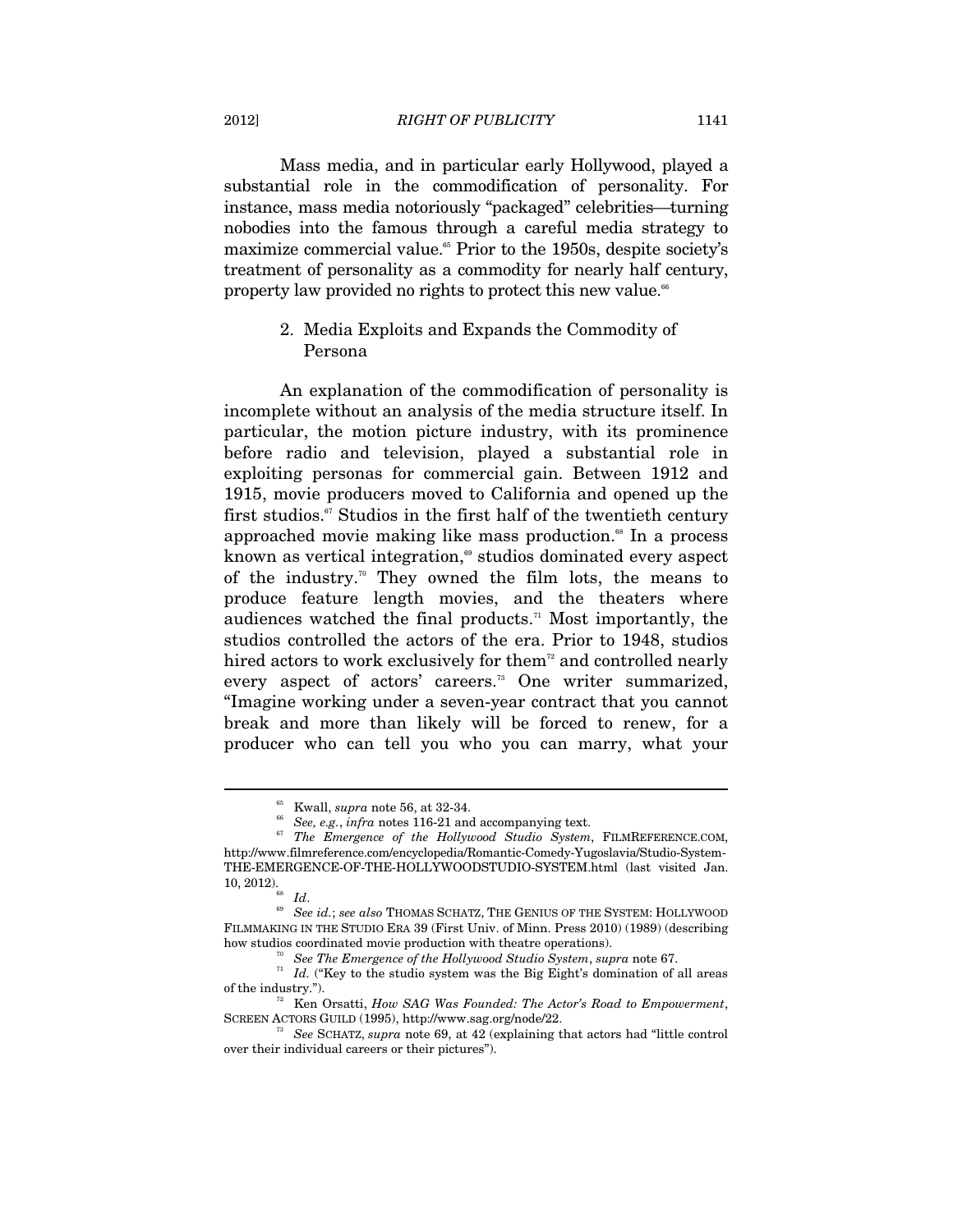Mass media, and in particular early Hollywood, played a substantial role in the commodification of personality. For instance, mass media notoriously "packaged" celebrities—turning nobodies into the famous through a careful media strategy to maximize commercial value.[65] Prior to the 1950s, despite society's treatment of personality as a commodity for nearly half century, property law provided no rights to protect this new value.[66]

### 2. Media Exploits and Expands the Commodity of Persona

An explanation of the commodification of personality is incomplete without an analysis of the media structure itself. In particular, the motion picture industry, with its prominence before radio and television, played a substantial role in exploiting personas for commercial gain. Between 1912 and 1915, movie producers moved to California and opened up the first studios.[67] Studios in the first half of the twentieth century approached movie making like mass production.[68] In a process known as vertical integration,[69] studios dominated every aspect of the industry.[70] They owned the film lots, the means to produce feature length movies, and the theaters where audiences watched the final products.[71] Most importantly, the studios controlled the actors of the era. Prior to 1948, studios hired actors to work exclusively for them[72] and controlled nearly every aspect of actors' careers.[73] One writer summarized, "Imagine working under a seven-year contract that you cannot break and more than likely will be forced to renew, for a producer who can tell you who you can marry, what your

---

[65] Kwall, *supra* note 56, at 32-34.

[66] *See, e.g.*, *infra* notes 116-21 and accompanying text.

[67] *The Emergence of the Hollywood Studio System*, FILMREFERENCE.COM, http://www.filmreference.com/encyclopedia/Romantic-Comedy-Yugoslavia/Studio-System-THE-EMERGENCE-OF-THE-HOLLYWOODSTUDIO-SYSTEM.html (last visited Jan. 10, 2012).

[68] *Id*.

[69] *See id.*; *see also* THOMAS SCHATZ, THE GENIUS OF THE SYSTEM: HOLLYWOOD FILMMAKING IN THE STUDIO ERA 39 (First Univ. of Minn. Press 2010) (1989) (describing how studios coordinated movie production with theatre operations).

[70] *See The Emergence of the Hollywood Studio System*, *supra* note 67.

[71] *Id.* ("Key to the studio system was the Big Eight's domination of all areas of the industry.").

[72] Ken Orsatti, *How SAG Was Founded: The Actor's Road to Empowerment*, SCREEN ACTORS GUILD (1995), http://www.sag.org/node/22.

[73] *See* SCHATZ, *supra* note 69, at 42 (explaining that actors had "little control over their individual careers or their pictures").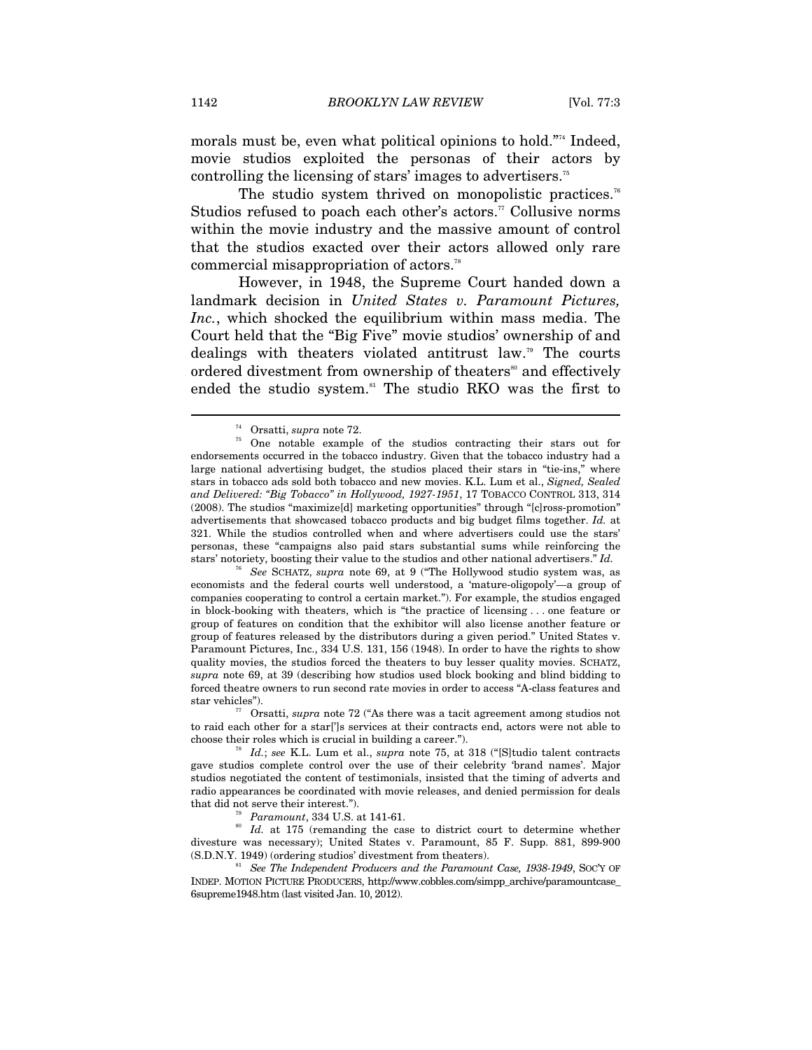morals must be, even what political opinions to hold."[74] Indeed, movie studios exploited the personas of their actors by controlling the licensing of stars' images to advertisers.[75]

The studio system thrived on monopolistic practices.[76] Studios refused to poach each other's actors.[77] Collusive norms within the movie industry and the massive amount of control that the studios exacted over their actors allowed only rare commercial misappropriation of actors.[78]

However, in 1948, the Supreme Court handed down a landmark decision in *United States v. Paramount Pictures, Inc.*, which shocked the equilibrium within mass media. The Court held that the "Big Five" movie studios' ownership of and dealings with theaters violated antitrust law.[79] The courts ordered divestment from ownership of theaters[80] and effectively ended the studio system.[81] The studio RKO was the first to

---

[74] Orsatti, *supra* note 72.

[75] One notable example of the studios contracting their stars out for endorsements occurred in the tobacco industry. Given that the tobacco industry had a large national advertising budget, the studios placed their stars in "tie-ins," where stars in tobacco ads sold both tobacco and new movies. K.L. Lum et al., *Signed, Sealed and Delivered: "Big Tobacco" in Hollywood, 1927-1951*, 17 TOBACCO CONTROL 313, 314 (2008). The studios "maximize[d] marketing opportunities" through "[c]ross-promotion" advertisements that showcased tobacco products and big budget films together. *Id.* at 321. While the studios controlled when and where advertisers could use the stars' personas, these "campaigns also paid stars substantial sums while reinforcing the stars' notoriety, boosting their value to the studios and other national advertisers." *Id.*

[76] *See* SCHATZ, *supra* note 69, at 9 ("The Hollywood studio system was, as economists and the federal courts well understood, a 'mature-oligopoly'—a group of companies cooperating to control a certain market."). For example, the studios engaged in block-booking with theaters, which is "the practice of licensing . . . one feature or group of features on condition that the exhibitor will also license another feature or group of features released by the distributors during a given period." United States v. Paramount Pictures, Inc., 334 U.S. 131, 156 (1948). In order to have the rights to show quality movies, the studios forced the theaters to buy lesser quality movies. SCHATZ, *supra* note 69, at 39 (describing how studios used block booking and blind bidding to forced theatre owners to run second rate movies in order to access "A-class features and star vehicles").

[77] Orsatti, *supra* note 72 ("As there was a tacit agreement among studios not to raid each other for a star[']s services at their contracts end, actors were not able to choose their roles which is crucial in building a career.").

[78] *Id.*; *see* K.L. Lum et al., *supra* note 75, at 318 ("[S]tudio talent contracts gave studios complete control over the use of their celebrity 'brand names'. Major studios negotiated the content of testimonials, insisted that the timing of adverts and radio appearances be coordinated with movie releases, and denied permission for deals that did not serve their interest.").

[79] *Paramount*, 334 U.S. at 141-61.

[80] *Id.* at 175 (remanding the case to district court to determine whether divesture was necessary); United States v. Paramount, 85 F. Supp. 881, 899-900 (S.D.N.Y. 1949) (ordering studios' divestment from theaters).

[81] *See The Independent Producers and the Paramount Case, 1938-1949*, SOC'Y OF INDEP. MOTION PICTURE PRODUCERS, http://www.cobbles.com/simpp_archive/paramountcase_6supreme1948.htm (last visited Jan. 10, 2012).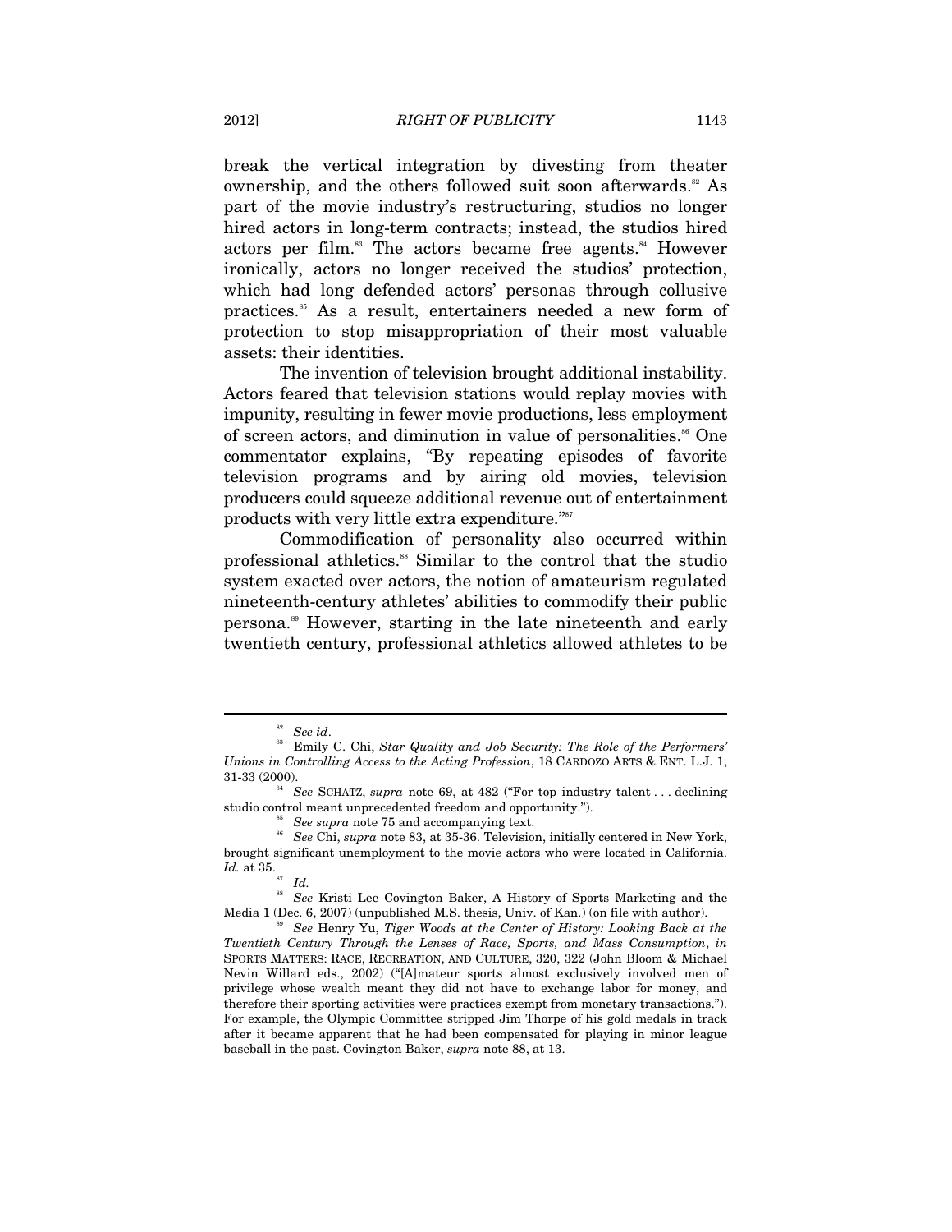break the vertical integration by divesting from theater ownership, and the others followed suit soon afterwards.[82] As part of the movie industry's restructuring, studios no longer hired actors in long-term contracts; instead, the studios hired actors per film.[83] The actors became free agents.[84] However ironically, actors no longer received the studios' protection, which had long defended actors' personas through collusive practices.[85] As a result, entertainers needed a new form of protection to stop misappropriation of their most valuable assets: their identities.

The invention of television brought additional instability. Actors feared that television stations would replay movies with impunity, resulting in fewer movie productions, less employment of screen actors, and diminution in value of personalities.[86] One commentator explains, "By repeating episodes of favorite television programs and by airing old movies, television producers could squeeze additional revenue out of entertainment products with very little extra expenditure."[87]

Commodification of personality also occurred within professional athletics.[88] Similar to the control that the studio system exacted over actors, the notion of amateurism regulated nineteenth-century athletes' abilities to commodify their public persona.[89] However, starting in the late nineteenth and early twentieth century, professional athletics allowed athletes to be

---

[82] *See id*.

[83] Emily C. Chi, *Star Quality and Job Security: The Role of the Performers' Unions in Controlling Access to the Acting Profession*, 18 CARDOZO ARTS & ENT. L.J. 1, 31-33 (2000).

[84] *See* SCHATZ, *supra* note 69, at 482 ("For top industry talent . . . declining studio control meant unprecedented freedom and opportunity.").

[85] *See supra* note 75 and accompanying text.

[86] *See* Chi, *supra* note 83, at 35-36. Television, initially centered in New York, brought significant unemployment to the movie actors who were located in California. *Id.* at 35.

[87] *Id.*

[88] *See* Kristi Lee Covington Baker, A History of Sports Marketing and the Media 1 (Dec. 6, 2007) (unpublished M.S. thesis, Univ. of Kan.) (on file with author).

[89] *See* Henry Yu, *Tiger Woods at the Center of History: Looking Back at the Twentieth Century Through the Lenses of Race, Sports, and Mass Consumption*, *in* SPORTS MATTERS: RACE, RECREATION, AND CULTURE, 320, 322 (John Bloom & Michael Nevin Willard eds., 2002) ("[A]mateur sports almost exclusively involved men of privilege whose wealth meant they did not have to exchange labor for money, and therefore their sporting activities were practices exempt from monetary transactions."). For example, the Olympic Committee stripped Jim Thorpe of his gold medals in track after it became apparent that he had been compensated for playing in minor league baseball in the past. Covington Baker, *supra* note 88, at 13.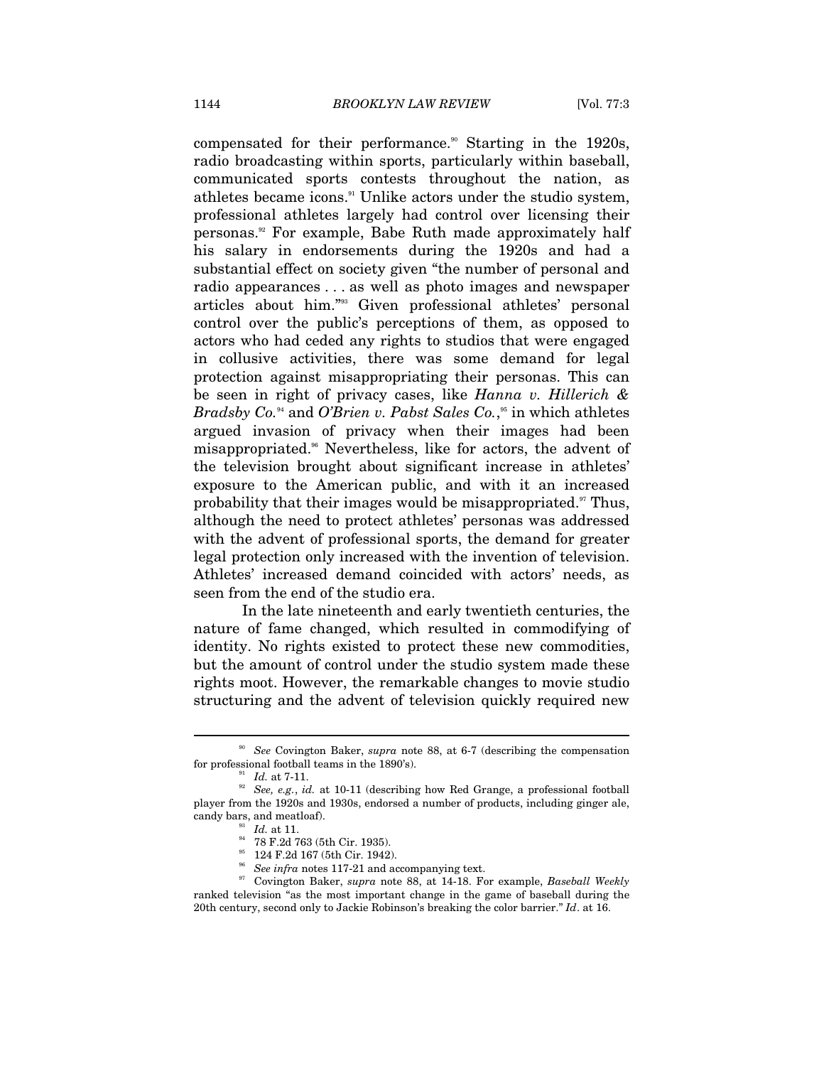compensated for their performance.[90] Starting in the 1920s, radio broadcasting within sports, particularly within baseball, communicated sports contests throughout the nation, as athletes became icons.[91] Unlike actors under the studio system, professional athletes largely had control over licensing their personas.[92] For example, Babe Ruth made approximately half his salary in endorsements during the 1920s and had a substantial effect on society given "the number of personal and radio appearances . . . as well as photo images and newspaper articles about him."[93] Given professional athletes' personal control over the public's perceptions of them, as opposed to actors who had ceded any rights to studios that were engaged in collusive activities, there was some demand for legal protection against misappropriating their personas. This can be seen in right of privacy cases, like *Hanna v. Hillerich & Bradsby Co.*[94] and *O'Brien v. Pabst Sales Co.*,[95] in which athletes argued invasion of privacy when their images had been misappropriated.[96] Nevertheless, like for actors, the advent of the television brought about significant increase in athletes' exposure to the American public, and with it an increased probability that their images would be misappropriated.[97] Thus, although the need to protect athletes' personas was addressed with the advent of professional sports, the demand for greater legal protection only increased with the invention of television. Athletes' increased demand coincided with actors' needs, as seen from the end of the studio era.

In the late nineteenth and early twentieth centuries, the nature of fame changed, which resulted in commodifying of identity. No rights existed to protect these new commodities, but the amount of control under the studio system made these rights moot. However, the remarkable changes to movie studio structuring and the advent of television quickly required new

---

[90] *See* Covington Baker, *supra* note 88, at 6-7 (describing the compensation for professional football teams in the 1890's).

[91] *Id.* at 7-11.

[92] *See, e.g.*, *id.* at 10-11 (describing how Red Grange, a professional football player from the 1920s and 1930s, endorsed a number of products, including ginger ale, candy bars, and meatloaf).

[93] *Id.* at 11.

[94] 78 F.2d 763 (5th Cir. 1935).

[95] 124 F.2d 167 (5th Cir. 1942).

[96] *See infra* notes 117-21 and accompanying text.

[97] Covington Baker, *supra* note 88, at 14-18. For example, *Baseball Weekly* ranked television "as the most important change in the game of baseball during the 20th century, second only to Jackie Robinson's breaking the color barrier." *Id*. at 16.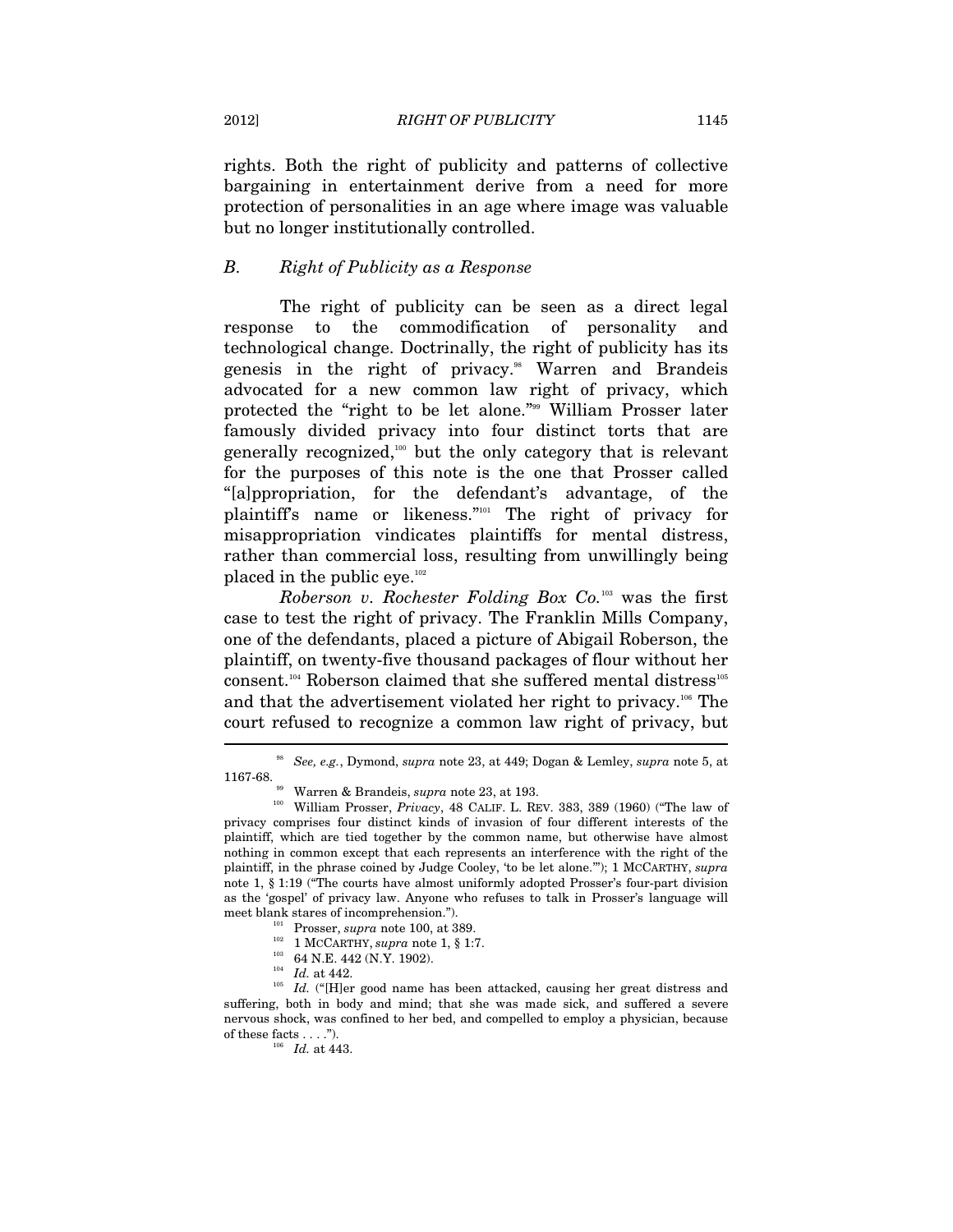rights. Both the right of publicity and patterns of collective bargaining in entertainment derive from a need for more protection of personalities in an age where image was valuable but no longer institutionally controlled.

### *B. Right of Publicity as a Response*

The right of publicity can be seen as a direct legal response to the commodification of personality and technological change. Doctrinally, the right of publicity has its genesis in the right of privacy.[98] Warren and Brandeis advocated for a new common law right of privacy, which protected the "right to be let alone."[99] William Prosser later famously divided privacy into four distinct torts that are generally recognized,[100] but the only category that is relevant for the purposes of this note is the one that Prosser called "[a]ppropriation, for the defendant's advantage, of the plaintiff's name or likeness."[101] The right of privacy for misappropriation vindicates plaintiffs for mental distress, rather than commercial loss, resulting from unwillingly being placed in the public eye.[102]

*Roberson v. Rochester Folding Box Co.*[103] was the first case to test the right of privacy. The Franklin Mills Company, one of the defendants, placed a picture of Abigail Roberson, the plaintiff, on twenty-five thousand packages of flour without her consent.[104] Roberson claimed that she suffered mental distress[105] and that the advertisement violated her right to privacy.[106] The court refused to recognize a common law right of privacy, but

---

[98] *See, e.g.*, Dymond, *supra* note 23, at 449; Dogan & Lemley, *supra* note 5, at 1167-68.

[99] Warren & Brandeis, *supra* note 23, at 193.

[100] William Prosser, *Privacy*, 48 CALIF. L. REV. 383, 389 (1960) ("The law of privacy comprises four distinct kinds of invasion of four different interests of the plaintiff, which are tied together by the common name, but otherwise have almost nothing in common except that each represents an interference with the right of the plaintiff, in the phrase coined by Judge Cooley, 'to be let alone.'"); 1 MCCARTHY, *supra* note 1, § 1:19 ("The courts have almost uniformly adopted Prosser's four-part division as the 'gospel' of privacy law. Anyone who refuses to talk in Prosser's language will meet blank stares of incomprehension.").

[101] Prosser, *supra* note 100, at 389.

[102] 1 MCCARTHY, *supra* note 1, § 1:7.

[103] 64 N.E. 442 (N.Y. 1902).

[104] *Id.* at 442.

[105] *Id.* ("[H]er good name has been attacked, causing her great distress and suffering, both in body and mind; that she was made sick, and suffered a severe nervous shock, was confined to her bed, and compelled to employ a physician, because of these facts . . . .").

[106] *Id.* at 443.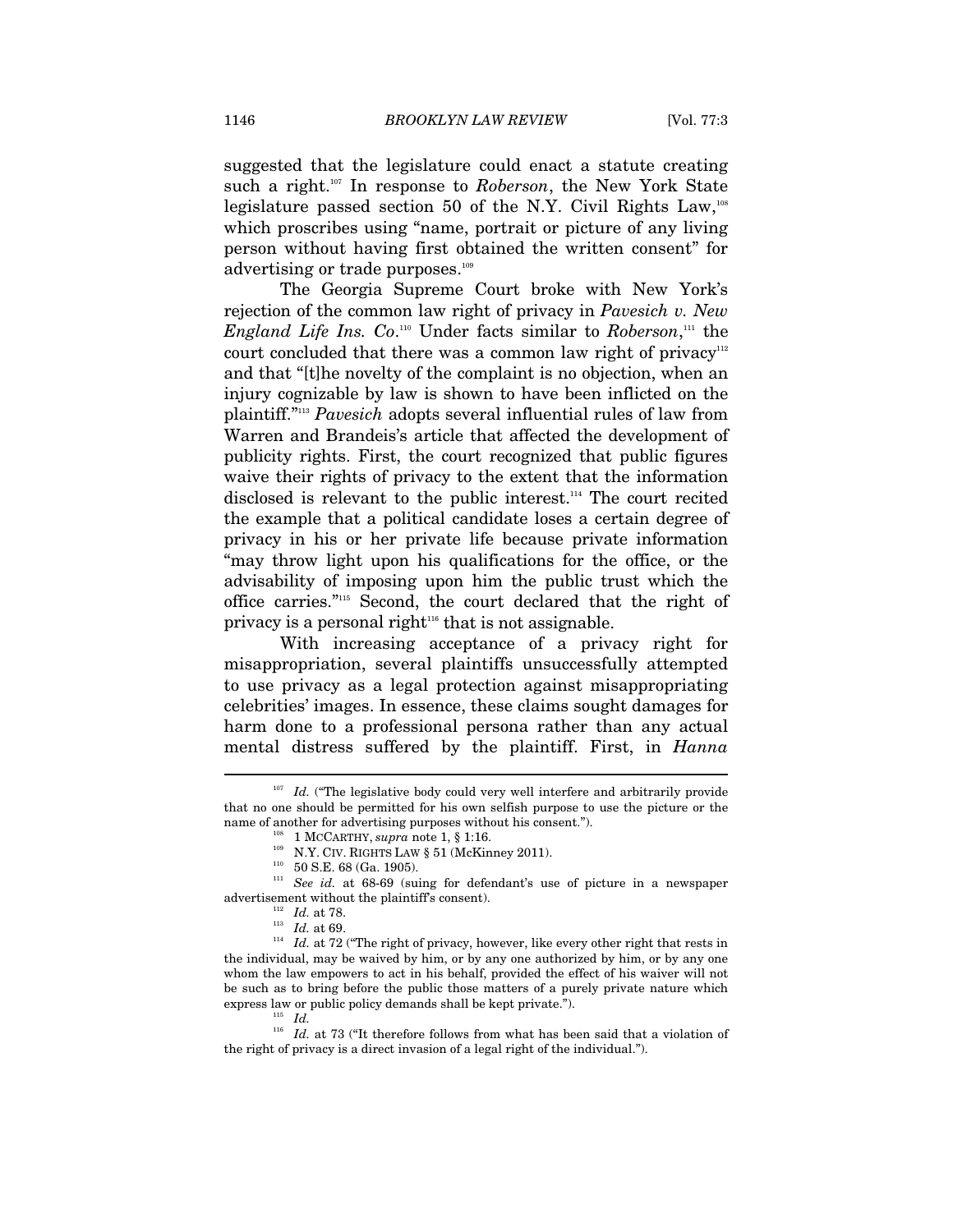suggested that the legislature could enact a statute creating such a right.[107] In response to *Roberson*, the New York State legislature passed section 50 of the N.Y. Civil Rights Law,[108] which proscribes using "name, portrait or picture of any living person without having first obtained the written consent" for advertising or trade purposes.[109]

The Georgia Supreme Court broke with New York's rejection of the common law right of privacy in *Pavesich v. New England Life Ins. Co*.[110] Under facts similar to *Roberson*,[111] the court concluded that there was a common law right of privacy[112] and that "[t]he novelty of the complaint is no objection, when an injury cognizable by law is shown to have been inflicted on the plaintiff."[113] *Pavesich* adopts several influential rules of law from Warren and Brandeis's article that affected the development of publicity rights. First, the court recognized that public figures waive their rights of privacy to the extent that the information disclosed is relevant to the public interest.[114] The court recited the example that a political candidate loses a certain degree of privacy in his or her private life because private information "may throw light upon his qualifications for the office, or the advisability of imposing upon him the public trust which the office carries."[115] Second, the court declared that the right of privacy is a personal right[116] that is not assignable.

With increasing acceptance of a privacy right for misappropriation, several plaintiffs unsuccessfully attempted to use privacy as a legal protection against misappropriating celebrities' images. In essence, these claims sought damages for harm done to a professional persona rather than any actual mental distress suffered by the plaintiff. First, in *Hanna*

---

[107] *Id.* ("The legislative body could very well interfere and arbitrarily provide that no one should be permitted for his own selfish purpose to use the picture or the name of another for advertising purposes without his consent.").

[108] 1 MCCARTHY, *supra* note 1, § 1:16.

[109] N.Y. CIV. RIGHTS LAW § 51 (McKinney 2011).

[110] 50 S.E. 68 (Ga. 1905).

[111] *See id.* at 68-69 (suing for defendant's use of picture in a newspaper advertisement without the plaintiff's consent).

[112] *Id.* at 78.

[113] *Id.* at 69.

[114] *Id.* at 72 ("The right of privacy, however, like every other right that rests in the individual, may be waived by him, or by any one authorized by him, or by any one whom the law empowers to act in his behalf, provided the effect of his waiver will not be such as to bring before the public those matters of a purely private nature which express law or public policy demands shall be kept private.").

[115] *Id.*

[116] *Id.* at 73 ("It therefore follows from what has been said that a violation of the right of privacy is a direct invasion of a legal right of the individual.").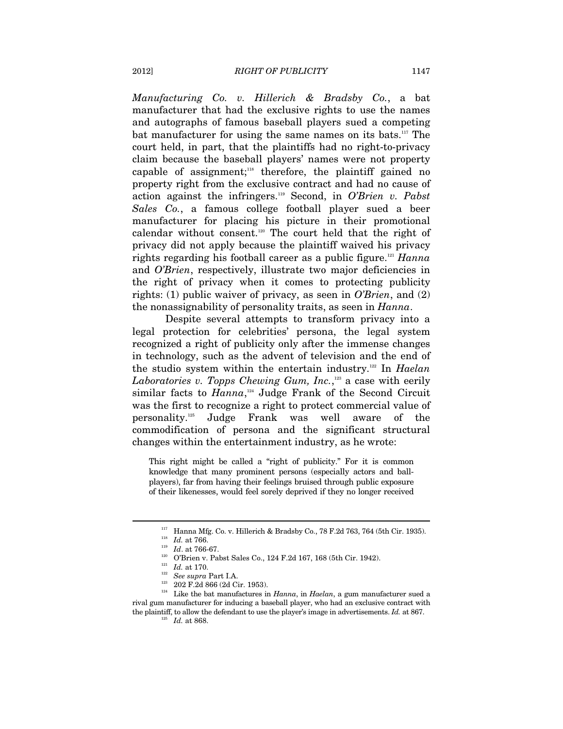*Manufacturing Co. v. Hillerich & Bradsby Co.*, a bat manufacturer that had the exclusive rights to use the names and autographs of famous baseball players sued a competing bat manufacturer for using the same names on its bats.[117] The court held, in part, that the plaintiffs had no right-to-privacy claim because the baseball players' names were not property capable of assignment;[118] therefore, the plaintiff gained no property right from the exclusive contract and had no cause of action against the infringers.[119] Second, in *O'Brien v. Pabst Sales Co.*, a famous college football player sued a beer manufacturer for placing his picture in their promotional calendar without consent.[120] The court held that the right of privacy did not apply because the plaintiff waived his privacy rights regarding his football career as a public figure.[121] *Hanna* and *O'Brien*, respectively, illustrate two major deficiencies in the right of privacy when it comes to protecting publicity rights: (1) public waiver of privacy, as seen in *O'Brien*, and (2) the nonassignability of personality traits, as seen in *Hanna*.

Despite several attempts to transform privacy into a legal protection for celebrities' persona, the legal system recognized a right of publicity only after the immense changes in technology, such as the advent of television and the end of the studio system within the entertain industry.[122] In *Haelan Laboratories v. Topps Chewing Gum, Inc.*,[123] a case with eerily similar facts to *Hanna*,[124] Judge Frank of the Second Circuit was the first to recognize a right to protect commercial value of personality.[125] Judge Frank was well aware of the commodification of persona and the significant structural changes within the entertainment industry, as he wrote:

> This right might be called a "right of publicity." For it is common knowledge that many prominent persons (especially actors and ball-players), far from having their feelings bruised through public exposure of their likenesses, would feel sorely deprived if they no longer received

---

[117] Hanna Mfg. Co. v. Hillerich & Bradsby Co., 78 F.2d 763, 764 (5th Cir. 1935).

[118] *Id.* at 766.

[119] *Id*. at 766-67.

[120] O'Brien v. Pabst Sales Co., 124 F.2d 167, 168 (5th Cir. 1942).

[121] *Id.* at 170.

[122] *See supra* Part I.A.

[123] 202 F.2d 866 (2d Cir. 1953).

[124] Like the bat manufactures in *Hanna*, in *Haelan*, a gum manufacturer sued a rival gum manufacturer for inducing a baseball player, who had an exclusive contract with the plaintiff, to allow the defendant to use the player's image in advertisements. *Id.* at 867.

[125] *Id.* at 868.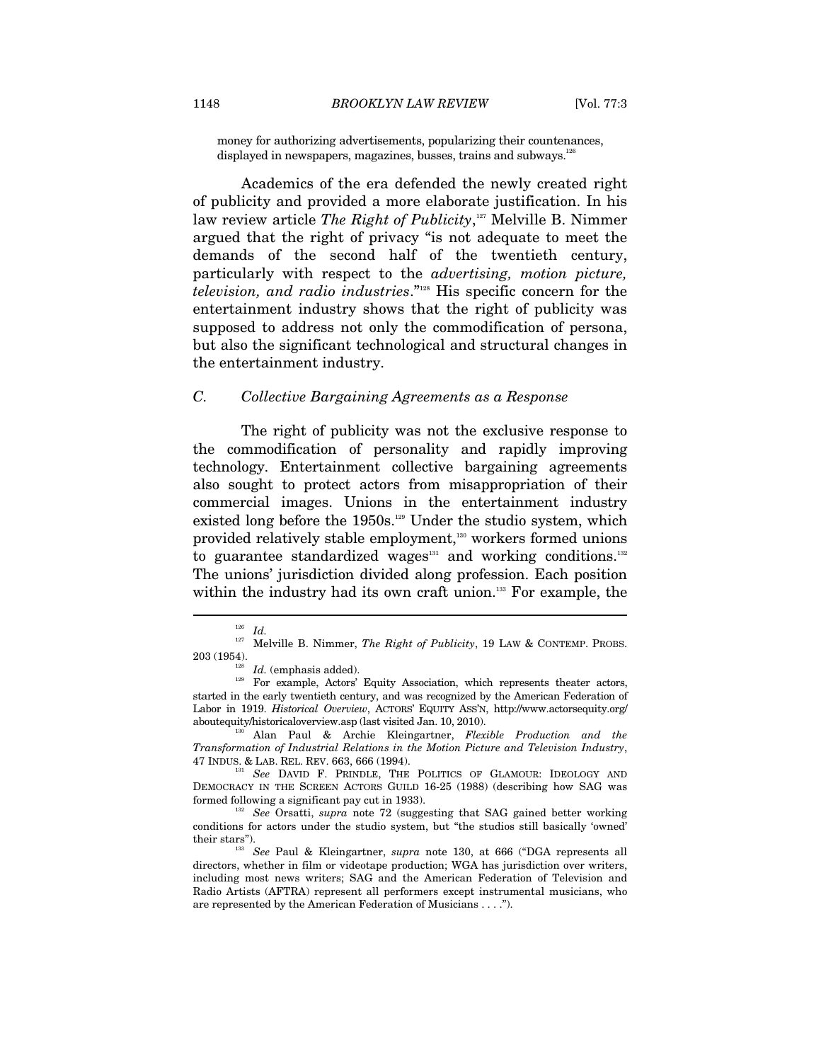money for authorizing advertisements, popularizing their countenances, displayed in newspapers, magazines, busses, trains and subways.[126]

Academics of the era defended the newly created right of publicity and provided a more elaborate justification. In his law review article *The Right of Publicity*,[127] Melville B. Nimmer argued that the right of privacy "is not adequate to meet the demands of the second half of the twentieth century, particularly with respect to the *advertising, motion picture, television, and radio industries*."[128] His specific concern for the entertainment industry shows that the right of publicity was supposed to address not only the commodification of persona, but also the significant technological and structural changes in the entertainment industry.

### *C. Collective Bargaining Agreements as a Response*

The right of publicity was not the exclusive response to the commodification of personality and rapidly improving technology. Entertainment collective bargaining agreements also sought to protect actors from misappropriation of their commercial images. Unions in the entertainment industry existed long before the 1950s.[129] Under the studio system, which provided relatively stable employment,[130] workers formed unions to guarantee standardized wages[131] and working conditions.[132] The unions' jurisdiction divided along profession. Each position within the industry had its own craft union.[133] For example, the

---

[126] *Id.*

[127] Melville B. Nimmer, *The Right of Publicity*, 19 LAW & CONTEMP. PROBS. 203 (1954).

[128] *Id.* (emphasis added).

[129] For example, Actors' Equity Association, which represents theater actors, started in the early twentieth century, and was recognized by the American Federation of Labor in 1919. *Historical Overview*, ACTORS' EQUITY ASS'N, http://www.actorsequity.org/aboutequity/historicaloverview.asp (last visited Jan. 10, 2010).

[130] Alan Paul & Archie Kleingartner, *Flexible Production and the Transformation of Industrial Relations in the Motion Picture and Television Industry*, 47 INDUS. & LAB. REL. REV. 663, 666 (1994).

[131] *See* DAVID F. PRINDLE, THE POLITICS OF GLAMOUR: IDEOLOGY AND DEMOCRACY IN THE SCREEN ACTORS GUILD 16-25 (1988) (describing how SAG was formed following a significant pay cut in 1933).

[132] *See* Orsatti, *supra* note 72 (suggesting that SAG gained better working conditions for actors under the studio system, but "the studios still basically 'owned' their stars").

[133] *See* Paul & Kleingartner, *supra* note 130, at 666 ("DGA represents all directors, whether in film or videotape production; WGA has jurisdiction over writers, including most news writers; SAG and the American Federation of Television and Radio Artists (AFTRA) represent all performers except instrumental musicians, who are represented by the American Federation of Musicians . . . .").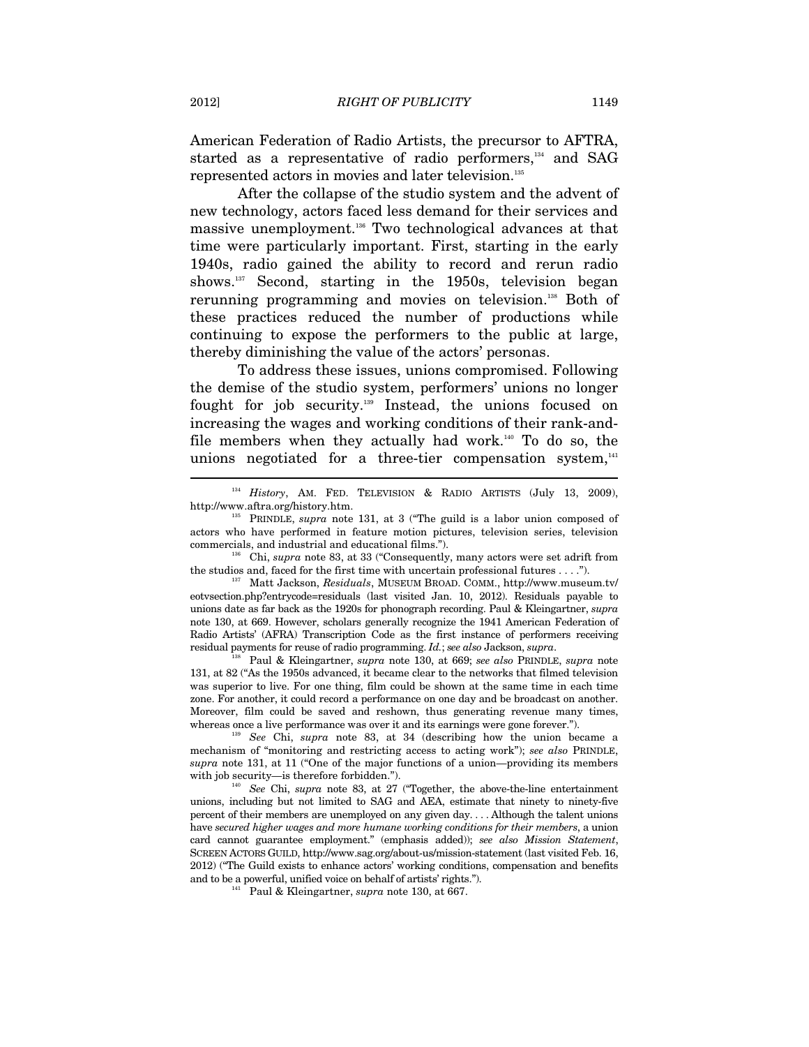American Federation of Radio Artists, the precursor to AFTRA, started as a representative of radio performers,[134] and SAG represented actors in movies and later television.[135]

After the collapse of the studio system and the advent of new technology, actors faced less demand for their services and massive unemployment.[136] Two technological advances at that time were particularly important. First, starting in the early 1940s, radio gained the ability to record and rerun radio shows.[137] Second, starting in the 1950s, television began rerunning programming and movies on television.[138] Both of these practices reduced the number of productions while continuing to expose the performers to the public at large, thereby diminishing the value of the actors' personas.

To address these issues, unions compromised. Following the demise of the studio system, performers' unions no longer fought for job security.[139] Instead, the unions focused on increasing the wages and working conditions of their rank-and-file members when they actually had work.[140] To do so, the unions negotiated for a three-tier compensation system,[141]

---

[134] *History*, AM. FED. TELEVISION & RADIO ARTISTS (July 13, 2009), http://www.aftra.org/history.htm.

[135] PRINDLE, *supra* note 131, at 3 ("The guild is a labor union composed of actors who have performed in feature motion pictures, television series, television commercials, and industrial and educational films.").

[136] Chi, *supra* note 83, at 33 ("Consequently, many actors were set adrift from the studios and, faced for the first time with uncertain professional futures . . . .").

[137] Matt Jackson, *Residuals*, MUSEUM BROAD. COMM., http://www.museum.tv/eotvsection.php?entrycode=residuals (last visited Jan. 10, 2012). Residuals payable to unions date as far back as the 1920s for phonograph recording. Paul & Kleingartner, *supra* note 130, at 669. However, scholars generally recognize the 1941 American Federation of Radio Artists' (AFRA) Transcription Code as the first instance of performers receiving residual payments for reuse of radio programming. *Id.*; *see also* Jackson, *supra*.

[138] Paul & Kleingartner, *supra* note 130, at 669; *see also* PRINDLE, *supra* note 131, at 82 ("As the 1950s advanced, it became clear to the networks that filmed television was superior to live. For one thing, film could be shown at the same time in each time zone. For another, it could record a performance on one day and be broadcast on another. Moreover, film could be saved and reshown, thus generating revenue many times, whereas once a live performance was over it and its earnings were gone forever.").

[139] *See* Chi, *supra* note 83, at 34 (describing how the union became a mechanism of "monitoring and restricting access to acting work"); *see also* PRINDLE, *supra* note 131, at 11 ("One of the major functions of a union—providing its members with job security—is therefore forbidden.").

[140] *See* Chi, *supra* note 83, at 27 ("Together, the above-the-line entertainment unions, including but not limited to SAG and AEA, estimate that ninety to ninety-five percent of their members are unemployed on any given day. . . . Although the talent unions have *secured higher wages and more humane working conditions for their members*, a union card cannot guarantee employment." (emphasis added)); *see also Mission Statement*, SCREEN ACTORS GUILD, http://www.sag.org/about-us/mission-statement (last visited Feb. 16, 2012) ("The Guild exists to enhance actors' working conditions, compensation and benefits and to be a powerful, unified voice on behalf of artists' rights.").

[141] Paul & Kleingartner, *supra* note 130, at 667.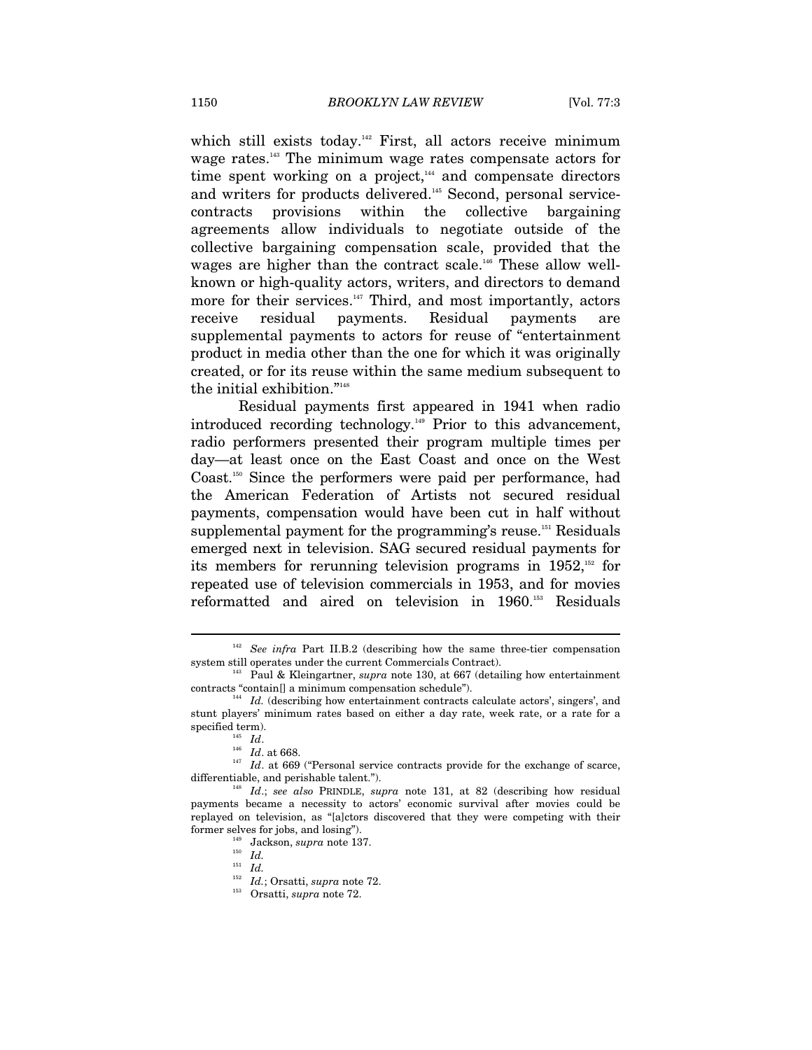which still exists today.[142] First, all actors receive minimum wage rates.[143] The minimum wage rates compensate actors for time spent working on a project,[144] and compensate directors and writers for products delivered.[145] Second, personal service-contracts provisions within the collective bargaining agreements allow individuals to negotiate outside of the collective bargaining compensation scale, provided that the wages are higher than the contract scale.[146] These allow well-known or high-quality actors, writers, and directors to demand more for their services.[147] Third, and most importantly, actors receive residual payments. Residual payments are supplemental payments to actors for reuse of "entertainment product in media other than the one for which it was originally created, or for its reuse within the same medium subsequent to the initial exhibition."[148]

Residual payments first appeared in 1941 when radio introduced recording technology.[149] Prior to this advancement, radio performers presented their program multiple times per day—at least once on the East Coast and once on the West Coast.[150] Since the performers were paid per performance, had the American Federation of Artists not secured residual payments, compensation would have been cut in half without supplemental payment for the programming's reuse.[151] Residuals emerged next in television. SAG secured residual payments for its members for rerunning television programs in 1952,[152] for repeated use of television commercials in 1953, and for movies reformatted and aired on television in 1960.[153] Residuals

---

[142] *See infra* Part II.B.2 (describing how the same three-tier compensation system still operates under the current Commercials Contract).

[143] Paul & Kleingartner, *supra* note 130, at 667 (detailing how entertainment contracts "contain[] a minimum compensation schedule").

[144] *Id.* (describing how entertainment contracts calculate actors', singers', and stunt players' minimum rates based on either a day rate, week rate, or a rate for a specified term).

[145] *Id*.

[146] *Id*. at 668.

[147] *Id*. at 669 ("Personal service contracts provide for the exchange of scarce, differentiable, and perishable talent.").

[148] *Id*.; *see also* PRINDLE, *supra* note 131, at 82 (describing how residual payments became a necessity to actors' economic survival after movies could be replayed on television, as "[a]ctors discovered that they were competing with their former selves for jobs, and losing").

[149] Jackson, *supra* note 137.

[150] *Id.*

[151] *Id.*

[152] *Id.*; Orsatti, *supra* note 72.

[153] Orsatti, *supra* note 72.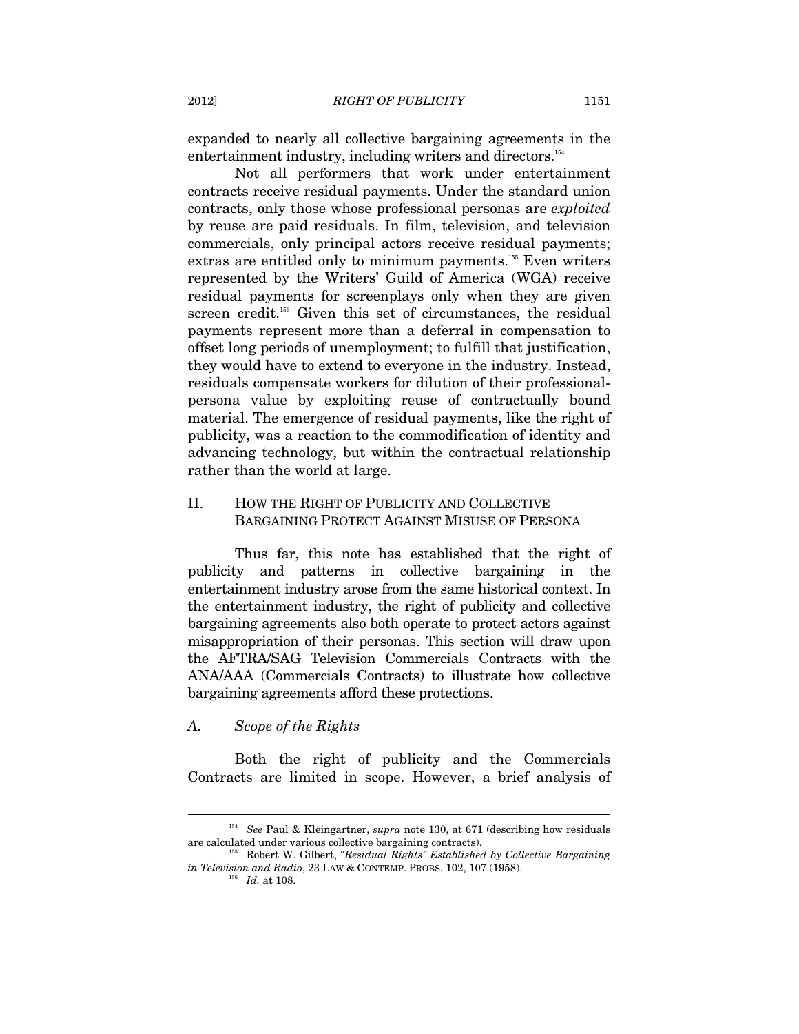expanded to nearly all collective bargaining agreements in the entertainment industry, including writers and directors.[154]

Not all performers that work under entertainment contracts receive residual payments. Under the standard union contracts, only those whose professional personas are *exploited* by reuse are paid residuals. In film, television, and television commercials, only principal actors receive residual payments; extras are entitled only to minimum payments.[155] Even writers represented by the Writers' Guild of America (WGA) receive residual payments for screenplays only when they are given screen credit.[156] Given this set of circumstances, the residual payments represent more than a deferral in compensation to offset long periods of unemployment; to fulfill that justification, they would have to extend to everyone in the industry. Instead, residuals compensate workers for dilution of their professional-persona value by exploiting reuse of contractually bound material. The emergence of residual payments, like the right of publicity, was a reaction to the commodification of identity and advancing technology, but within the contractual relationship rather than the world at large.

## II. HOW THE RIGHT OF PUBLICITY AND COLLECTIVE BARGAINING PROTECT AGAINST MISUSE OF PERSONA

Thus far, this note has established that the right of publicity and patterns in collective bargaining in the entertainment industry arose from the same historical context. In the entertainment industry, the right of publicity and collective bargaining agreements also both operate to protect actors against misappropriation of their personas. This section will draw upon the AFTRA/SAG Television Commercials Contracts with the ANA/AAA (Commercials Contracts) to illustrate how collective bargaining agreements afford these protections.

### A. *Scope of the Rights*

Both the right of publicity and the Commercials Contracts are limited in scope. However, a brief analysis of

---

[154] *See* Paul & Kleingartner, *supra* note 130, at 671 (describing how residuals are calculated under various collective bargaining contracts).

[155] Robert W. Gilbert, *"Residual Rights" Established by Collective Bargaining in Television and Radio*, 23 LAW & CONTEMP. PROBS. 102, 107 (1958).

[156] *Id.* at 108.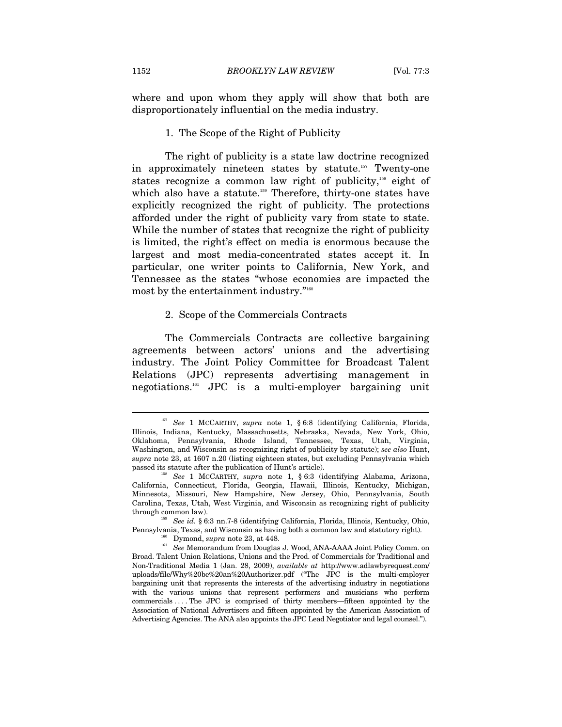where and upon whom they apply will show that both are disproportionately influential on the media industry.

### 1. The Scope of the Right of Publicity

The right of publicity is a state law doctrine recognized in approximately nineteen states by statute.[157] Twenty-one states recognize a common law right of publicity,[158] eight of which also have a statute.[159] Therefore, thirty-one states have explicitly recognized the right of publicity. The protections afforded under the right of publicity vary from state to state. While the number of states that recognize the right of publicity is limited, the right's effect on media is enormous because the largest and most media-concentrated states accept it. In particular, one writer points to California, New York, and Tennessee as the states "whose economies are impacted the most by the entertainment industry."[160]

### 2. Scope of the Commercials Contracts

The Commercials Contracts are collective bargaining agreements between actors' unions and the advertising industry. The Joint Policy Committee for Broadcast Talent Relations (JPC) represents advertising management in negotiations.[161] JPC is a multi-employer bargaining unit

---

[157] *See* 1 MCCARTHY, *supra* note 1, § 6:8 (identifying California, Florida, Illinois, Indiana, Kentucky, Massachusetts, Nebraska, Nevada, New York, Ohio, Oklahoma, Pennsylvania, Rhode Island, Tennessee, Texas, Utah, Virginia, Washington, and Wisconsin as recognizing right of publicity by statute); *see also* Hunt, *supra* note 23, at 1607 n.20 (listing eighteen states, but excluding Pennsylvania which passed its statute after the publication of Hunt's article).

[158] *See* 1 MCCARTHY, *supra* note 1, § 6:3 (identifying Alabama, Arizona, California, Connecticut, Florida, Georgia, Hawaii, Illinois, Kentucky, Michigan, Minnesota, Missouri, New Hampshire, New Jersey, Ohio, Pennsylvania, South Carolina, Texas, Utah, West Virginia, and Wisconsin as recognizing right of publicity through common law).

[159] *See id.* § 6:3 nn.7-8 (identifying California, Florida, Illinois, Kentucky, Ohio, Pennsylvania, Texas, and Wisconsin as having both a common law and statutory right).

[160] Dymond, *supra* note 23, at 448.

[161] *See* Memorandum from Douglas J. Wood, ANA-AAAA Joint Policy Comm. on Broad. Talent Union Relations, Unions and the Prod. of Commercials for Traditional and Non-Traditional Media 1 (Jan. 28, 2009), *available at* http://www.adlawbyrequest.com/uploads/file/Why%20be%20an%20Authorizer.pdf ("The JPC is the multi-employer bargaining unit that represents the interests of the advertising industry in negotiations with the various unions that represent performers and musicians who perform commercials . . . . The JPC is comprised of thirty members—fifteen appointed by the Association of National Advertisers and fifteen appointed by the American Association of Advertising Agencies. The ANA also appoints the JPC Lead Negotiator and legal counsel.").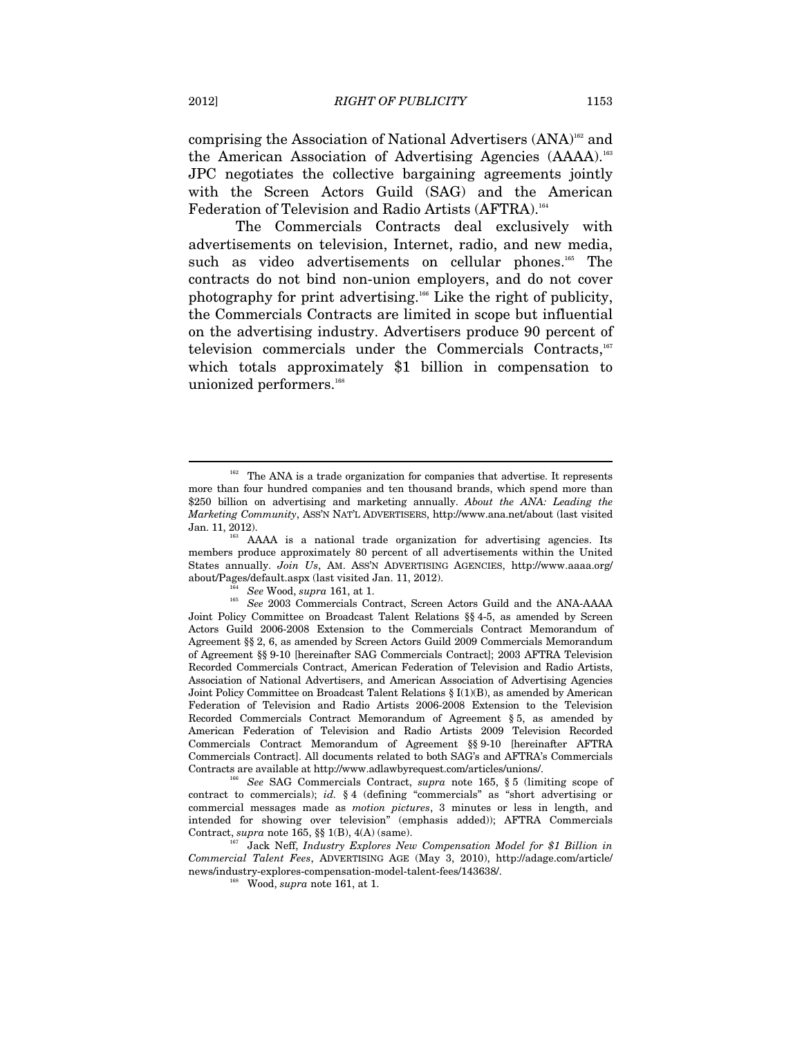comprising the Association of National Advertisers (ANA)[162] and the American Association of Advertising Agencies (AAAA).[163] JPC negotiates the collective bargaining agreements jointly with the Screen Actors Guild (SAG) and the American Federation of Television and Radio Artists (AFTRA).[164]

The Commercials Contracts deal exclusively with advertisements on television, Internet, radio, and new media, such as video advertisements on cellular phones.[165] The contracts do not bind non-union employers, and do not cover photography for print advertising.[166] Like the right of publicity, the Commercials Contracts are limited in scope but influential on the advertising industry. Advertisers produce 90 percent of television commercials under the Commercials Contracts,[167] which totals approximately $1 billion in compensation to unionized performers.[168]

---

[162] The ANA is a trade organization for companies that advertise. It represents more than four hundred companies and ten thousand brands, which spend more than $250 billion on advertising and marketing annually. *About the ANA: Leading the Marketing Community*, ASS'N NAT'L ADVERTISERS, http://www.ana.net/about (last visited Jan. 11, 2012).

[163] AAAA is a national trade organization for advertising agencies. Its members produce approximately 80 percent of all advertisements within the United States annually. *Join Us*, AM. ASS'N ADVERTISING AGENCIES, http://www.aaaa.org/about/Pages/default.aspx (last visited Jan. 11, 2012).

[164] *See* Wood, *supra* 161, at 1.

[165] *See* 2003 Commercials Contract, Screen Actors Guild and the ANA-AAAA Joint Policy Committee on Broadcast Talent Relations §§ 4-5, as amended by Screen Actors Guild 2006-2008 Extension to the Commercials Contract Memorandum of Agreement §§ 2, 6, as amended by Screen Actors Guild 2009 Commercials Memorandum of Agreement §§ 9-10 [hereinafter SAG Commercials Contract]; 2003 AFTRA Television Recorded Commercials Contract, American Federation of Television and Radio Artists, Association of National Advertisers, and American Association of Advertising Agencies Joint Policy Committee on Broadcast Talent Relations § I(1)(B), as amended by American Federation of Television and Radio Artists 2006-2008 Extension to the Television Recorded Commercials Contract Memorandum of Agreement § 5, as amended by American Federation of Television and Radio Artists 2009 Television Recorded Commercials Contract Memorandum of Agreement §§ 9-10 [hereinafter AFTRA Commercials Contract]. All documents related to both SAG's and AFTRA's Commercials Contracts are available at http://www.adlawbyrequest.com/articles/unions/.

[166] *See* SAG Commercials Contract, *supra* note 165, § 5 (limiting scope of contract to commercials); *id.* § 4 (defining "commercials" as "short advertising or commercial messages made as *motion pictures*, 3 minutes or less in length, and intended for showing over television" (emphasis added)); AFTRA Commercials Contract, *supra* note 165, §§ 1(B), 4(A) (same).

[167] Jack Neff, *Industry Explores New Compensation Model for $1 Billion in Commercial Talent Fees*, ADVERTISING AGE (May 3, 2010), http://adage.com/article/news/industry-explores-compensation-model-talent-fees/143638/.

[168] Wood, *supra* note 161, at 1.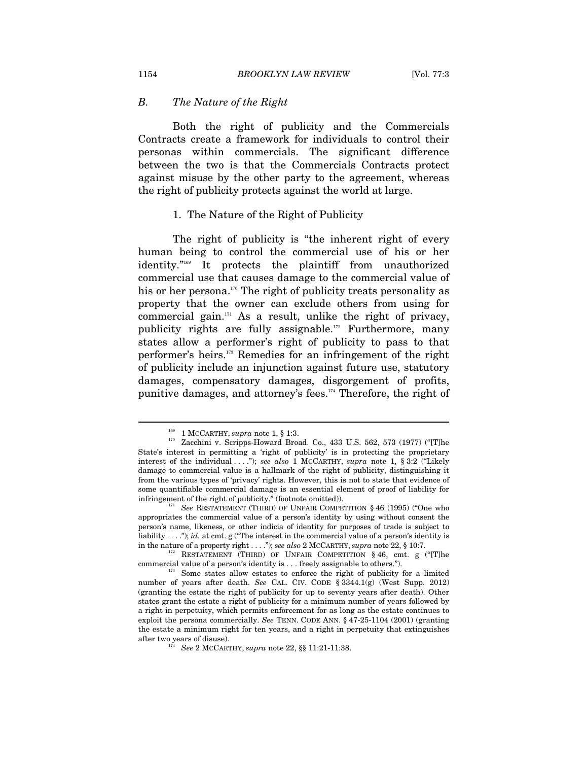### *B. The Nature of the Right*

Both the right of publicity and the Commercials Contracts create a framework for individuals to control their personas within commercials. The significant difference between the two is that the Commercials Contracts protect against misuse by the other party to the agreement, whereas the right of publicity protects against the world at large.

#### 1. The Nature of the Right of Publicity

The right of publicity is "the inherent right of every human being to control the commercial use of his or her identity."[169] It protects the plaintiff from unauthorized commercial use that causes damage to the commercial value of his or her persona.[170] The right of publicity treats personality as property that the owner can exclude others from using for commercial gain.[171] As a result, unlike the right of privacy, publicity rights are fully assignable.[172] Furthermore, many states allow a performer's right of publicity to pass to that performer's heirs.[173] Remedies for an infringement of the right of publicity include an injunction against future use, statutory damages, compensatory damages, disgorgement of profits, punitive damages, and attorney's fees.[174] Therefore, the right of

---

[169] 1 MCCARTHY, *supra* note 1, § 1:3.

[170] Zacchini v. Scripps-Howard Broad. Co., 433 U.S. 562, 573 (1977) ("[T]he State's interest in permitting a 'right of publicity' is in protecting the proprietary interest of the individual . . . ."); *see also* 1 MCCARTHY, *supra* note 1, § 3:2 ("Likely damage to commercial value is a hallmark of the right of publicity, distinguishing it from the various types of 'privacy' rights. However, this is not to state that evidence of some quantifiable commercial damage is an essential element of proof of liability for infringement of the right of publicity." (footnote omitted)).

[171] *See* RESTATEMENT (THIRD) OF UNFAIR COMPETITION § 46 (1995) ("One who appropriates the commercial value of a person's identity by using without consent the person's name, likeness, or other indicia of identity for purposes of trade is subject to liability . . . ."); *id.* at cmt. g ("The interest in the commercial value of a person's identity is in the nature of a property right . . . ."); *see also* 2 MCCARTHY, *supra* note 22, § 10:7.

[172] RESTATEMENT (THIRD) OF UNFAIR COMPETITION § 46, cmt. g ("[T]he commercial value of a person's identity is . . . freely assignable to others.").

[173] Some states allow estates to enforce the right of publicity for a limited number of years after death. *See* CAL. CIV. CODE § 3344.1(g) (West Supp. 2012) (granting the estate the right of publicity for up to seventy years after death). Other states grant the estate a right of publicity for a minimum number of years followed by a right in perpetuity, which permits enforcement for as long as the estate continues to exploit the persona commercially. *See* TENN. CODE ANN. § 47-25-1104 (2001) (granting the estate a minimum right for ten years, and a right in perpetuity that extinguishes after two years of disuse).

[174] *See* 2 MCCARTHY, *supra* note 22, §§ 11:21-11:38.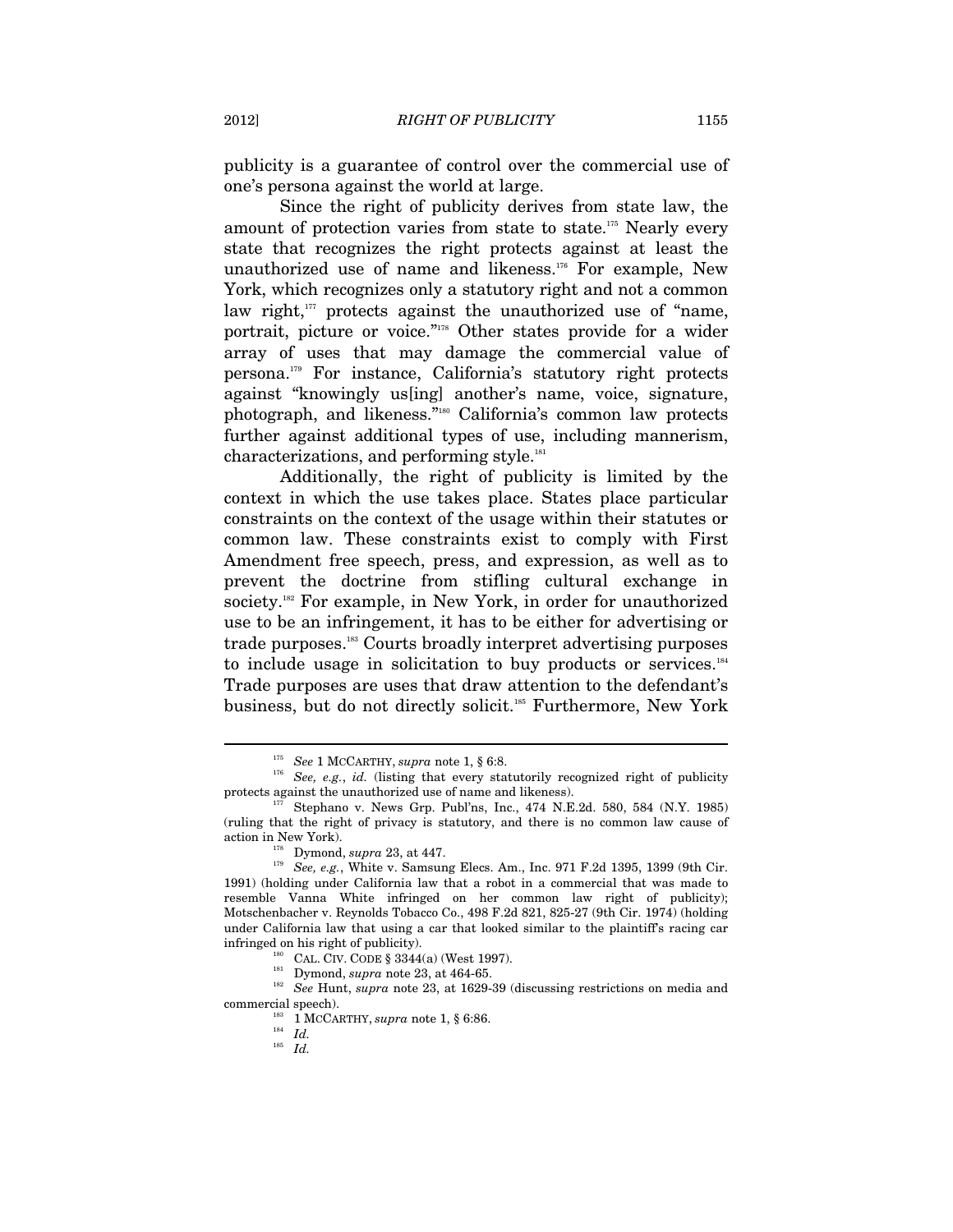publicity is a guarantee of control over the commercial use of one's persona against the world at large.

Since the right of publicity derives from state law, the amount of protection varies from state to state.[175] Nearly every state that recognizes the right protects against at least the unauthorized use of name and likeness.[176] For example, New York, which recognizes only a statutory right and not a common law right,[177] protects against the unauthorized use of "name, portrait, picture or voice."[178] Other states provide for a wider array of uses that may damage the commercial value of persona.[179] For instance, California's statutory right protects against "knowingly us[ing] another's name, voice, signature, photograph, and likeness."[180] California's common law protects further against additional types of use, including mannerism, characterizations, and performing style.[181]

Additionally, the right of publicity is limited by the context in which the use takes place. States place particular constraints on the context of the usage within their statutes or common law. These constraints exist to comply with First Amendment free speech, press, and expression, as well as to prevent the doctrine from stifling cultural exchange in society.[182] For example, in New York, in order for unauthorized use to be an infringement, it has to be either for advertising or trade purposes.[183] Courts broadly interpret advertising purposes to include usage in solicitation to buy products or services.[184] Trade purposes are uses that draw attention to the defendant's business, but do not directly solicit.[185] Furthermore, New York

---

[175] *See* 1 MCCARTHY, *supra* note 1, § 6:8.

[176] *See, e.g.*, *id.* (listing that every statutorily recognized right of publicity protects against the unauthorized use of name and likeness).

[177] Stephano v. News Grp. Publ'ns, Inc., 474 N.E.2d. 580, 584 (N.Y. 1985) (ruling that the right of privacy is statutory, and there is no common law cause of action in New York).

[178] Dymond, *supra* 23, at 447.

[179] *See, e.g.*, White v. Samsung Elecs. Am., Inc. 971 F.2d 1395, 1399 (9th Cir. 1991) (holding under California law that a robot in a commercial that was made to resemble Vanna White infringed on her common law right of publicity); Motschenbacher v. Reynolds Tobacco Co., 498 F.2d 821, 825-27 (9th Cir. 1974) (holding under California law that using a car that looked similar to the plaintiff's racing car infringed on his right of publicity).

[180] CAL. CIV. CODE § 3344(a) (West 1997).

[181] Dymond, *supra* note 23, at 464-65.

[182] *See* Hunt, *supra* note 23, at 1629-39 (discussing restrictions on media and commercial speech).

[183] 1 MCCARTHY, *supra* note 1, § 6:86.

[184] *Id.*

[185] *Id.*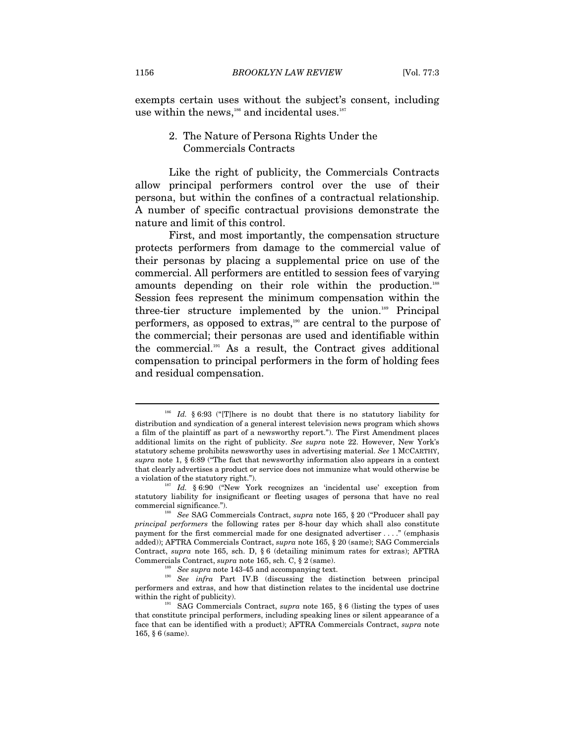exempts certain uses without the subject's consent, including use within the news,[186] and incidental uses.[187]

### 2. The Nature of Persona Rights Under the Commercials Contracts

Like the right of publicity, the Commercials Contracts allow principal performers control over the use of their persona, but within the confines of a contractual relationship. A number of specific contractual provisions demonstrate the nature and limit of this control.

First, and most importantly, the compensation structure protects performers from damage to the commercial value of their personas by placing a supplemental price on use of the commercial. All performers are entitled to session fees of varying amounts depending on their role within the production.[188] Session fees represent the minimum compensation within the three-tier structure implemented by the union.[189] Principal performers, as opposed to extras,[190] are central to the purpose of the commercial; their personas are used and identifiable within the commercial.[191] As a result, the Contract gives additional compensation to principal performers in the form of holding fees and residual compensation.

---

[186] *Id.* § 6:93 ("[T]here is no doubt that there is no statutory liability for distribution and syndication of a general interest television news program which shows a film of the plaintiff as part of a newsworthy report."). The First Amendment places additional limits on the right of publicity. *See supra* note 22. However, New York's statutory scheme prohibits newsworthy uses in advertising material. *See* 1 MCCARTHY, *supra* note 1, § 6:89 ("The fact that newsworthy information also appears in a context that clearly advertises a product or service does not immunize what would otherwise be a violation of the statutory right.").

[187] *Id.* § 6:90 ("New York recognizes an 'incidental use' exception from statutory liability for insignificant or fleeting usages of persona that have no real commercial significance.").

[188] *See* SAG Commercials Contract, *supra* note 165, § 20 ("Producer shall pay *principal performers* the following rates per 8-hour day which shall also constitute payment for the first commercial made for one designated advertiser . . . ." (emphasis added)); AFTRA Commercials Contract, *supra* note 165, § 20 (same); SAG Commercials Contract, *supra* note 165, sch. D, § 6 (detailing minimum rates for extras); AFTRA Commercials Contract, *supra* note 165, sch. C, § 2 (same).

[189] *See supra* note 143-45 and accompanying text.

[190] *See infra* Part IV.B (discussing the distinction between principal performers and extras, and how that distinction relates to the incidental use doctrine within the right of publicity).

[191] SAG Commercials Contract, *supra* note 165, § 6 (listing the types of uses that constitute principal performers, including speaking lines or silent appearance of a face that can be identified with a product); AFTRA Commercials Contract, *supra* note 165, § 6 (same).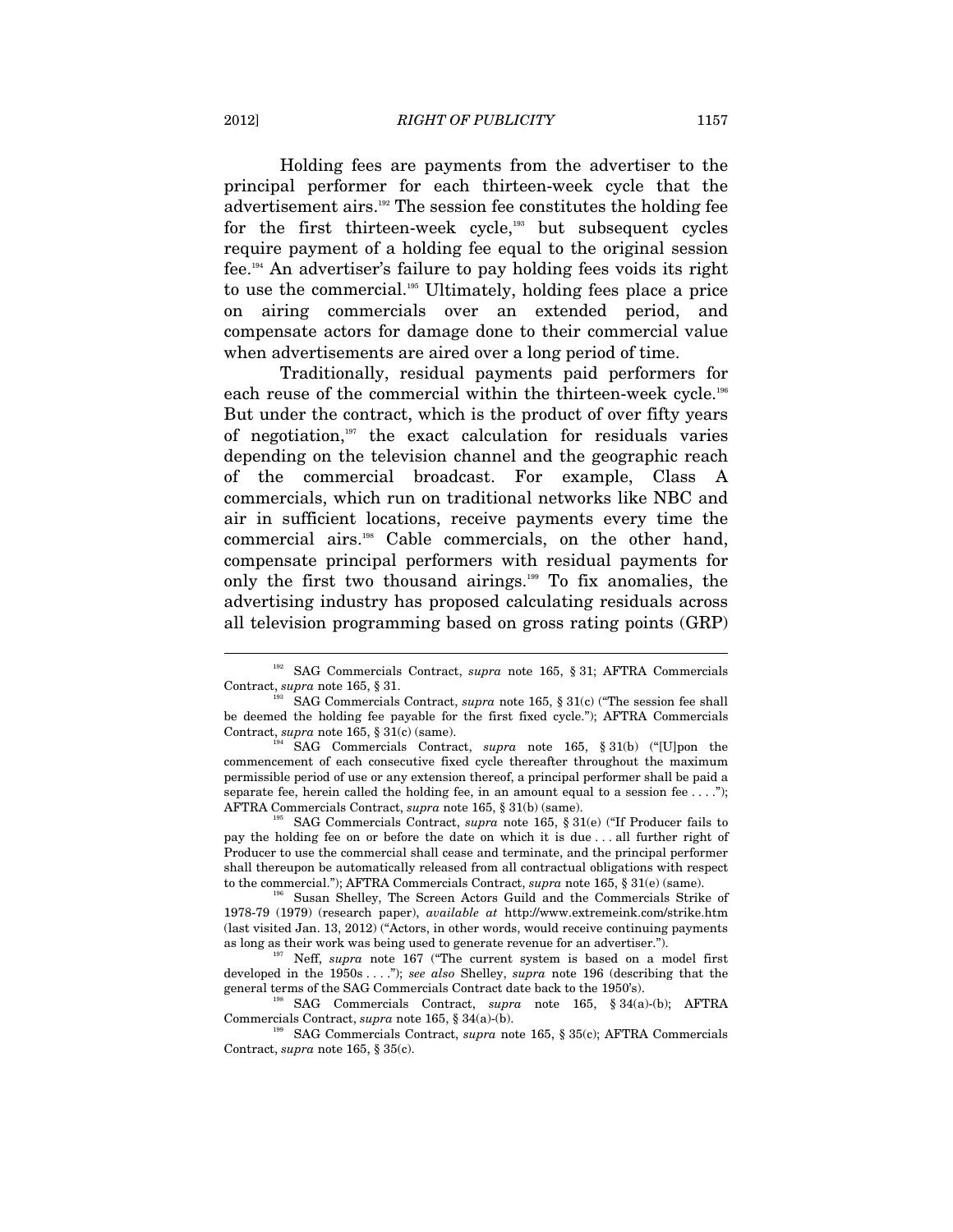Holding fees are payments from the advertiser to the principal performer for each thirteen-week cycle that the advertisement airs.[192] The session fee constitutes the holding fee for the first thirteen-week cycle,[193] but subsequent cycles require payment of a holding fee equal to the original session fee.[194] An advertiser's failure to pay holding fees voids its right to use the commercial.[195] Ultimately, holding fees place a price on airing commercials over an extended period, and compensate actors for damage done to their commercial value when advertisements are aired over a long period of time.

Traditionally, residual payments paid performers for each reuse of the commercial within the thirteen-week cycle.[196] But under the contract, which is the product of over fifty years of negotiation,[197] the exact calculation for residuals varies depending on the television channel and the geographic reach of the commercial broadcast. For example, Class A commercials, which run on traditional networks like NBC and air in sufficient locations, receive payments every time the commercial airs.[198] Cable commercials, on the other hand, compensate principal performers with residual payments for only the first two thousand airings.[199] To fix anomalies, the advertising industry has proposed calculating residuals across all television programming based on gross rating points (GRP)

---

[192] SAG Commercials Contract, *supra* note 165, § 31; AFTRA Commercials Contract, *supra* note 165, § 31.

[193] SAG Commercials Contract, *supra* note 165, § 31(c) ("The session fee shall be deemed the holding fee payable for the first fixed cycle."); AFTRA Commercials Contract, *supra* note 165, § 31(c) (same).

[194] SAG Commercials Contract, *supra* note 165, § 31(b) ("[U]pon the commencement of each consecutive fixed cycle thereafter throughout the maximum permissible period of use or any extension thereof, a principal performer shall be paid a separate fee, herein called the holding fee, in an amount equal to a session fee . . . ."); AFTRA Commercials Contract, *supra* note 165, § 31(b) (same).

[195] SAG Commercials Contract, *supra* note 165, § 31(e) ("If Producer fails to pay the holding fee on or before the date on which it is due . . . all further right of Producer to use the commercial shall cease and terminate, and the principal performer shall thereupon be automatically released from all contractual obligations with respect to the commercial."); AFTRA Commercials Contract, *supra* note 165, § 31(e) (same).

[196] Susan Shelley, The Screen Actors Guild and the Commercials Strike of 1978-79 (1979) (research paper), *available at* http://www.extremeink.com/strike.htm (last visited Jan. 13, 2012) ("Actors, in other words, would receive continuing payments as long as their work was being used to generate revenue for an advertiser.").

[197] Neff, *supra* note 167 ("The current system is based on a model first developed in the 1950s . . . ."); *see also* Shelley, *supra* note 196 (describing that the general terms of the SAG Commercials Contract date back to the 1950's).

[198] SAG Commercials Contract, *supra* note 165, § 34(a)-(b); AFTRA Commercials Contract, *supra* note 165, § 34(a)-(b).

[199] SAG Commercials Contract, *supra* note 165, § 35(c); AFTRA Commercials Contract, *supra* note 165, § 35(c).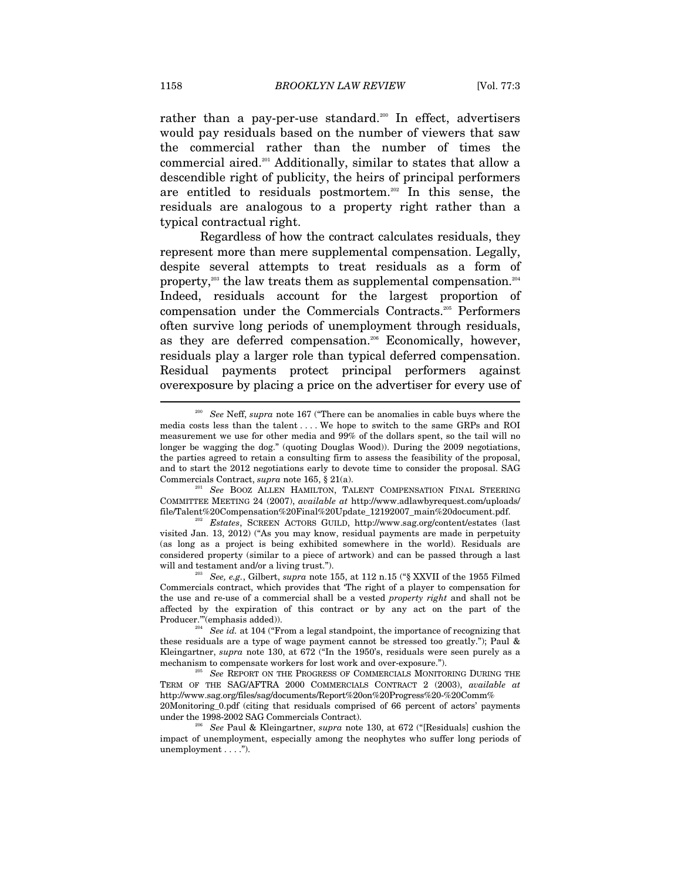rather than a pay-per-use standard.[200] In effect, advertisers would pay residuals based on the number of viewers that saw the commercial rather than the number of times the commercial aired.[201] Additionally, similar to states that allow a descendible right of publicity, the heirs of principal performers are entitled to residuals postmortem.[202] In this sense, the residuals are analogous to a property right rather than a typical contractual right.

Regardless of how the contract calculates residuals, they represent more than mere supplemental compensation. Legally, despite several attempts to treat residuals as a form of property,[203] the law treats them as supplemental compensation.[204] Indeed, residuals account for the largest proportion of compensation under the Commercials Contracts.[205] Performers often survive long periods of unemployment through residuals, as they are deferred compensation.[206] Economically, however, residuals play a larger role than typical deferred compensation. Residual payments protect principal performers against overexposure by placing a price on the advertiser for every use of

---

[200] *See* Neff, *supra* note 167 ("There can be anomalies in cable buys where the media costs less than the talent . . . . We hope to switch to the same GRPs and ROI measurement we use for other media and 99% of the dollars spent, so the tail will no longer be wagging the dog." (quoting Douglas Wood)). During the 2009 negotiations, the parties agreed to retain a consulting firm to assess the feasibility of the proposal, and to start the 2012 negotiations early to devote time to consider the proposal. SAG Commercials Contract, *supra* note 165, § 21(a).

[201] *See* BOOZ ALLEN HAMILTON, TALENT COMPENSATION FINAL STEERING COMMITTEE MEETING 24 (2007), *available at* http://www.adlawbyrequest.com/uploads/file/Talent%20Compensation%20Final%20Update_12192007_main%20document.pdf.

[202] *Estates*, SCREEN ACTORS GUILD, http://www.sag.org/content/estates (last visited Jan. 13, 2012) ("As you may know, residual payments are made in perpetuity (as long as a project is being exhibited somewhere in the world). Residuals are considered property (similar to a piece of artwork) and can be passed through a last will and testament and/or a living trust.").

[203] *See, e.g.*, Gilbert, *supra* note 155, at 112 n.15 ("§ XXVII of the 1955 Filmed Commercials contract, which provides that 'The right of a player to compensation for the use and re-use of a commercial shall be a vested *property right* and shall not be affected by the expiration of this contract or by any act on the part of the Producer.'"(emphasis added)).

[204] *See id.* at 104 ("From a legal standpoint, the importance of recognizing that these residuals are a type of wage payment cannot be stressed too greatly."); Paul & Kleingartner, *supra* note 130, at 672 ("In the 1950's, residuals were seen purely as a mechanism to compensate workers for lost work and over-exposure.").

[205] *See* REPORT ON THE PROGRESS OF COMMERCIALS MONITORING DURING THE TERM OF THE SAG/AFTRA 2000 COMMERCIALS CONTRACT 2 (2003), *available at* http://www.sag.org/files/sag/documents/Report%20on%20Progress%20-%20Comm%20Monitoring_0.pdf (citing that residuals comprised of 66 percent of actors' payments under the 1998-2002 SAG Commercials Contract).

[206] *See* Paul & Kleingartner, *supra* note 130, at 672 ("[Residuals] cushion the impact of unemployment, especially among the neophytes who suffer long periods of unemployment . . . .").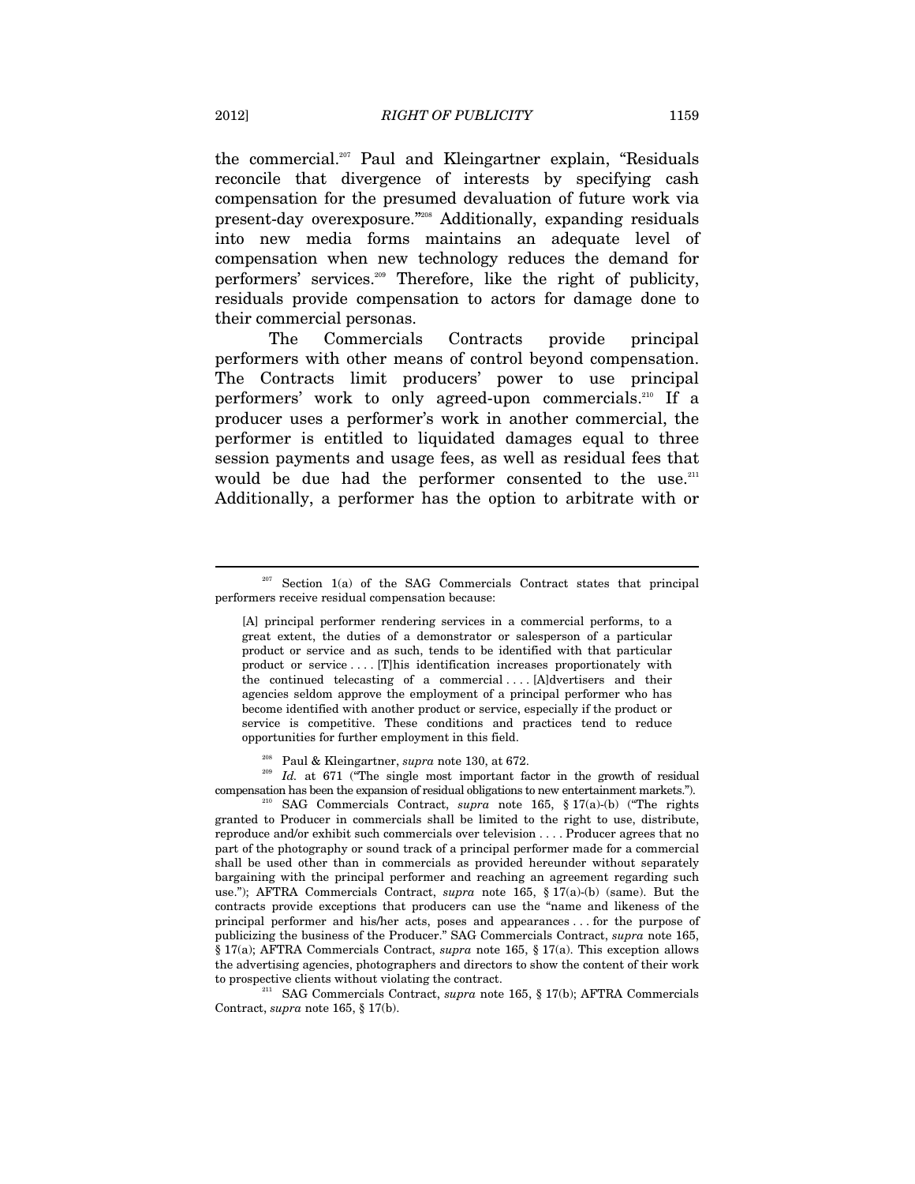the commercial.[207] Paul and Kleingartner explain, "Residuals reconcile that divergence of interests by specifying cash compensation for the presumed devaluation of future work via present-day overexposure."[208] Additionally, expanding residuals into new media forms maintains an adequate level of compensation when new technology reduces the demand for performers' services.[209] Therefore, like the right of publicity, residuals provide compensation to actors for damage done to their commercial personas.

The Commercials Contracts provide principal performers with other means of control beyond compensation. The Contracts limit producers' power to use principal performers' work to only agreed-upon commercials.[210] If a producer uses a performer's work in another commercial, the performer is entitled to liquidated damages equal to three session payments and usage fees, as well as residual fees that would be due had the performer consented to the use.[211] Additionally, a performer has the option to arbitrate with or

---

[207] Section 1(a) of the SAG Commercials Contract states that principal performers receive residual compensation because:

> [A] principal performer rendering services in a commercial performs, to a great extent, the duties of a demonstrator or salesperson of a particular product or service and as such, tends to be identified with that particular product or service . . . . [T]his identification increases proportionately with the continued telecasting of a commercial . . . . [A]dvertisers and their agencies seldom approve the employment of a principal performer who has become identified with another product or service, especially if the product or service is competitive. These conditions and practices tend to reduce opportunities for further employment in this field.

[208] Paul & Kleingartner, *supra* note 130, at 672.

[209] *Id.* at 671 ("The single most important factor in the growth of residual compensation has been the expansion of residual obligations to new entertainment markets.").

[210] SAG Commercials Contract, *supra* note 165, § 17(a)-(b) ("The rights granted to Producer in commercials shall be limited to the right to use, distribute, reproduce and/or exhibit such commercials over television . . . . Producer agrees that no part of the photography or sound track of a principal performer made for a commercial shall be used other than in commercials as provided hereunder without separately bargaining with the principal performer and reaching an agreement regarding such use."); AFTRA Commercials Contract, *supra* note 165, § 17(a)-(b) (same). But the contracts provide exceptions that producers can use the "name and likeness of the principal performer and his/her acts, poses and appearances . . . for the purpose of publicizing the business of the Producer." SAG Commercials Contract, *supra* note 165, § 17(a); AFTRA Commercials Contract, *supra* note 165, § 17(a). This exception allows the advertising agencies, photographers and directors to show the content of their work to prospective clients without violating the contract.

[211] SAG Commercials Contract, *supra* note 165, § 17(b); AFTRA Commercials Contract, *supra* note 165, § 17(b).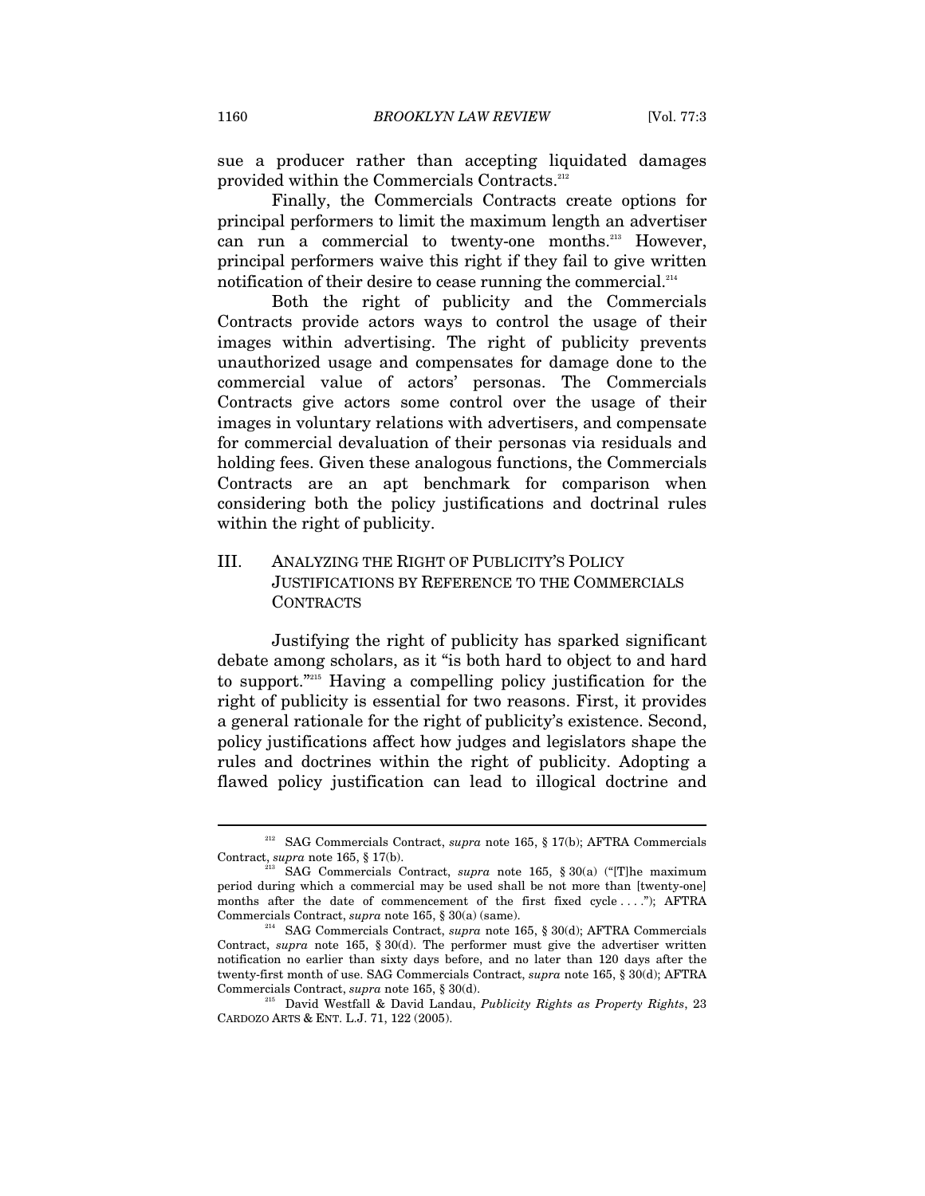sue a producer rather than accepting liquidated damages provided within the Commercials Contracts.[212]

Finally, the Commercials Contracts create options for principal performers to limit the maximum length an advertiser can run a commercial to twenty-one months.[213] However, principal performers waive this right if they fail to give written notification of their desire to cease running the commercial.[214]

Both the right of publicity and the Commercials Contracts provide actors ways to control the usage of their images within advertising. The right of publicity prevents unauthorized usage and compensates for damage done to the commercial value of actors' personas. The Commercials Contracts give actors some control over the usage of their images in voluntary relations with advertisers, and compensate for commercial devaluation of their personas via residuals and holding fees. Given these analogous functions, the Commercials Contracts are an apt benchmark for comparison when considering both the policy justifications and doctrinal rules within the right of publicity.

## III. ANALYZING THE RIGHT OF PUBLICITY'S POLICY JUSTIFICATIONS BY REFERENCE TO THE COMMERCIALS CONTRACTS

Justifying the right of publicity has sparked significant debate among scholars, as it "is both hard to object to and hard to support."[215] Having a compelling policy justification for the right of publicity is essential for two reasons. First, it provides a general rationale for the right of publicity's existence. Second, policy justifications affect how judges and legislators shape the rules and doctrines within the right of publicity. Adopting a flawed policy justification can lead to illogical doctrine and

---

[212] SAG Commercials Contract, *supra* note 165, § 17(b); AFTRA Commercials Contract, *supra* note 165, § 17(b).

[213] SAG Commercials Contract, *supra* note 165, § 30(a) ("[T]he maximum period during which a commercial may be used shall be not more than [twenty-one] months after the date of commencement of the first fixed cycle . . . ."); AFTRA Commercials Contract, *supra* note 165, § 30(a) (same).

[214] SAG Commercials Contract, *supra* note 165, § 30(d); AFTRA Commercials Contract, *supra* note 165, § 30(d). The performer must give the advertiser written notification no earlier than sixty days before, and no later than 120 days after the twenty-first month of use. SAG Commercials Contract, *supra* note 165, § 30(d); AFTRA Commercials Contract, *supra* note 165, § 30(d).

[215] David Westfall & David Landau, *Publicity Rights as Property Rights*, 23 CARDOZO ARTS & ENT. L.J. 71, 122 (2005).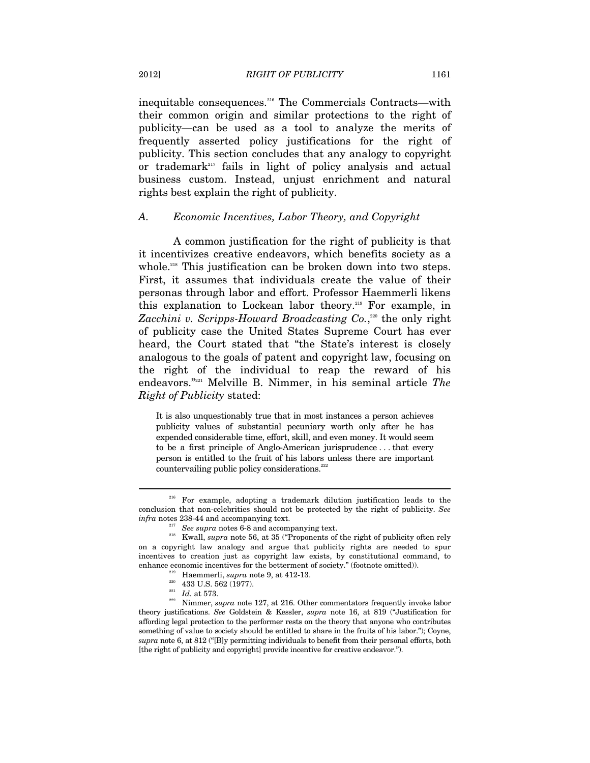inequitable consequences.[216] The Commercials Contracts—with their common origin and similar protections to the right of publicity—can be used as a tool to analyze the merits of frequently asserted policy justifications for the right of publicity. This section concludes that any analogy to copyright or trademark[217] fails in light of policy analysis and actual business custom. Instead, unjust enrichment and natural rights best explain the right of publicity.

### *A. Economic Incentives, Labor Theory, and Copyright*

A common justification for the right of publicity is that it incentivizes creative endeavors, which benefits society as a whole.[218] This justification can be broken down into two steps. First, it assumes that individuals create the value of their personas through labor and effort. Professor Haemmerli likens this explanation to Lockean labor theory.[219] For example, in *Zacchini v. Scripps-Howard Broadcasting Co.*,[220] the only right of publicity case the United States Supreme Court has ever heard, the Court stated that "the State's interest is closely analogous to the goals of patent and copyright law, focusing on the right of the individual to reap the reward of his endeavors."[221] Melville B. Nimmer, in his seminal article *The Right of Publicity* stated:

> It is also unquestionably true that in most instances a person achieves publicity values of substantial pecuniary worth only after he has expended considerable time, effort, skill, and even money. It would seem to be a first principle of Anglo-American jurisprudence . . . that every person is entitled to the fruit of his labors unless there are important countervailing public policy considerations.[222]

---

[216] For example, adopting a trademark dilution justification leads to the conclusion that non-celebrities should not be protected by the right of publicity. *See infra* notes 238-44 and accompanying text.

[217] *See supra* notes 6-8 and accompanying text.

[218] Kwall, *supra* note 56, at 35 ("Proponents of the right of publicity often rely on a copyright law analogy and argue that publicity rights are needed to spur incentives to creation just as copyright law exists, by constitutional command, to enhance economic incentives for the betterment of society." (footnote omitted)).

[219] Haemmerli, *supra* note 9, at 412-13.

[220] 433 U.S. 562 (1977).

[221] *Id.* at 573.

[222] Nimmer, *supra* note 127, at 216. Other commentators frequently invoke labor theory justifications. *See* Goldstein & Kessler, *supra* note 16, at 819 ("Justification for affording legal protection to the performer rests on the theory that anyone who contributes something of value to society should be entitled to share in the fruits of his labor."); Coyne, *supra* note 6, at 812 ("[B]y permitting individuals to benefit from their personal efforts, both [the right of publicity and copyright] provide incentive for creative endeavor.").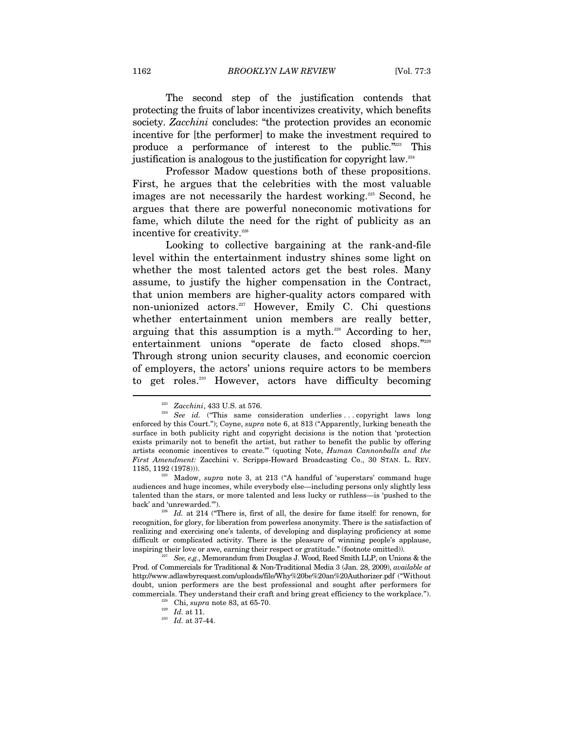The second step of the justification contends that protecting the fruits of labor incentivizes creativity, which benefits society. *Zacchini* concludes: "the protection provides an economic incentive for [the performer] to make the investment required to produce a performance of interest to the public."[223] This justification is analogous to the justification for copyright law.[224]

Professor Madow questions both of these propositions. First, he argues that the celebrities with the most valuable images are not necessarily the hardest working.[225] Second, he argues that there are powerful noneconomic motivations for fame, which dilute the need for the right of publicity as an incentive for creativity.[226]

Looking to collective bargaining at the rank-and-file level within the entertainment industry shines some light on whether the most talented actors get the best roles. Many assume, to justify the higher compensation in the Contract, that union members are higher-quality actors compared with non-unionized actors.[227] However, Emily C. Chi questions whether entertainment union members are really better, arguing that this assumption is a myth.[228] According to her, entertainment unions "operate de facto closed shops."[229] Through strong union security clauses, and economic coercion of employers, the actors' unions require actors to be members to get roles.[230] However, actors have difficulty becoming

---

[223] *Zacchini*, 433 U.S. at 576.

[224] *See id.* ("This same consideration underlies . . . copyright laws long enforced by this Court."); Coyne, *supra* note 6, at 813 ("Apparently, lurking beneath the surface in both publicity right and copyright decisions is the notion that 'protection exists primarily not to benefit the artist, but rather to benefit the public by offering artists economic incentives to create.'" (quoting Note, *Human Cannonballs and the First Amendment:* Zacchini v. Scripps-Howard Broadcasting Co., 30 STAN. L. REV. 1185, 1192 (1978))).

[225] Madow, *supra* note 3, at 213 ("A handful of 'superstars' command huge audiences and huge incomes, while everybody else—including persons only slightly less talented than the stars, or more talented and less lucky or ruthless—is 'pushed to the back' and 'unrewarded.'").

[226] *Id.* at 214 ("There is, first of all, the desire for fame itself: for renown, for recognition, for glory, for liberation from powerless anonymity. There is the satisfaction of realizing and exercising one's talents, of developing and displaying proficiency at some difficult or complicated activity. There is the pleasure of winning people's applause, inspiring their love or awe, earning their respect or gratitude." (footnote omitted)).

[227] *See, e.g.*, Memorandum from Douglas J. Wood, Reed Smith LLP, on Unions & the Prod. of Commercials for Traditional & Non-Traditional Media 3 (Jan. 28, 2009), *available at* http://www.adlawbyrequest.com/uploads/file/Why%20be%20an%20Authorizer.pdf ("Without doubt, union performers are the best professional and sought after performers for commercials. They understand their craft and bring great efficiency to the workplace.").

[228] Chi, *supra* note 83, at 65-70.

[229] *Id.* at 11.

[230] *Id.* at 37-44.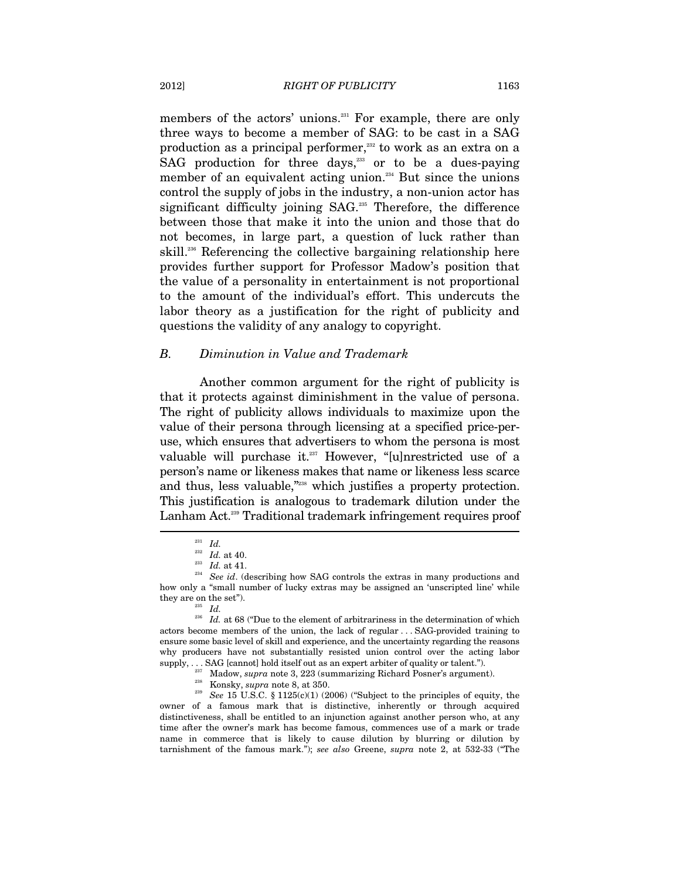members of the actors' unions.[231] For example, there are only three ways to become a member of SAG: to be cast in a SAG production as a principal performer,[232] to work as an extra on a SAG production for three days,[233] or to be a dues-paying member of an equivalent acting union.[234] But since the unions control the supply of jobs in the industry, a non-union actor has significant difficulty joining SAG.[235] Therefore, the difference between those that make it into the union and those that do not becomes, in large part, a question of luck rather than skill.[236] Referencing the collective bargaining relationship here provides further support for Professor Madow's position that the value of a personality in entertainment is not proportional to the amount of the individual's effort. This undercuts the labor theory as a justification for the right of publicity and questions the validity of any analogy to copyright.

## *B. Diminution in Value and Trademark*

Another common argument for the right of publicity is that it protects against diminishment in the value of persona. The right of publicity allows individuals to maximize upon the value of their persona through licensing at a specified price-per-use, which ensures that advertisers to whom the persona is most valuable will purchase it.[237] However, "[u]nrestricted use of a person's name or likeness makes that name or likeness less scarce and thus, less valuable,"[238] which justifies a property protection. This justification is analogous to trademark dilution under the Lanham Act.[239] Traditional trademark infringement requires proof

---

[231] *Id.*

[232] *Id.* at 40.

[233] *Id.* at 41.

[234] *See id*. (describing how SAG controls the extras in many productions and how only a "small number of lucky extras may be assigned an 'unscripted line' while they are on the set").

[235] *Id.*

[236] *Id.* at 68 ("Due to the element of arbitrariness in the determination of which actors become members of the union, the lack of regular . . . SAG-provided training to ensure some basic level of skill and experience, and the uncertainty regarding the reasons why producers have not substantially resisted union control over the acting labor supply, . . . SAG [cannot] hold itself out as an expert arbiter of quality or talent.").

[237] Madow, *supra* note 3, 223 (summarizing Richard Posner's argument).

[238] Konsky, *supra* note 8, at 350.

[239] *See* 15 U.S.C. § 1125(c)(1) (2006) ("Subject to the principles of equity, the owner of a famous mark that is distinctive, inherently or through acquired distinctiveness, shall be entitled to an injunction against another person who, at any time after the owner's mark has become famous, commences use of a mark or trade name in commerce that is likely to cause dilution by blurring or dilution by tarnishment of the famous mark."); *see also* Greene, *supra* note 2, at 532-33 ("The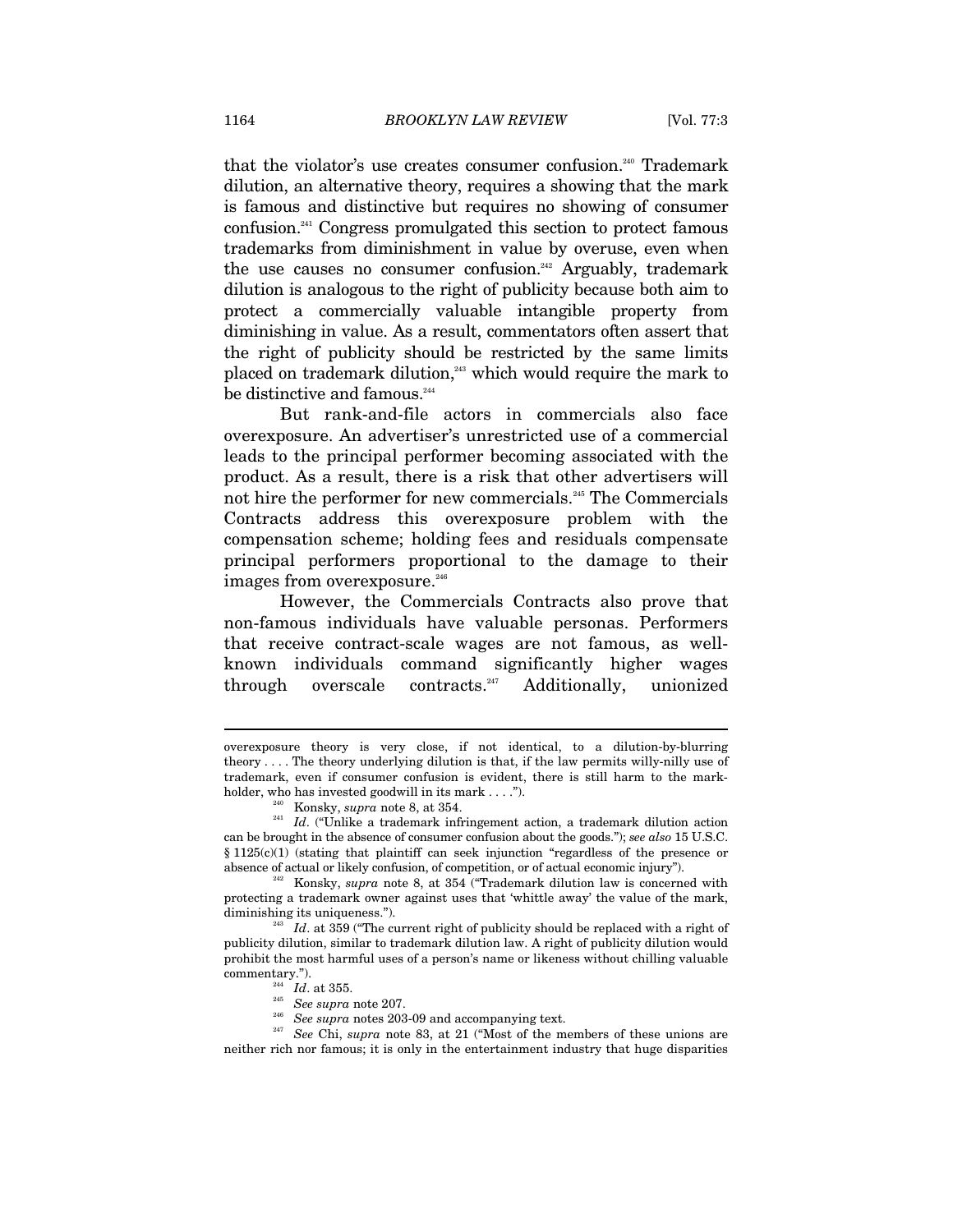that the violator's use creates consumer confusion.[240] Trademark dilution, an alternative theory, requires a showing that the mark is famous and distinctive but requires no showing of consumer confusion.[241] Congress promulgated this section to protect famous trademarks from diminishment in value by overuse, even when the use causes no consumer confusion.[242] Arguably, trademark dilution is analogous to the right of publicity because both aim to protect a commercially valuable intangible property from diminishing in value. As a result, commentators often assert that the right of publicity should be restricted by the same limits placed on trademark dilution,[243] which would require the mark to be distinctive and famous.[244]

But rank-and-file actors in commercials also face overexposure. An advertiser's unrestricted use of a commercial leads to the principal performer becoming associated with the product. As a result, there is a risk that other advertisers will not hire the performer for new commercials.[245] The Commercials Contracts address this overexposure problem with the compensation scheme; holding fees and residuals compensate principal performers proportional to the damage to their images from overexposure.[246]

However, the Commercials Contracts also prove that non-famous individuals have valuable personas. Performers that receive contract-scale wages are not famous, as well-known individuals command significantly higher wages through overscale contracts.[247] Additionally, unionized

---

overexposure theory is very close, if not identical, to a dilution-by-blurring theory . . . . The theory underlying dilution is that, if the law permits willy-nilly use of trademark, even if consumer confusion is evident, there is still harm to the mark-holder, who has invested goodwill in its mark . . . .").

[240] Konsky, *supra* note 8, at 354.

[241] *Id*. ("Unlike a trademark infringement action, a trademark dilution action can be brought in the absence of consumer confusion about the goods."); *see also* 15 U.S.C. § 1125(c)(1) (stating that plaintiff can seek injunction "regardless of the presence or absence of actual or likely confusion, of competition, or of actual economic injury").

[242] Konsky, *supra* note 8, at 354 ("Trademark dilution law is concerned with protecting a trademark owner against uses that 'whittle away' the value of the mark, diminishing its uniqueness.").

[243] *Id*. at 359 ("The current right of publicity should be replaced with a right of publicity dilution, similar to trademark dilution law. A right of publicity dilution would prohibit the most harmful uses of a person's name or likeness without chilling valuable commentary.").

[244] *Id*. at 355.

[245] *See supra* note 207.

[246] *See supra* notes 203-09 and accompanying text.

[247] *See* Chi, *supra* note 83, at 21 ("Most of the members of these unions are neither rich nor famous; it is only in the entertainment industry that huge disparities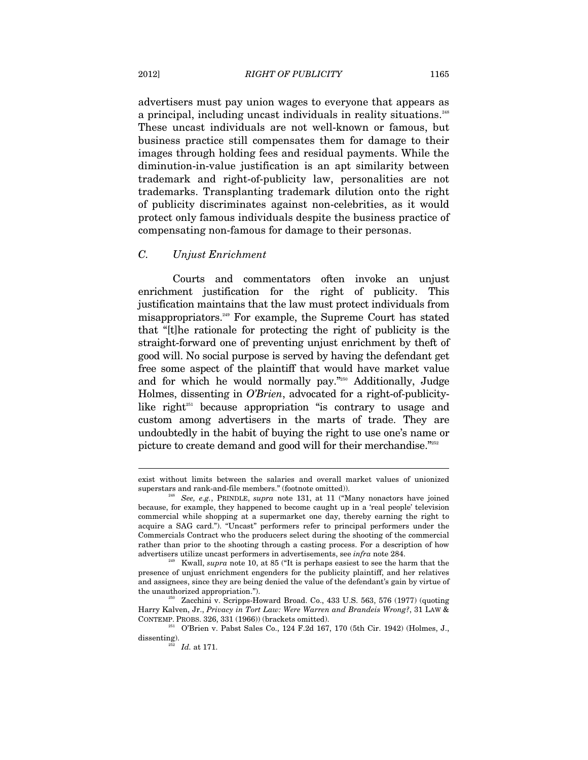advertisers must pay union wages to everyone that appears as a principal, including uncast individuals in reality situations.[248] These uncast individuals are not well-known or famous, but business practice still compensates them for damage to their images through holding fees and residual payments. While the diminution-in-value justification is an apt similarity between trademark and right-of-publicity law, personalities are not trademarks. Transplanting trademark dilution onto the right of publicity discriminates against non-celebrities, as it would protect only famous individuals despite the business practice of compensating non-famous for damage to their personas.

### *C. Unjust Enrichment*

Courts and commentators often invoke an unjust enrichment justification for the right of publicity. This justification maintains that the law must protect individuals from misappropriators.[249] For example, the Supreme Court has stated that "[t]he rationale for protecting the right of publicity is the straight-forward one of preventing unjust enrichment by theft of good will. No social purpose is served by having the defendant get free some aspect of the plaintiff that would have market value and for which he would normally pay."[250] Additionally, Judge Holmes, dissenting in *O'Brien*, advocated for a right-of-publicity-like right[251] because appropriation "is contrary to usage and custom among advertisers in the marts of trade. They are undoubtedly in the habit of buying the right to use one's name or picture to create demand and good will for their merchandise."[252]

---

exist without limits between the salaries and overall market values of unionized superstars and rank-and-file members." (footnote omitted)).

[248] *See, e.g.*, PRINDLE, *supra* note 131, at 11 ("Many nonactors have joined because, for example, they happened to become caught up in a 'real people' television commercial while shopping at a supermarket one day, thereby earning the right to acquire a SAG card."). "Uncast" performers refer to principal performers under the Commercials Contract who the producers select during the shooting of the commercial rather than prior to the shooting through a casting process. For a description of how advertisers utilize uncast performers in advertisements, see *infra* note 284.

[249] Kwall, *supra* note 10, at 85 ("It is perhaps easiest to see the harm that the presence of unjust enrichment engenders for the publicity plaintiff, and her relatives and assignees, since they are being denied the value of the defendant's gain by virtue of the unauthorized appropriation.").

[250] Zacchini v. Scripps-Howard Broad. Co., 433 U.S. 563, 576 (1977) (quoting Harry Kalven, Jr., *Privacy in Tort Law: Were Warren and Brandeis Wrong?*, 31 LAW & CONTEMP. PROBS. 326, 331 (1966)) (brackets omitted).

[251] O'Brien v. Pabst Sales Co., 124 F.2d 167, 170 (5th Cir. 1942) (Holmes, J., dissenting).

[252] *Id.* at 171.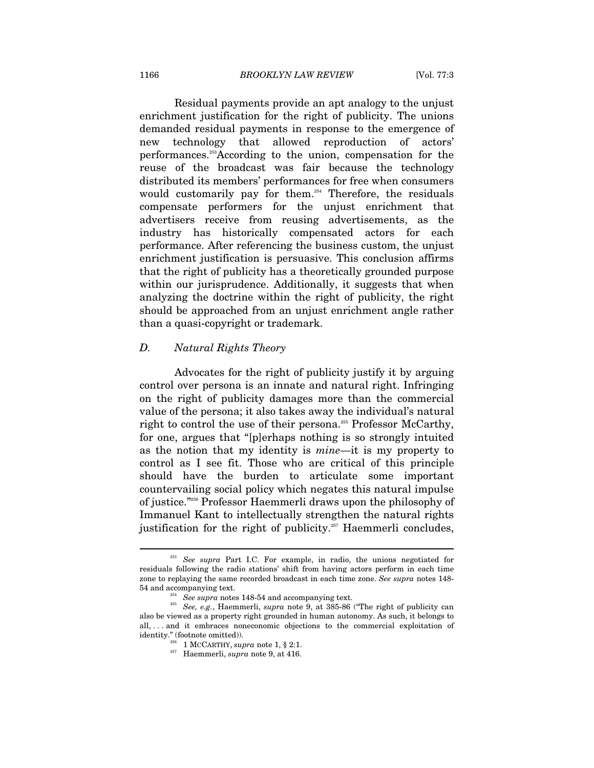Residual payments provide an apt analogy to the unjust enrichment justification for the right of publicity. The unions demanded residual payments in response to the emergence of new technology that allowed reproduction of actors' performances.[253] According to the union, compensation for the reuse of the broadcast was fair because the technology distributed its members' performances for free when consumers would customarily pay for them.[254] Therefore, the residuals compensate performers for the unjust enrichment that advertisers receive from reusing advertisements, as the industry has historically compensated actors for each performance. After referencing the business custom, the unjust enrichment justification is persuasive. This conclusion affirms that the right of publicity has a theoretically grounded purpose within our jurisprudence. Additionally, it suggests that when analyzing the doctrine within the right of publicity, the right should be approached from an unjust enrichment angle rather than a quasi-copyright or trademark.

### *D. Natural Rights Theory*

Advocates for the right of publicity justify it by arguing control over persona is an innate and natural right. Infringing on the right of publicity damages more than the commercial value of the persona; it also takes away the individual's natural right to control the use of their persona.[255] Professor McCarthy, for one, argues that "[p]erhaps nothing is so strongly intuited as the notion that my identity is *mine*—it is my property to control as I see fit. Those who are critical of this principle should have the burden to articulate some important countervailing social policy which negates this natural impulse of justice."[256] Professor Haemmerli draws upon the philosophy of Immanuel Kant to intellectually strengthen the natural rights justification for the right of publicity.[257] Haemmerli concludes,

---

[253] *See supra* Part I.C. For example, in radio, the unions negotiated for residuals following the radio stations' shift from having actors perform in each time zone to replaying the same recorded broadcast in each time zone. *See supra* notes 148-54 and accompanying text.

[254] *See supra* notes 148-54 and accompanying text.

[255] *See, e.g.*, Haemmerli, *supra* note 9, at 385-86 ("The right of publicity can also be viewed as a property right grounded in human autonomy. As such, it belongs to all, . . . and it embraces noneconomic objections to the commercial exploitation of identity." (footnote omitted)).

[256] 1 MCCARTHY, *supra* note 1, § 2:1.

[257] Haemmerli, *supra* note 9, at 416.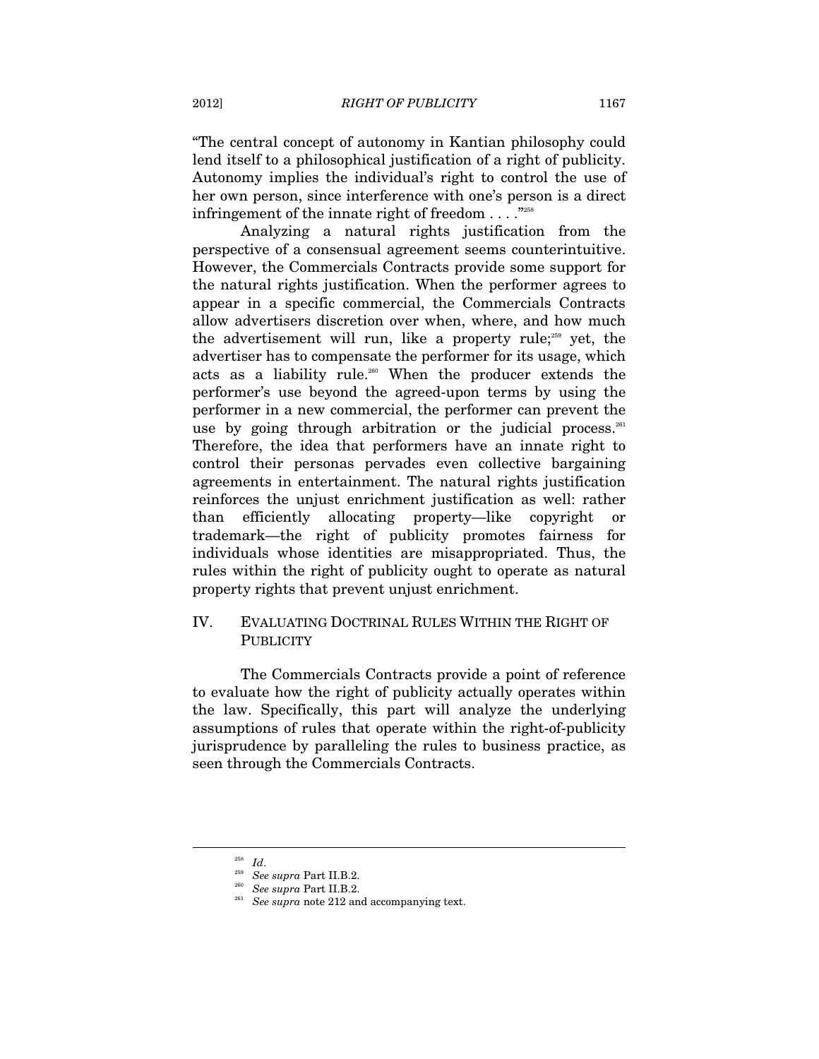"The central concept of autonomy in Kantian philosophy could lend itself to a philosophical justification of a right of publicity. Autonomy implies the individual's right to control the use of her own person, since interference with one's person is a direct infringement of the innate right of freedom . . . ."[258]

Analyzing a natural rights justification from the perspective of a consensual agreement seems counterintuitive. However, the Commercials Contracts provide some support for the natural rights justification. When the performer agrees to appear in a specific commercial, the Commercials Contracts allow advertisers discretion over when, where, and how much the advertisement will run, like a property rule;[259] yet, the advertiser has to compensate the performer for its usage, which acts as a liability rule.[260] When the producer extends the performer's use beyond the agreed-upon terms by using the performer in a new commercial, the performer can prevent the use by going through arbitration or the judicial process.[261] Therefore, the idea that performers have an innate right to control their personas pervades even collective bargaining agreements in entertainment. The natural rights justification reinforces the unjust enrichment justification as well: rather than efficiently allocating property—like copyright or trademark—the right of publicity promotes fairness for individuals whose identities are misappropriated. Thus, the rules within the right of publicity ought to operate as natural property rights that prevent unjust enrichment.

## IV. EVALUATING DOCTRINAL RULES WITHIN THE RIGHT OF PUBLICITY

The Commercials Contracts provide a point of reference to evaluate how the right of publicity actually operates within the law. Specifically, this part will analyze the underlying assumptions of rules that operate within the right-of-publicity jurisprudence by paralleling the rules to business practice, as seen through the Commercials Contracts.

---

[258] *Id*.

[259] *See supra* Part II.B.2.

[260] *See supra* Part II.B.2.

[261] *See supra* note 212 and accompanying text.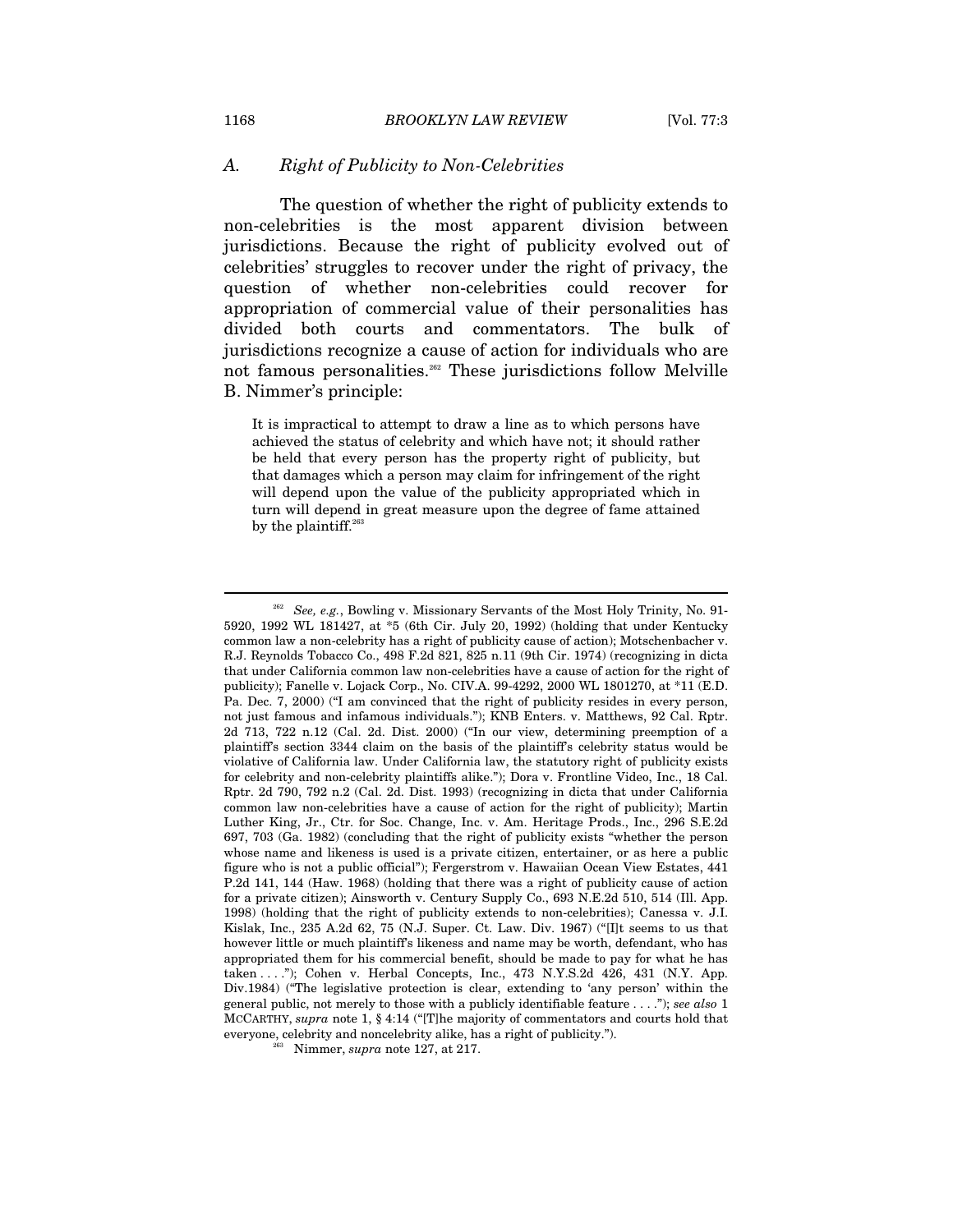### A. *Right of Publicity to Non-Celebrities*

The question of whether the right of publicity extends to non-celebrities is the most apparent division between jurisdictions. Because the right of publicity evolved out of celebrities' struggles to recover under the right of privacy, the question of whether non-celebrities could recover for appropriation of commercial value of their personalities has divided both courts and commentators. The bulk of jurisdictions recognize a cause of action for individuals who are not famous personalities.[262] These jurisdictions follow Melville B. Nimmer's principle:

> It is impractical to attempt to draw a line as to which persons have achieved the status of celebrity and which have not; it should rather be held that every person has the property right of publicity, but that damages which a person may claim for infringement of the right will depend upon the value of the publicity appropriated which in turn will depend in great measure upon the degree of fame attained by the plaintiff.[263]

---

[262] *See, e.g.*, Bowling v. Missionary Servants of the Most Holy Trinity, No. 91-5920, 1992 WL 181427, at *5 (6th Cir. July 20, 1992) (holding that under Kentucky common law a non-celebrity has a right of publicity cause of action); Motschenbacher v. R.J. Reynolds Tobacco Co., 498 F.2d 821, 825 n.11 (9th Cir. 1974) (recognizing in dicta that under California common law non-celebrities have a cause of action for the right of publicity); Fanelle v. Lojack Corp., No. CIV.A. 99-4292, 2000 WL 1801270, at *11 (E.D. Pa. Dec. 7, 2000) ("I am convinced that the right of publicity resides in every person, not just famous and infamous individuals."); KNB Enters. v. Matthews, 92 Cal. Rptr. 2d 713, 722 n.12 (Cal. 2d. Dist. 2000) ("In our view, determining preemption of a plaintiff's section 3344 claim on the basis of the plaintiff's celebrity status would be violative of California law. Under California law, the statutory right of publicity exists for celebrity and non-celebrity plaintiffs alike."); Dora v. Frontline Video, Inc., 18 Cal. Rptr. 2d 790, 792 n.2 (Cal. 2d. Dist. 1993) (recognizing in dicta that under California common law non-celebrities have a cause of action for the right of publicity); Martin Luther King, Jr., Ctr. for Soc. Change, Inc. v. Am. Heritage Prods., Inc., 296 S.E.2d 697, 703 (Ga. 1982) (concluding that the right of publicity exists "whether the person whose name and likeness is used is a private citizen, entertainer, or as here a public figure who is not a public official"); Fergerstrom v. Hawaiian Ocean View Estates, 441 P.2d 141, 144 (Haw. 1968) (holding that there was a right of publicity cause of action for a private citizen); Ainsworth v. Century Supply Co., 693 N.E.2d 510, 514 (Ill. App. 1998) (holding that the right of publicity extends to non-celebrities); Canessa v. J.I. Kislak, Inc., 235 A.2d 62, 75 (N.J. Super. Ct. Law. Div. 1967) ("[I]t seems to us that however little or much plaintiff's likeness and name may be worth, defendant, who has appropriated them for his commercial benefit, should be made to pay for what he has taken . . . ."); Cohen v. Herbal Concepts, Inc., 473 N.Y.S.2d 426, 431 (N.Y. App. Div.1984) ("The legislative protection is clear, extending to 'any person' within the general public, not merely to those with a publicly identifiable feature . . . ."); *see also* 1 MCCARTHY, *supra* note 1, § 4:14 ("[T]he majority of commentators and courts hold that everyone, celebrity and noncelebrity alike, has a right of publicity.").

[263] Nimmer, *supra* note 127, at 217.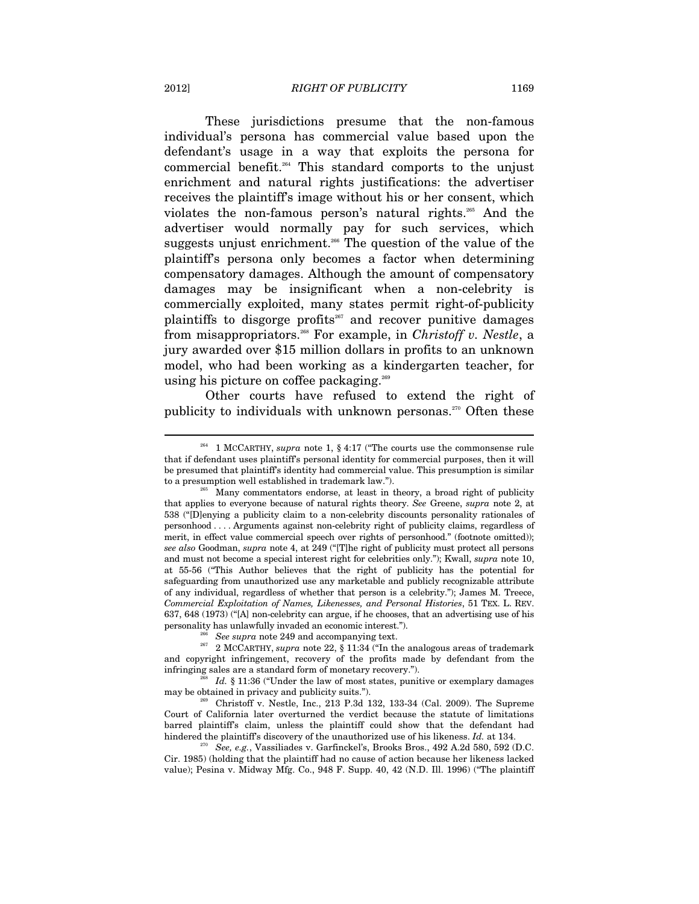These jurisdictions presume that the non-famous individual's persona has commercial value based upon the defendant's usage in a way that exploits the persona for commercial benefit.[264] This standard comports to the unjust enrichment and natural rights justifications: the advertiser receives the plaintiff's image without his or her consent, which violates the non-famous person's natural rights.[265] And the advertiser would normally pay for such services, which suggests unjust enrichment.[266] The question of the value of the plaintiff's persona only becomes a factor when determining compensatory damages. Although the amount of compensatory damages may be insignificant when a non-celebrity is commercially exploited, many states permit right-of-publicity plaintiffs to disgorge profits[267] and recover punitive damages from misappropriators.[268] For example, in *Christoff v. Nestle*, a jury awarded over $15 million dollars in profits to an unknown model, who had been working as a kindergarten teacher, for using his picture on coffee packaging.[269]

Other courts have refused to extend the right of publicity to individuals with unknown personas.[270] Often these

---

[264] 1 MCCARTHY, *supra* note 1, § 4:17 ("The courts use the commonsense rule that if defendant uses plaintiff's personal identity for commercial purposes, then it will be presumed that plaintiff's identity had commercial value. This presumption is similar to a presumption well established in trademark law.").

[265] Many commentators endorse, at least in theory, a broad right of publicity that applies to everyone because of natural rights theory. *See* Greene, *supra* note 2, at 538 ("[D]enying a publicity claim to a non-celebrity discounts personality rationales of personhood . . . . Arguments against non-celebrity right of publicity claims, regardless of merit, in effect value commercial speech over rights of personhood." (footnote omitted)); *see also* Goodman, *supra* note 4, at 249 ("[T]he right of publicity must protect all persons and must not become a special interest right for celebrities only."); Kwall, *supra* note 10, at 55-56 ("This Author believes that the right of publicity has the potential for safeguarding from unauthorized use any marketable and publicly recognizable attribute of any individual, regardless of whether that person is a celebrity."); James M. Treece, *Commercial Exploitation of Names, Likenesses, and Personal Histories*, 51 TEX. L. REV. 637, 648 (1973) ("[A] non-celebrity can argue, if he chooses, that an advertising use of his personality has unlawfully invaded an economic interest.").

[266] *See supra* note 249 and accompanying text.

[267] 2 MCCARTHY, *supra* note 22, § 11:34 ("In the analogous areas of trademark and copyright infringement, recovery of the profits made by defendant from the infringing sales are a standard form of monetary recovery.").

[268] *Id.* § 11:36 ("Under the law of most states, punitive or exemplary damages may be obtained in privacy and publicity suits.").

[269] Christoff v. Nestle, Inc., 213 P.3d 132, 133-34 (Cal. 2009). The Supreme Court of California later overturned the verdict because the statute of limitations barred plaintiff's claim, unless the plaintiff could show that the defendant had hindered the plaintiff's discovery of the unauthorized use of his likeness. *Id.* at 134.

[270] *See, e.g.*, Vassiliades v. Garfinckel's, Brooks Bros., 492 A.2d 580, 592 (D.C. Cir. 1985) (holding that the plaintiff had no cause of action because her likeness lacked value); Pesina v. Midway Mfg. Co., 948 F. Supp. 40, 42 (N.D. Ill. 1996) ("The plaintiff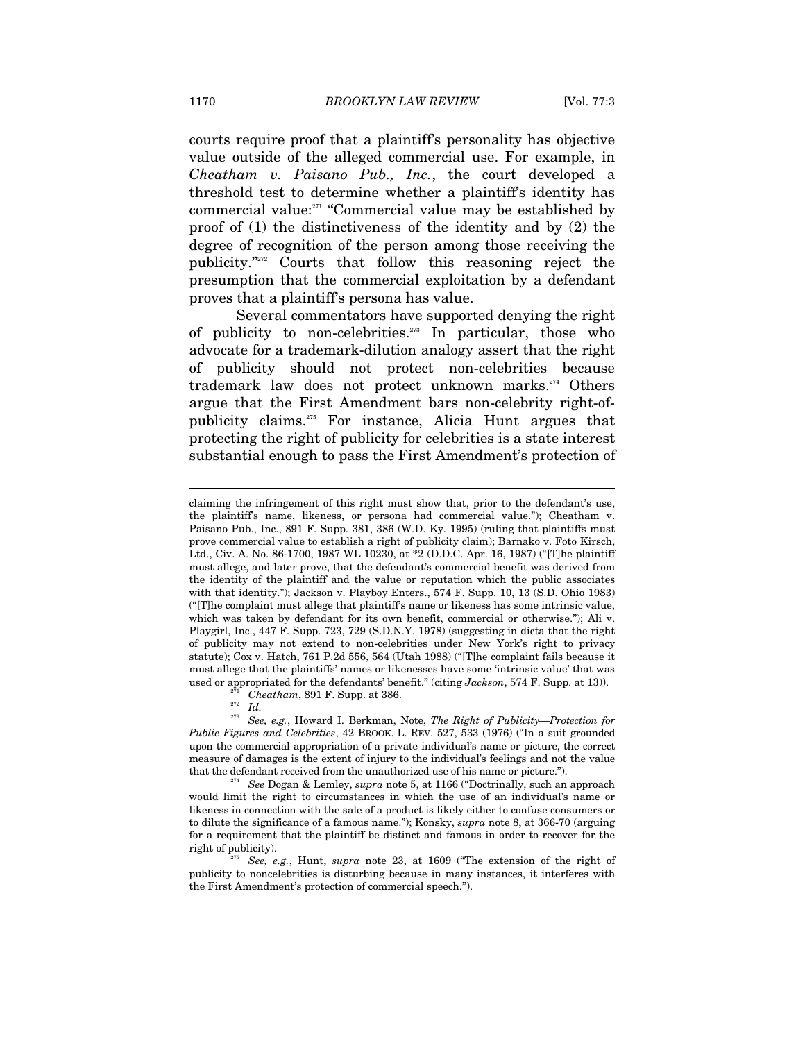courts require proof that a plaintiff's personality has objective value outside of the alleged commercial use. For example, in *Cheatham v. Paisano Pub., Inc.*, the court developed a threshold test to determine whether a plaintiff's identity has commercial value:[271] "Commercial value may be established by proof of (1) the distinctiveness of the identity and by (2) the degree of recognition of the person among those receiving the publicity."[272] Courts that follow this reasoning reject the presumption that the commercial exploitation by a defendant proves that a plaintiff's persona has value.

Several commentators have supported denying the right of publicity to non-celebrities.[273] In particular, those who advocate for a trademark-dilution analogy assert that the right of publicity should not protect non-celebrities because trademark law does not protect unknown marks.[274] Others argue that the First Amendment bars non-celebrity right-of-publicity claims.[275] For instance, Alicia Hunt argues that protecting the right of publicity for celebrities is a state interest substantial enough to pass the First Amendment's protection of

---

claiming the infringement of this right must show that, prior to the defendant's use, the plaintiff's name, likeness, or persona had commercial value."); Cheatham v. Paisano Pub., Inc., 891 F. Supp. 381, 386 (W.D. Ky. 1995) (ruling that plaintiffs must prove commercial value to establish a right of publicity claim); Barnako v. Foto Kirsch, Ltd., Civ. A. No. 86-1700, 1987 WL 10230, at *2 (D.D.C. Apr. 16, 1987) ("[T]he plaintiff must allege, and later prove, that the defendant's commercial benefit was derived from the identity of the plaintiff and the value or reputation which the public associates with that identity."); Jackson v. Playboy Enters., 574 F. Supp. 10, 13 (S.D. Ohio 1983) ("[T]he complaint must allege that plaintiff's name or likeness has some intrinsic value, which was taken by defendant for its own benefit, commercial or otherwise."); Ali v. Playgirl, Inc., 447 F. Supp. 723, 729 (S.D.N.Y. 1978) (suggesting in dicta that the right of publicity may not extend to non-celebrities under New York's right to privacy statute); Cox v. Hatch, 761 P.2d 556, 564 (Utah 1988) ("[T]he complaint fails because it must allege that the plaintiffs' names or likenesses have some 'intrinsic value' that was used or appropriated for the defendants' benefit." (citing *Jackson*, 574 F. Supp. at 13)).

[271] *Cheatham*, 891 F. Supp. at 386.

[272] *Id.*

[273] *See, e.g.*, Howard I. Berkman, Note, *The Right of Publicity—Protection for Public Figures and Celebrities*, 42 BROOK. L. REV. 527, 533 (1976) ("In a suit grounded upon the commercial appropriation of a private individual's name or picture, the correct measure of damages is the extent of injury to the individual's feelings and not the value that the defendant received from the unauthorized use of his name or picture.").

[274] *See* Dogan & Lemley, *supra* note 5, at 1166 ("Doctrinally, such an approach would limit the right to circumstances in which the use of an individual's name or likeness in connection with the sale of a product is likely either to confuse consumers or to dilute the significance of a famous name."); Konsky, *supra* note 8, at 366-70 (arguing for a requirement that the plaintiff be distinct and famous in order to recover for the right of publicity).

[275] *See, e.g.*, Hunt, *supra* note 23, at 1609 ("The extension of the right of publicity to noncelebrities is disturbing because in many instances, it interferes with the First Amendment's protection of commercial speech.").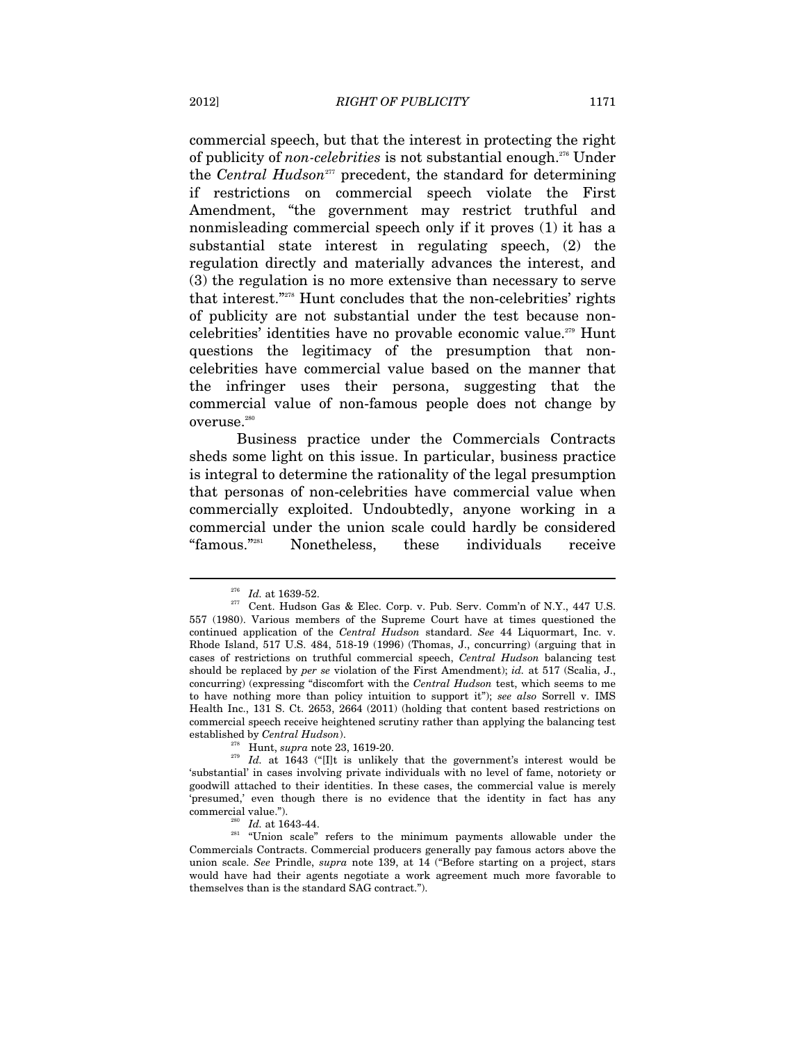commercial speech, but that the interest in protecting the right of publicity of *non-celebrities* is not substantial enough.[276] Under the *Central Hudson*[277] precedent, the standard for determining if restrictions on commercial speech violate the First Amendment, "the government may restrict truthful and nonmisleading commercial speech only if it proves (1) it has a substantial state interest in regulating speech, (2) the regulation directly and materially advances the interest, and (3) the regulation is no more extensive than necessary to serve that interest."[278] Hunt concludes that the non-celebrities' rights of publicity are not substantial under the test because non-celebrities' identities have no provable economic value.[279] Hunt questions the legitimacy of the presumption that non-celebrities have commercial value based on the manner that the infringer uses their persona, suggesting that the commercial value of non-famous people does not change by overuse.[280]

Business practice under the Commercials Contracts sheds some light on this issue. In particular, business practice is integral to determine the rationality of the legal presumption that personas of non-celebrities have commercial value when commercially exploited. Undoubtedly, anyone working in a commercial under the union scale could hardly be considered "famous."[281] Nonetheless, these individuals receive

---

[276] *Id.* at 1639-52.

[277] Cent. Hudson Gas & Elec. Corp. v. Pub. Serv. Comm'n of N.Y., 447 U.S. 557 (1980). Various members of the Supreme Court have at times questioned the continued application of the *Central Hudson* standard. *See* 44 Liquormart, Inc. v. Rhode Island, 517 U.S. 484, 518-19 (1996) (Thomas, J., concurring) (arguing that in cases of restrictions on truthful commercial speech, *Central Hudson* balancing test should be replaced by *per se* violation of the First Amendment); *id.* at 517 (Scalia, J., concurring) (expressing "discomfort with the *Central Hudson* test, which seems to me to have nothing more than policy intuition to support it"); *see also* Sorrell v. IMS Health Inc., 131 S. Ct. 2653, 2664 (2011) (holding that content based restrictions on commercial speech receive heightened scrutiny rather than applying the balancing test established by *Central Hudson*).

[278] Hunt, *supra* note 23, 1619-20.

[279] *Id.* at 1643 ("[I]t is unlikely that the government's interest would be 'substantial' in cases involving private individuals with no level of fame, notoriety or goodwill attached to their identities. In these cases, the commercial value is merely 'presumed,' even though there is no evidence that the identity in fact has any commercial value.").

[280] *Id.* at 1643-44.

[281] "Union scale" refers to the minimum payments allowable under the Commercials Contracts. Commercial producers generally pay famous actors above the union scale. *See* Prindle, *supra* note 139, at 14 ("Before starting on a project, stars would have had their agents negotiate a work agreement much more favorable to themselves than is the standard SAG contract.").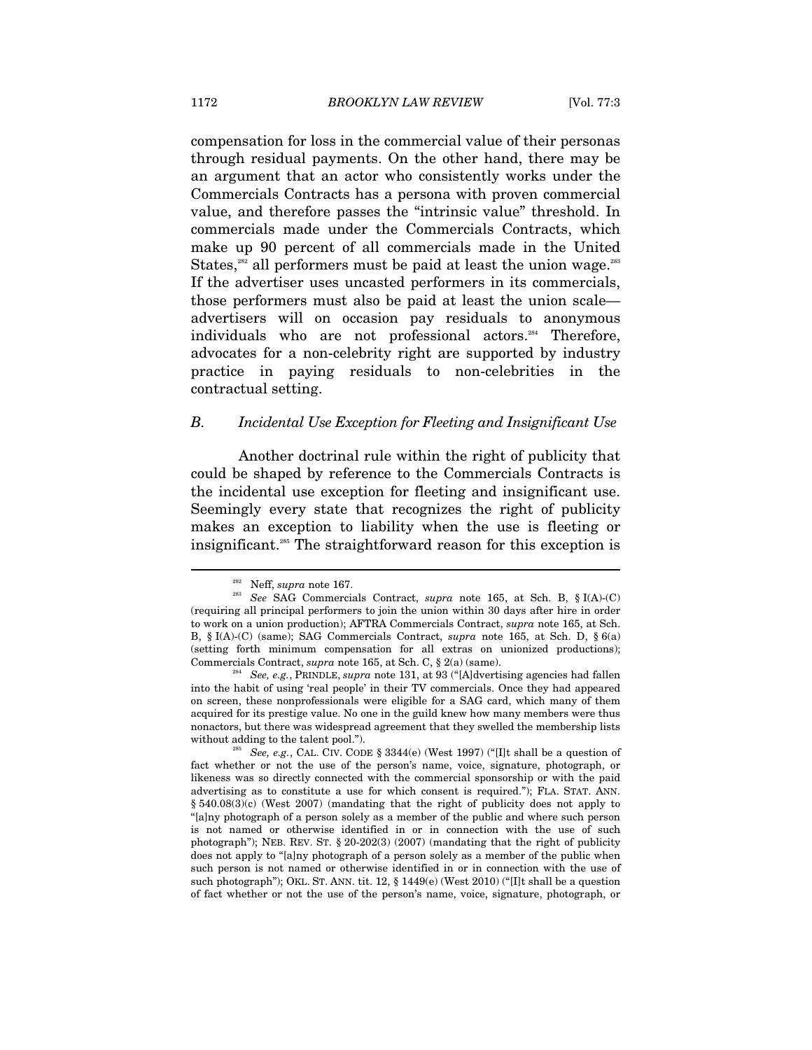compensation for loss in the commercial value of their personas through residual payments. On the other hand, there may be an argument that an actor who consistently works under the Commercials Contracts has a persona with proven commercial value, and therefore passes the "intrinsic value" threshold. In commercials made under the Commercials Contracts, which make up 90 percent of all commercials made in the United States,[282] all performers must be paid at least the union wage.[283] If the advertiser uses uncasted performers in its commercials, those performers must also be paid at least the union scale—advertisers will on occasion pay residuals to anonymous individuals who are not professional actors.[284] Therefore, advocates for a non-celebrity right are supported by industry practice in paying residuals to non-celebrities in the contractual setting.

### *B. Incidental Use Exception for Fleeting and Insignificant Use*

Another doctrinal rule within the right of publicity that could be shaped by reference to the Commercials Contracts is the incidental use exception for fleeting and insignificant use. Seemingly every state that recognizes the right of publicity makes an exception to liability when the use is fleeting or insignificant.[285] The straightforward reason for this exception is

---

[282] Neff, *supra* note 167.

[283] *See* SAG Commercials Contract, *supra* note 165, at Sch. B, § I(A)-(C) (requiring all principal performers to join the union within 30 days after hire in order to work on a union production); AFTRA Commercials Contract, *supra* note 165, at Sch. B, § I(A)-(C) (same); SAG Commercials Contract, *supra* note 165, at Sch. D, § 6(a) (setting forth minimum compensation for all extras on unionized productions); Commercials Contract, *supra* note 165, at Sch. C, § 2(a) (same).

[284] *See, e.g.*, PRINDLE, *supra* note 131, at 93 ("[A]dvertising agencies had fallen into the habit of using 'real people' in their TV commercials. Once they had appeared on screen, these nonprofessionals were eligible for a SAG card, which many of them acquired for its prestige value. No one in the guild knew how many members were thus nonactors, but there was widespread agreement that they swelled the membership lists without adding to the talent pool.").

[285] *See, e.g.*, CAL. CIV. CODE § 3344(e) (West 1997) ("[I]t shall be a question of fact whether or not the use of the person's name, voice, signature, photograph, or likeness was so directly connected with the commercial sponsorship or with the paid advertising as to constitute a use for which consent is required."); FLA. STAT. ANN. § 540.08(3)(c) (West 2007) (mandating that the right of publicity does not apply to "[a]ny photograph of a person solely as a member of the public and where such person is not named or otherwise identified in or in connection with the use of such photograph"); NEB. REV. ST. § 20-202(3) (2007) (mandating that the right of publicity does not apply to "[a]ny photograph of a person solely as a member of the public when such person is not named or otherwise identified in or in connection with the use of such photograph"); OKL. ST. ANN. tit. 12, § 1449(e) (West 2010) ("[I]t shall be a question of fact whether or not the use of the person's name, voice, signature, photograph, or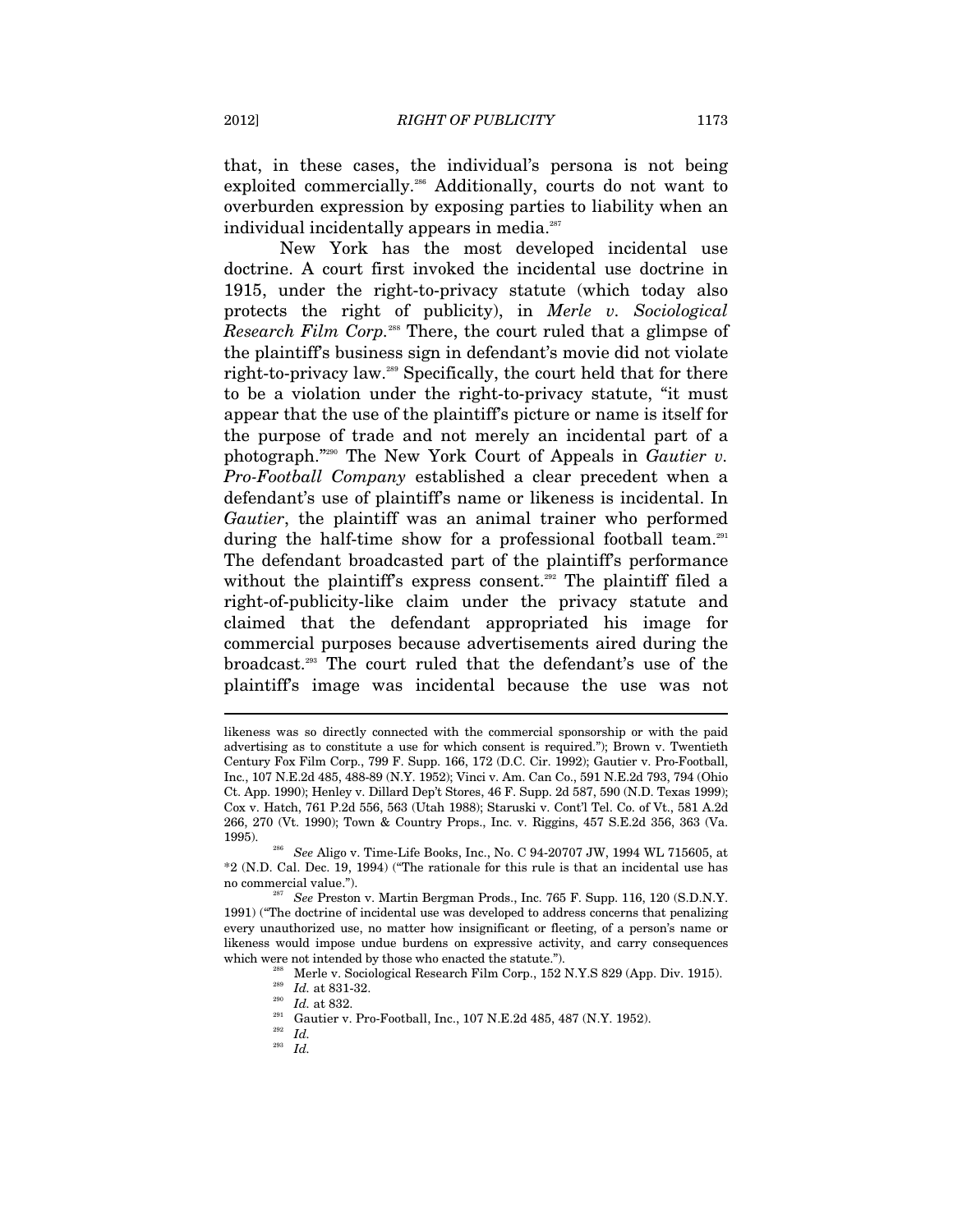that, in these cases, the individual's persona is not being exploited commercially.[286] Additionally, courts do not want to overburden expression by exposing parties to liability when an individual incidentally appears in media.[287]

New York has the most developed incidental use doctrine. A court first invoked the incidental use doctrine in 1915, under the right-to-privacy statute (which today also protects the right of publicity), in *Merle v. Sociological Research Film Corp.*[288] There, the court ruled that a glimpse of the plaintiff's business sign in defendant's movie did not violate right-to-privacy law.[289] Specifically, the court held that for there to be a violation under the right-to-privacy statute, "it must appear that the use of the plaintiff's picture or name is itself for the purpose of trade and not merely an incidental part of a photograph."[290] The New York Court of Appeals in *Gautier v. Pro-Football Company* established a clear precedent when a defendant's use of plaintiff's name or likeness is incidental. In *Gautier*, the plaintiff was an animal trainer who performed during the half-time show for a professional football team.[291] The defendant broadcasted part of the plaintiff's performance without the plaintiff's express consent.[292] The plaintiff filed a right-of-publicity-like claim under the privacy statute and claimed that the defendant appropriated his image for commercial purposes because advertisements aired during the broadcast.[293] The court ruled that the defendant's use of the plaintiff's image was incidental because the use was not

---

likeness was so directly connected with the commercial sponsorship or with the paid advertising as to constitute a use for which consent is required."); Brown v. Twentieth Century Fox Film Corp., 799 F. Supp. 166, 172 (D.C. Cir. 1992); Gautier v. Pro-Football, Inc., 107 N.E.2d 485, 488-89 (N.Y. 1952); Vinci v. Am. Can Co., 591 N.E.2d 793, 794 (Ohio Ct. App. 1990); Henley v. Dillard Dep't Stores, 46 F. Supp. 2d 587, 590 (N.D. Texas 1999); Cox v. Hatch, 761 P.2d 556, 563 (Utah 1988); Staruski v. Cont'l Tel. Co. of Vt., 581 A.2d 266, 270 (Vt. 1990); Town & Country Props., Inc. v. Riggins, 457 S.E.2d 356, 363 (Va. 1995).

[286] *See* Aligo v. Time-Life Books, Inc., No. C 94-20707 JW, 1994 WL 715605, at *2 (N.D. Cal. Dec. 19, 1994) ("The rationale for this rule is that an incidental use has no commercial value.").

[287] *See* Preston v. Martin Bergman Prods., Inc. 765 F. Supp. 116, 120 (S.D.N.Y. 1991) ("The doctrine of incidental use was developed to address concerns that penalizing every unauthorized use, no matter how insignificant or fleeting, of a person's name or likeness would impose undue burdens on expressive activity, and carry consequences which were not intended by those who enacted the statute.").

[288] Merle v. Sociological Research Film Corp., 152 N.Y.S 829 (App. Div. 1915).

[289] *Id.* at 831-32.

[290] *Id.* at 832.

[291] Gautier v. Pro-Football, Inc., 107 N.E.2d 485, 487 (N.Y. 1952).

[292] *Id.*

[293] *Id.*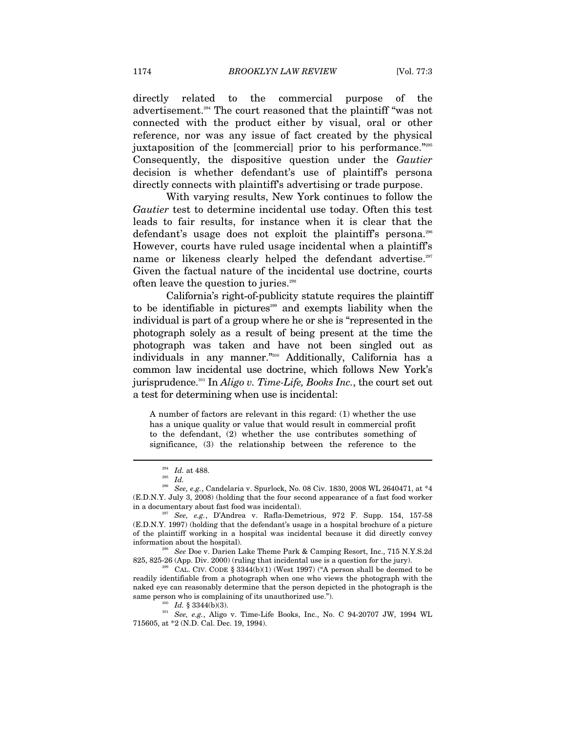directly related to the commercial purpose of the advertisement.[294] The court reasoned that the plaintiff "was not connected with the product either by visual, oral or other reference, nor was any issue of fact created by the physical juxtaposition of the [commercial] prior to his performance."[295] Consequently, the dispositive question under the *Gautier* decision is whether defendant's use of plaintiff's persona directly connects with plaintiff's advertising or trade purpose.

With varying results, New York continues to follow the *Gautier* test to determine incidental use today. Often this test leads to fair results, for instance when it is clear that the defendant's usage does not exploit the plaintiff's persona.[296] However, courts have ruled usage incidental when a plaintiff's name or likeness clearly helped the defendant advertise.[297] Given the factual nature of the incidental use doctrine, courts often leave the question to juries.[298]

California's right-of-publicity statute requires the plaintiff to be identifiable in pictures[299] and exempts liability when the individual is part of a group where he or she is "represented in the photograph solely as a result of being present at the time the photograph was taken and have not been singled out as individuals in any manner."[300] Additionally, California has a common law incidental use doctrine, which follows New York's jurisprudence.[301] In *Aligo v. Time-Life, Books Inc.*, the court set out a test for determining when use is incidental:

> A number of factors are relevant in this regard: (1) whether the use has a unique quality or value that would result in commercial profit to the defendant, (2) whether the use contributes something of significance, (3) the relationship between the reference to the

---

[294] *Id.* at 488.

[295] *Id.*

[296] *See, e.g.*, Candelaria v. Spurlock, No. 08 Civ. 1830, 2008 WL 2640471, at *4 (E.D.N.Y. July 3, 2008) (holding that the four second appearance of a fast food worker in a documentary about fast food was incidental).

[297] *See, e.g.*, D'Andrea v. Rafla-Demetrious, 972 F. Supp. 154, 157-58 (E.D.N.Y. 1997) (holding that the defendant's usage in a hospital brochure of a picture of the plaintiff working in a hospital was incidental because it did directly convey information about the hospital).

[298] *See* Doe v. Darien Lake Theme Park & Camping Resort, Inc., 715 N.Y.S.2d 825, 825-26 (App. Div. 2000) (ruling that incidental use is a question for the jury).

[299] CAL. CIV. CODE § 3344(b)(1) (West 1997) ("A person shall be deemed to be readily identifiable from a photograph when one who views the photograph with the naked eye can reasonably determine that the person depicted in the photograph is the same person who is complaining of its unauthorized use.").

[300] *Id.* § 3344(b)(3).

[301] *See, e.g.*, Aligo v. Time-Life Books, Inc., No. C 94-20707 JW, 1994 WL 715605, at *2 (N.D. Cal. Dec. 19, 1994).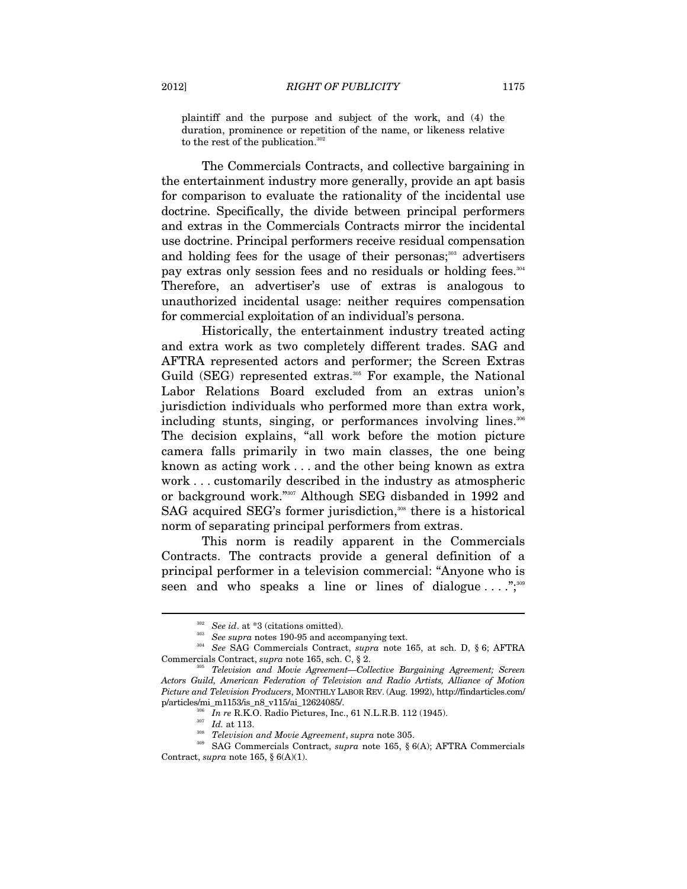plaintiff and the purpose and subject of the work, and (4) the duration, prominence or repetition of the name, or likeness relative to the rest of the publication.[302]

The Commercials Contracts, and collective bargaining in the entertainment industry more generally, provide an apt basis for comparison to evaluate the rationality of the incidental use doctrine. Specifically, the divide between principal performers and extras in the Commercials Contracts mirror the incidental use doctrine. Principal performers receive residual compensation and holding fees for the usage of their personas;[303] advertisers pay extras only session fees and no residuals or holding fees.[304] Therefore, an advertiser's use of extras is analogous to unauthorized incidental usage: neither requires compensation for commercial exploitation of an individual's persona.

Historically, the entertainment industry treated acting and extra work as two completely different trades. SAG and AFTRA represented actors and performer; the Screen Extras Guild (SEG) represented extras.[305] For example, the National Labor Relations Board excluded from an extras union's jurisdiction individuals who performed more than extra work, including stunts, singing, or performances involving lines.[306] The decision explains, "all work before the motion picture camera falls primarily in two main classes, the one being known as acting work . . . and the other being known as extra work . . . customarily described in the industry as atmospheric or background work."[307] Although SEG disbanded in 1992 and SAG acquired SEG's former jurisdiction,[308] there is a historical norm of separating principal performers from extras.

This norm is readily apparent in the Commercials Contracts. The contracts provide a general definition of a principal performer in a television commercial: "Anyone who is seen and who speaks a line or lines of dialogue . . . .";[309]

---

[302] *See id*. at *3 (citations omitted).

[303] *See supra* notes 190-95 and accompanying text.

[304] *See* SAG Commercials Contract, *supra* note 165, at sch. D, § 6; AFTRA Commercials Contract, *supra* note 165, sch. C, § 2.

[305] *Television and Movie Agreement—Collective Bargaining Agreement; Screen Actors Guild, American Federation of Television and Radio Artists, Alliance of Motion Picture and Television Producers*, MONTHLY LABOR REV. (Aug. 1992), http://findarticles.com/p/articles/mi_m1153/is_n8_v115/ai_12624085/.

[306] *In re* R.K.O. Radio Pictures, Inc., 61 N.L.R.B. 112 (1945).

[307] *Id.* at 113.

[308] *Television and Movie Agreement*, *supra* note 305.

[309] SAG Commercials Contract, *supra* note 165, § 6(A); AFTRA Commercials Contract, *supra* note 165, § 6(A)(1).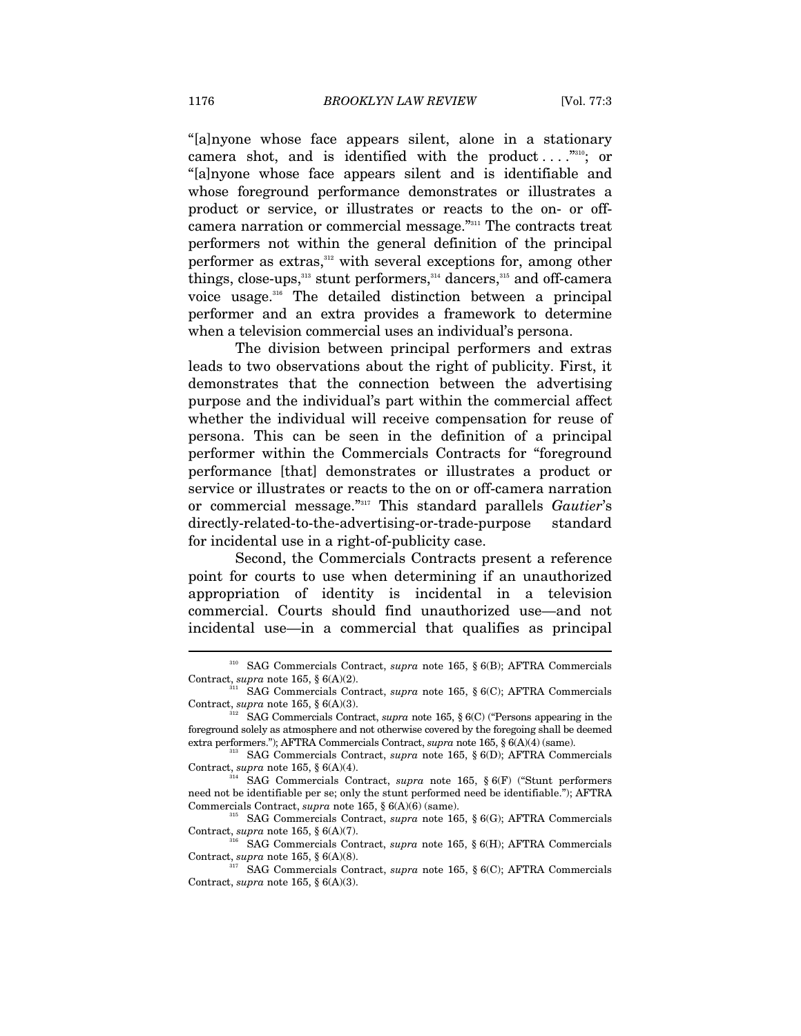"[a]nyone whose face appears silent, alone in a stationary camera shot, and is identified with the product . . . ."[310]; or "[a]nyone whose face appears silent and is identifiable and whose foreground performance demonstrates or illustrates a product or service, or illustrates or reacts to the on- or off-camera narration or commercial message."[311] The contracts treat performers not within the general definition of the principal performer as extras,[312] with several exceptions for, among other things, close-ups,[313] stunt performers,[314] dancers,[315] and off-camera voice usage.[316] The detailed distinction between a principal performer and an extra provides a framework to determine when a television commercial uses an individual's persona.

The division between principal performers and extras leads to two observations about the right of publicity. First, it demonstrates that the connection between the advertising purpose and the individual's part within the commercial affect whether the individual will receive compensation for reuse of persona. This can be seen in the definition of a principal performer within the Commercials Contracts for "foreground performance [that] demonstrates or illustrates a product or service or illustrates or reacts to the on or off-camera narration or commercial message."[317] This standard parallels *Gautier*'s directly-related-to-the-advertising-or-trade-purpose standard for incidental use in a right-of-publicity case.

Second, the Commercials Contracts present a reference point for courts to use when determining if an unauthorized appropriation of identity is incidental in a television commercial. Courts should find unauthorized use—and not incidental use—in a commercial that qualifies as principal

---

[310] SAG Commercials Contract, *supra* note 165, § 6(B); AFTRA Commercials Contract, *supra* note 165, § 6(A)(2).

[311] SAG Commercials Contract, *supra* note 165, § 6(C); AFTRA Commercials Contract, *supra* note 165, § 6(A)(3).

[312] SAG Commercials Contract, *supra* note 165, § 6(C) ("Persons appearing in the foreground solely as atmosphere and not otherwise covered by the foregoing shall be deemed extra performers."); AFTRA Commercials Contract, *supra* note 165, § 6(A)(4) (same).

[313] SAG Commercials Contract, *supra* note 165, § 6(D); AFTRA Commercials Contract, *supra* note 165, § 6(A)(4).

[314] SAG Commercials Contract, *supra* note 165, § 6(F) ("Stunt performers need not be identifiable per se; only the stunt performed need be identifiable."); AFTRA Commercials Contract, *supra* note 165, § 6(A)(6) (same).

[315] SAG Commercials Contract, *supra* note 165, § 6(G); AFTRA Commercials Contract, *supra* note 165, § 6(A)(7).

[316] SAG Commercials Contract, *supra* note 165, § 6(H); AFTRA Commercials Contract, *supra* note 165, § 6(A)(8).

[317] SAG Commercials Contract, *supra* note 165, § 6(C); AFTRA Commercials Contract, *supra* note 165, § 6(A)(3).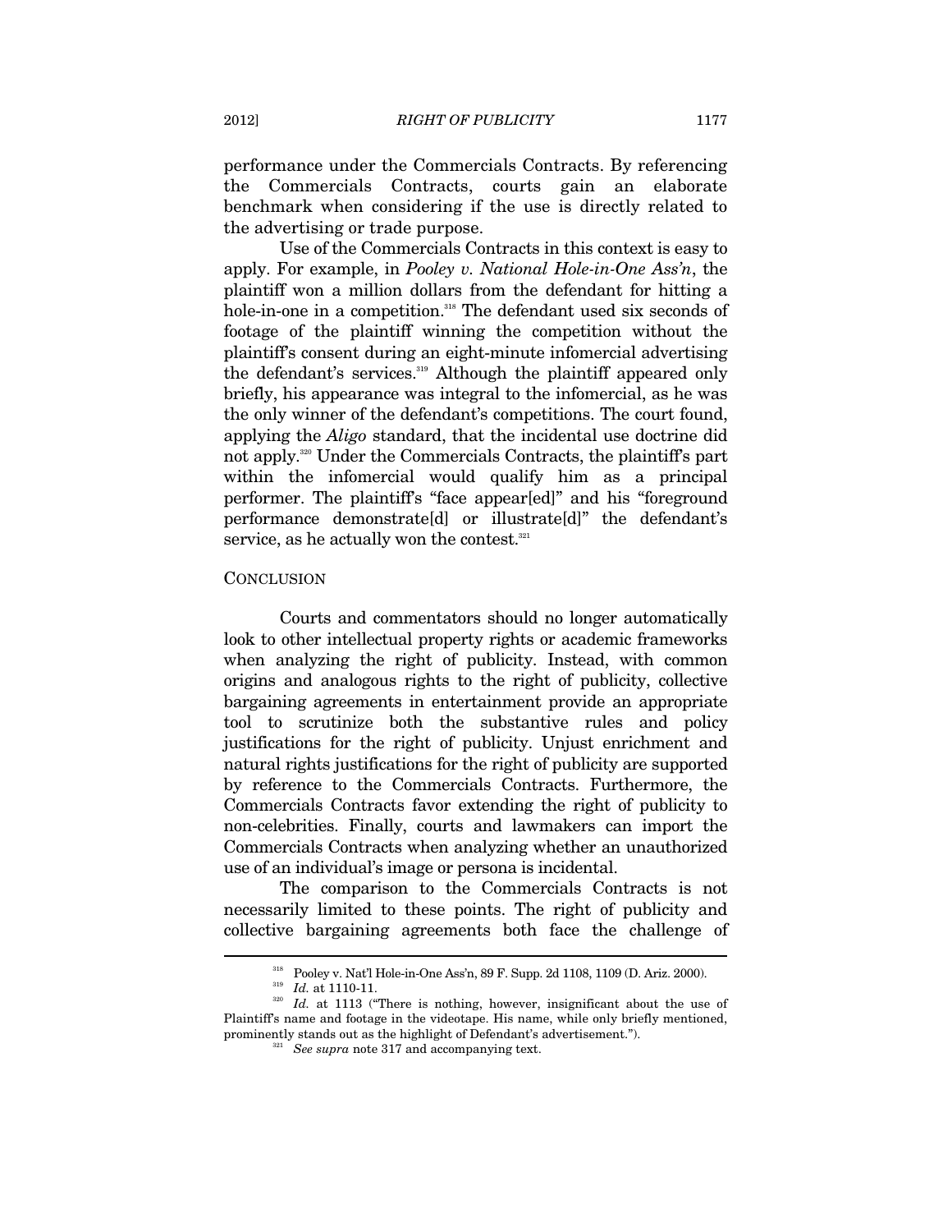performance under the Commercials Contracts. By referencing the Commercials Contracts, courts gain an elaborate benchmark when considering if the use is directly related to the advertising or trade purpose.

Use of the Commercials Contracts in this context is easy to apply. For example, in *Pooley v. National Hole-in-One Ass'n*, the plaintiff won a million dollars from the defendant for hitting a hole-in-one in a competition.[318] The defendant used six seconds of footage of the plaintiff winning the competition without the plaintiff's consent during an eight-minute infomercial advertising the defendant's services.[319] Although the plaintiff appeared only briefly, his appearance was integral to the infomercial, as he was the only winner of the defendant's competitions. The court found, applying the *Aligo* standard, that the incidental use doctrine did not apply.[320] Under the Commercials Contracts, the plaintiff's part within the infomercial would qualify him as a principal performer. The plaintiff's "face appear[ed]" and his "foreground performance demonstrate[d] or illustrate[d]" the defendant's service, as he actually won the contest.[321]

## CONCLUSION

Courts and commentators should no longer automatically look to other intellectual property rights or academic frameworks when analyzing the right of publicity. Instead, with common origins and analogous rights to the right of publicity, collective bargaining agreements in entertainment provide an appropriate tool to scrutinize both the substantive rules and policy justifications for the right of publicity. Unjust enrichment and natural rights justifications for the right of publicity are supported by reference to the Commercials Contracts. Furthermore, the Commercials Contracts favor extending the right of publicity to non-celebrities. Finally, courts and lawmakers can import the Commercials Contracts when analyzing whether an unauthorized use of an individual's image or persona is incidental.

The comparison to the Commercials Contracts is not necessarily limited to these points. The right of publicity and collective bargaining agreements both face the challenge of

---

[318] Pooley v. Nat'l Hole-in-One Ass'n, 89 F. Supp. 2d 1108, 1109 (D. Ariz. 2000).

[319] *Id.* at 1110-11.

[320] *Id.* at 1113 ("There is nothing, however, insignificant about the use of Plaintiff's name and footage in the videotape. His name, while only briefly mentioned, prominently stands out as the highlight of Defendant's advertisement.").

[321] *See supra* note 317 and accompanying text.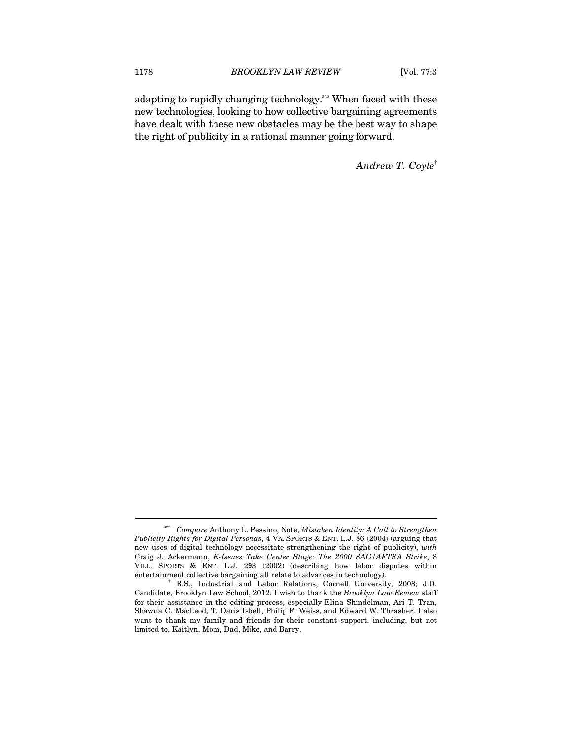adapting to rapidly changing technology.[322] When faced with these new technologies, looking to how collective bargaining agreements have dealt with these new obstacles may be the best way to shape the right of publicity in a rational manner going forward.

*Andrew T. Coyle*[†]

---

[322] *Compare* Anthony L. Pessino, Note, *Mistaken Identity: A Call to Strengthen Publicity Rights for Digital Personas*, 4 VA. SPORTS & ENT. L.J. 86 (2004) (arguing that new uses of digital technology necessitate strengthening the right of publicity), *with* Craig J. Ackermann, *E-Issues Take Center Stage: The 2000 SAG/AFTRA Strike*, 8 VILL. SPORTS & ENT. L.J. 293 (2002) (describing how labor disputes within entertainment collective bargaining all relate to advances in technology).

[†] B.S., Industrial and Labor Relations, Cornell University, 2008; J.D. Candidate, Brooklyn Law School, 2012. I wish to thank the *Brooklyn Law Review* staff for their assistance in the editing process, especially Elina Shindelman, Ari T. Tran, Shawna C. MacLeod, T. Daris Isbell, Philip F. Weiss, and Edward W. Thrasher. I also want to thank my family and friends for their constant support, including, but not limited to, Kaitlyn, Mom, Dad, Mike, and Barry.